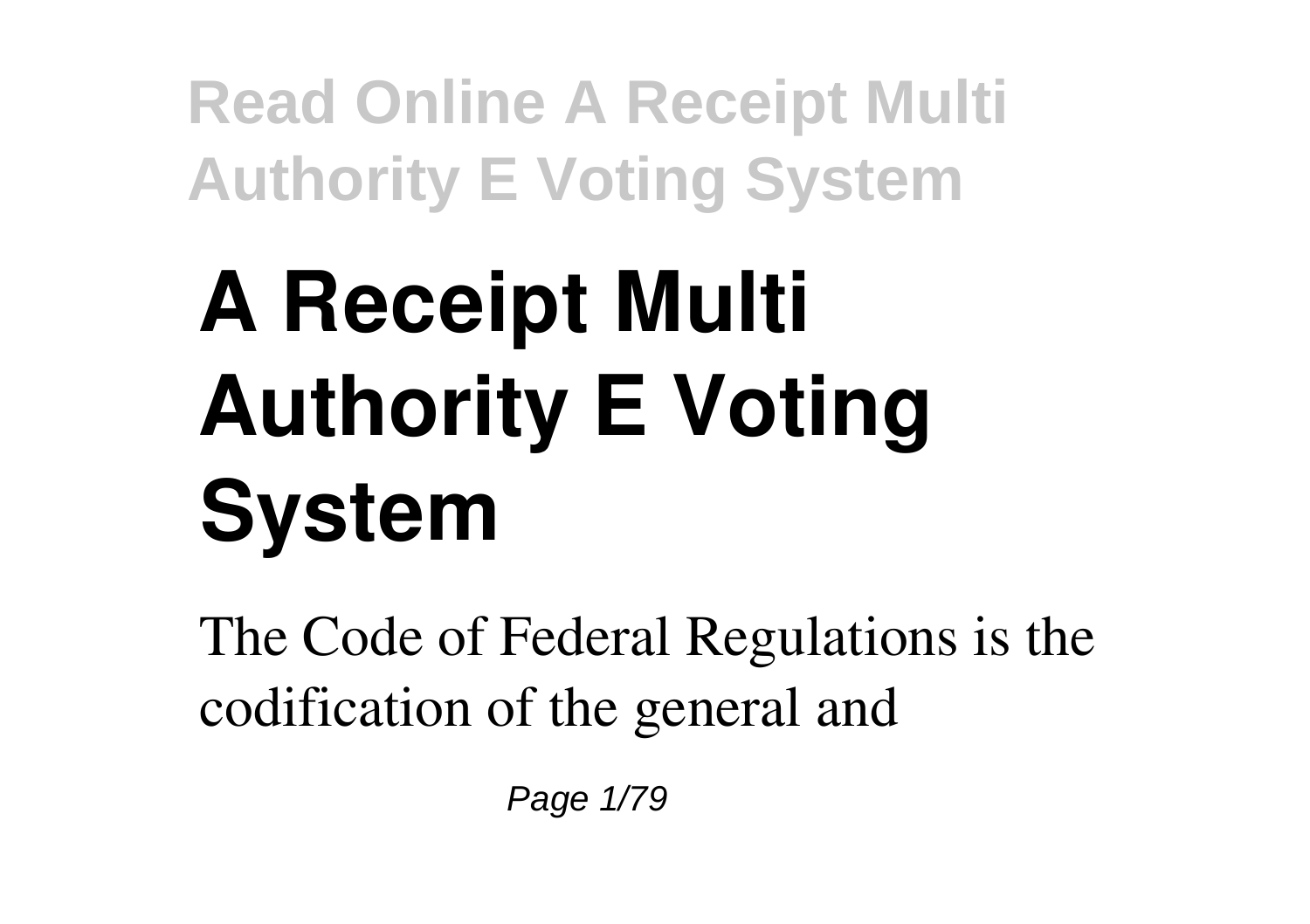# A Receipt Multi Authority E Voting System

The Code of Federal Regulations is the codification of the general and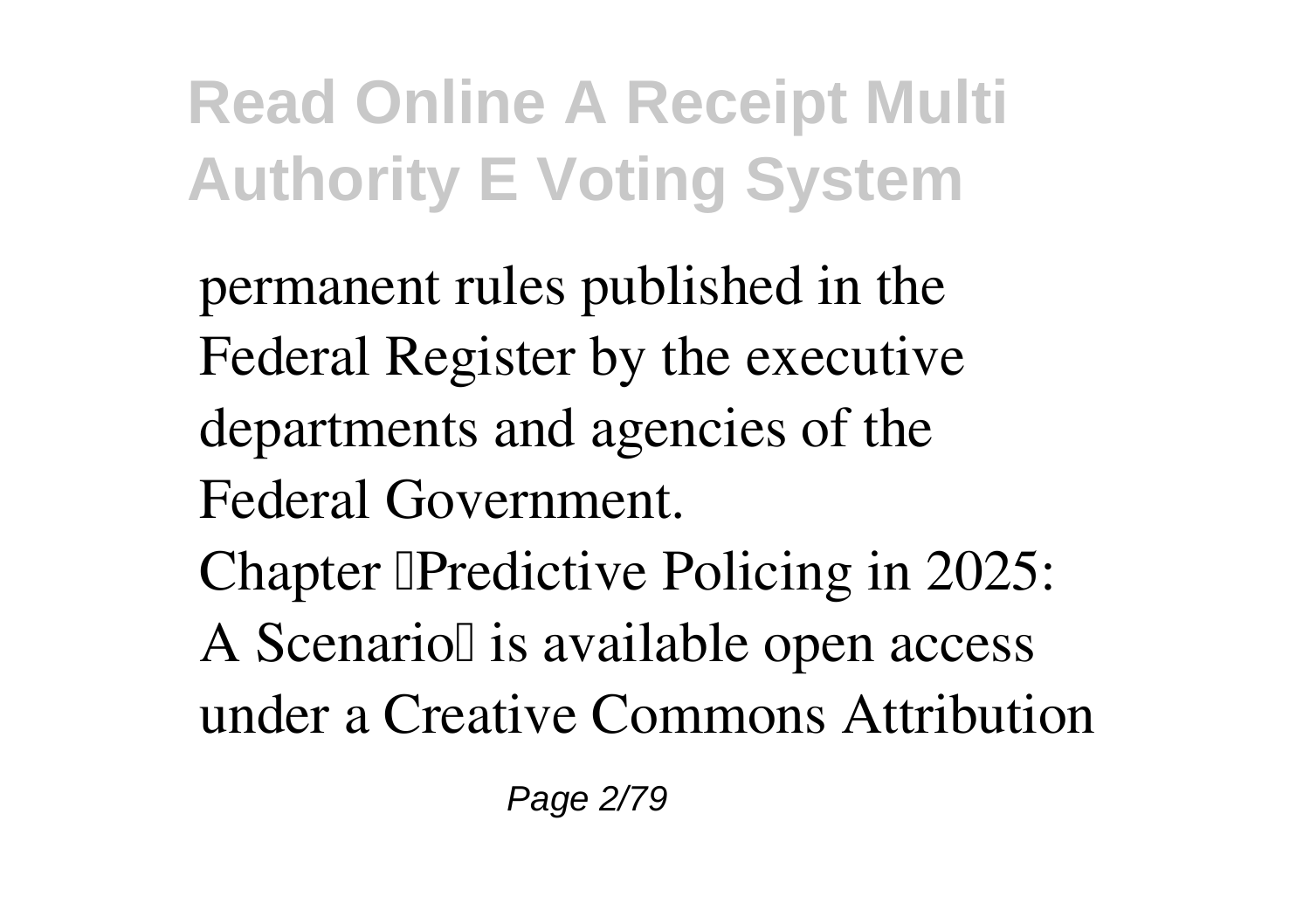permanent rules published in the Federal Register by the executive departments and agencies of the Federal Government.

Chapter "Predictive Policing in 2025: A Scenario" is available open access under a Creative Commons Attribution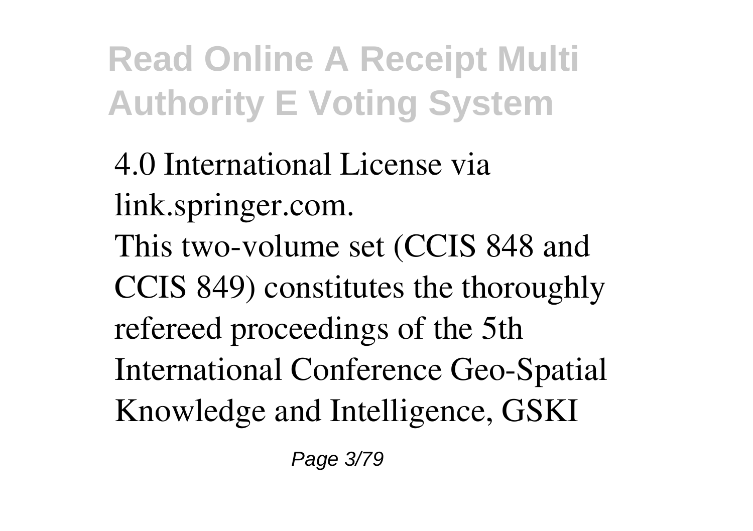4.0 International License via link.springer.com.

This two-volume set (CCIS 848 and CCIS 849) constitutes the thoroughly refereed proceedings of the 5th International Conference Geo-Spatial Knowledge and Intelligence, GSKI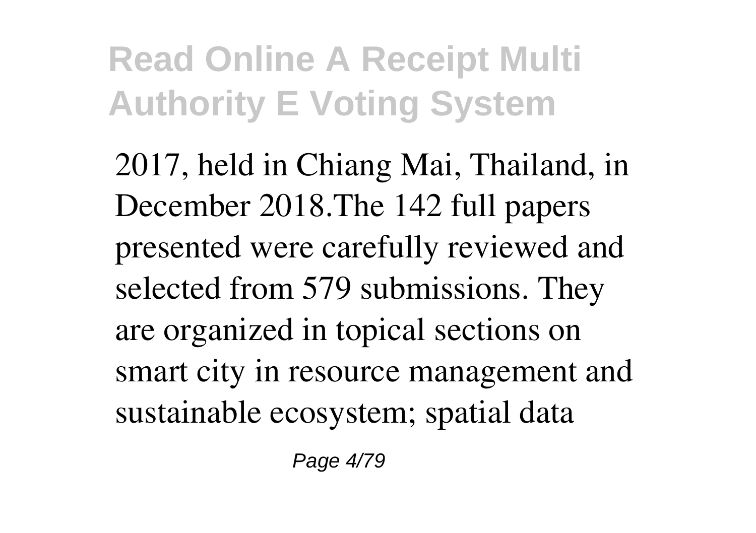2017, held in Chiang Mai, Thailand, in December 2018.The 142 full papers presented were carefully reviewed and selected from 579 submissions. They are organized in topical sections on smart city in resource management and sustainable ecosystem; spatial data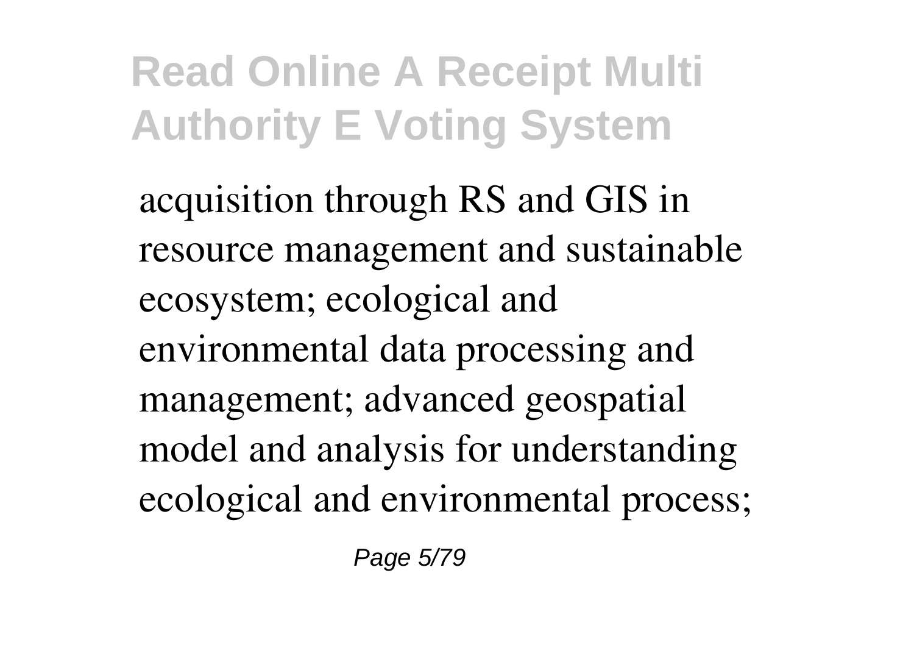acquisition through RS and GIS in resource management and sustainable ecosystem; ecological and environmental data processing and management; advanced geospatial model and analysis for understanding ecological and environmental process;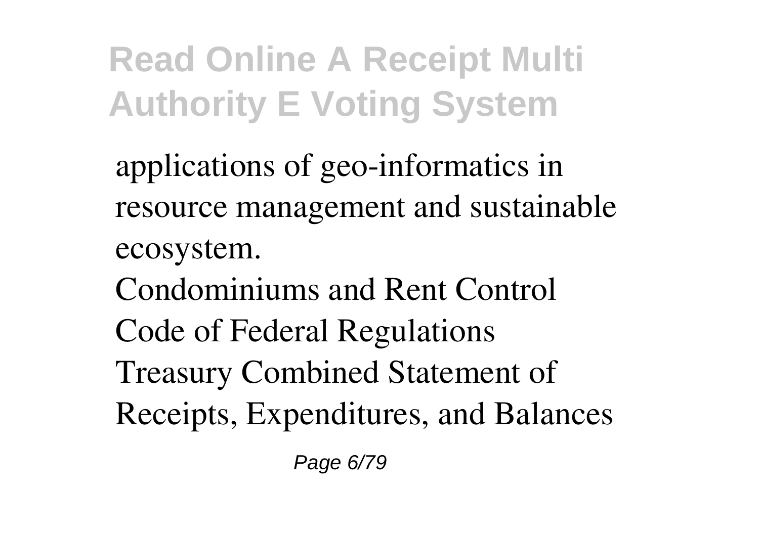applications of geo-informatics in resource management and sustainable ecosystem.

Condominiums and Rent Control

Code of Federal Regulations

Treasury Combined Statement of Receipts, Expenditures, and Balances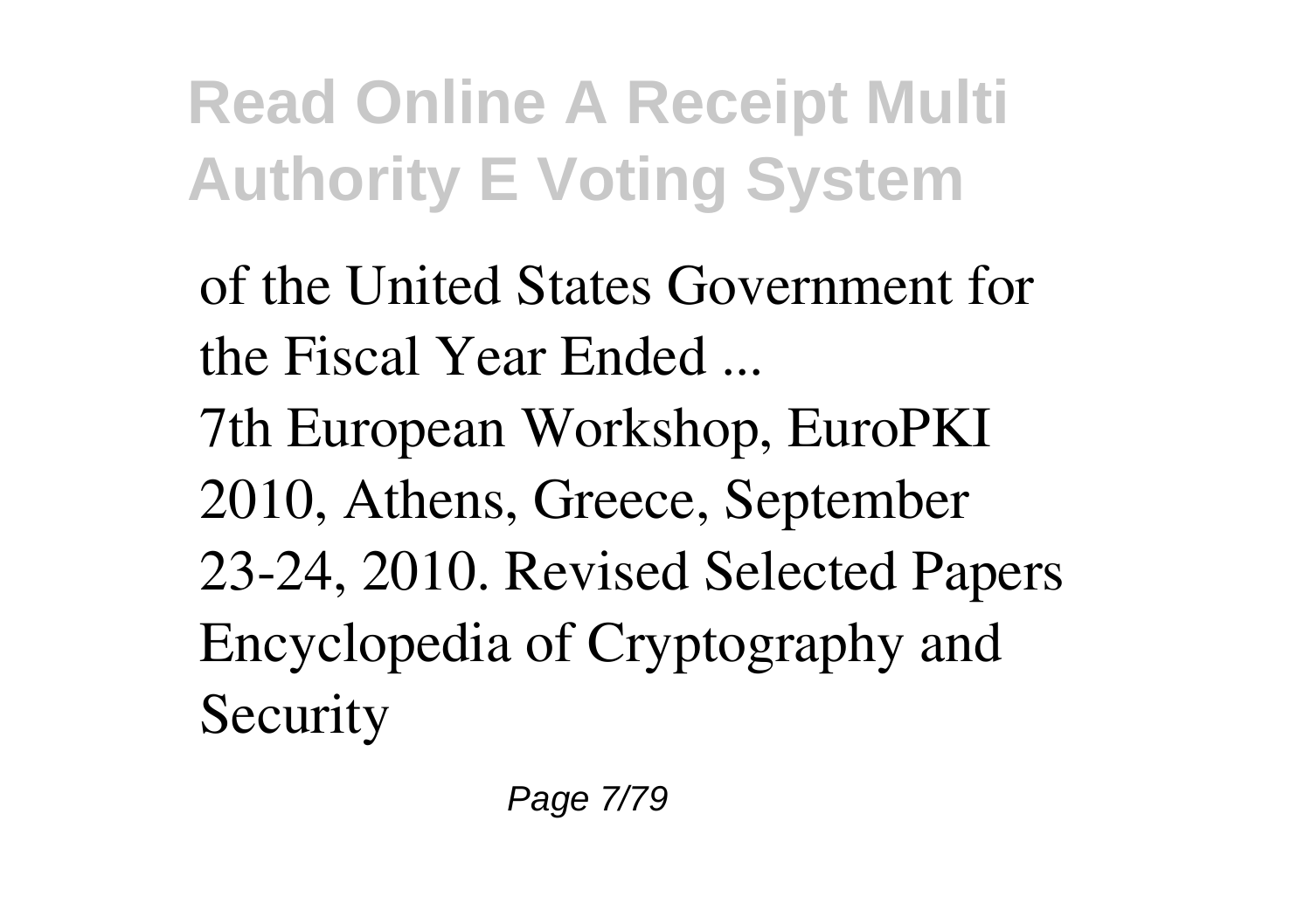of the United States Government for the Fiscal Year Ended ...

7th European Workshop, EuroPKI 2010, Athens, Greece, September 23-24, 2010. Revised Selected Papers

Encyclopedia of Cryptography and Security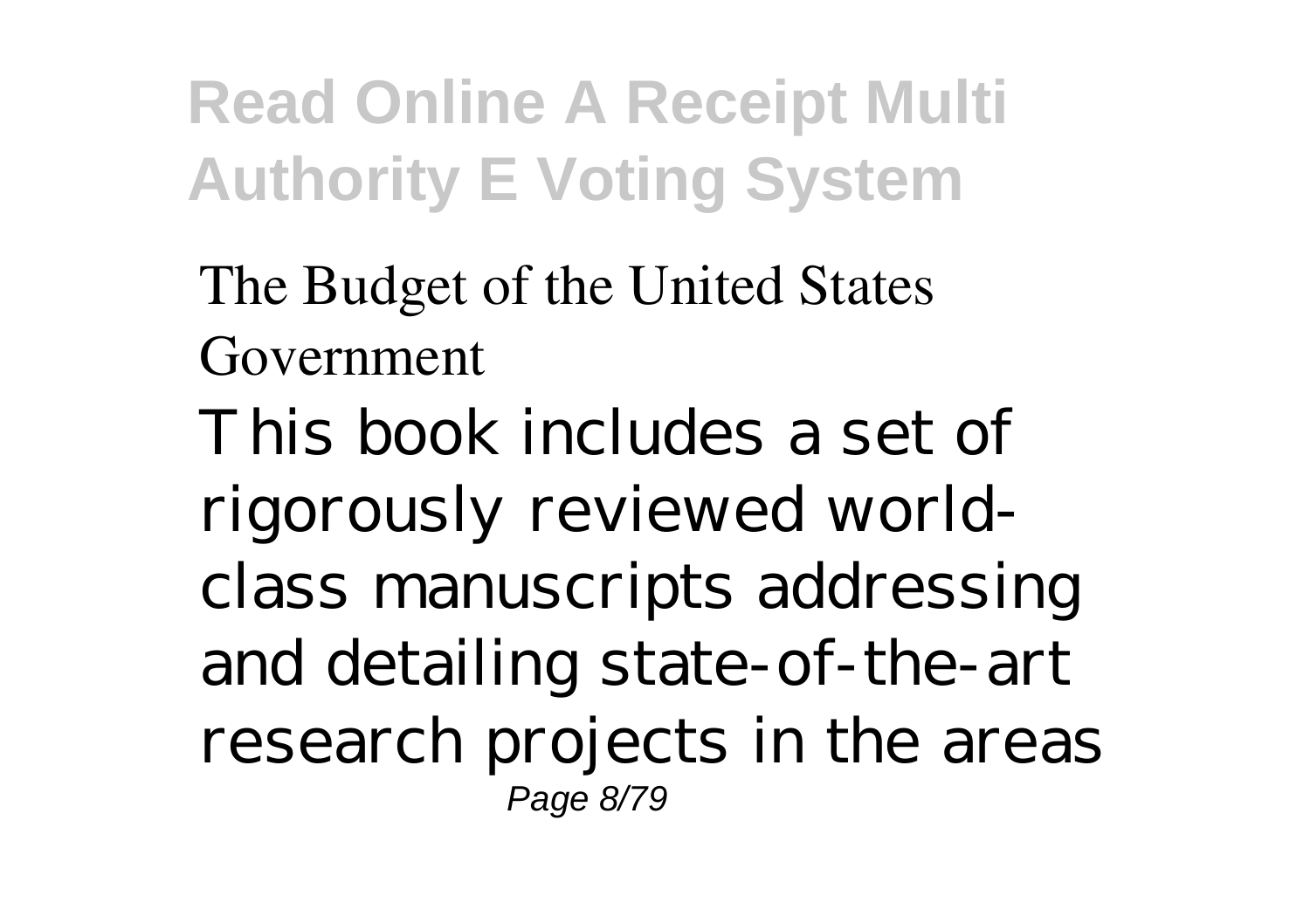The Budget of the United States Government

This book includes a set of rigorously reviewed world-class manuscripts addressing and detailing state-of-the-art research projects in the areas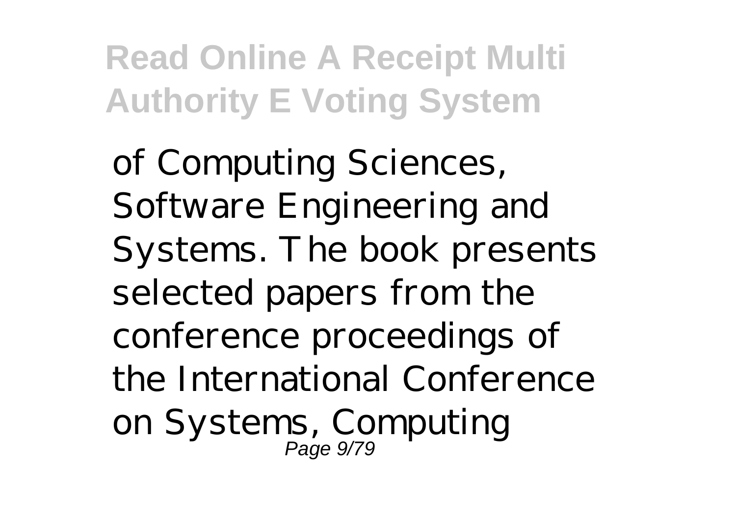of Computing Sciences, Software Engineering and Systems. The book presents selected papers from the conference proceedings of the International Conference on Systems, Computing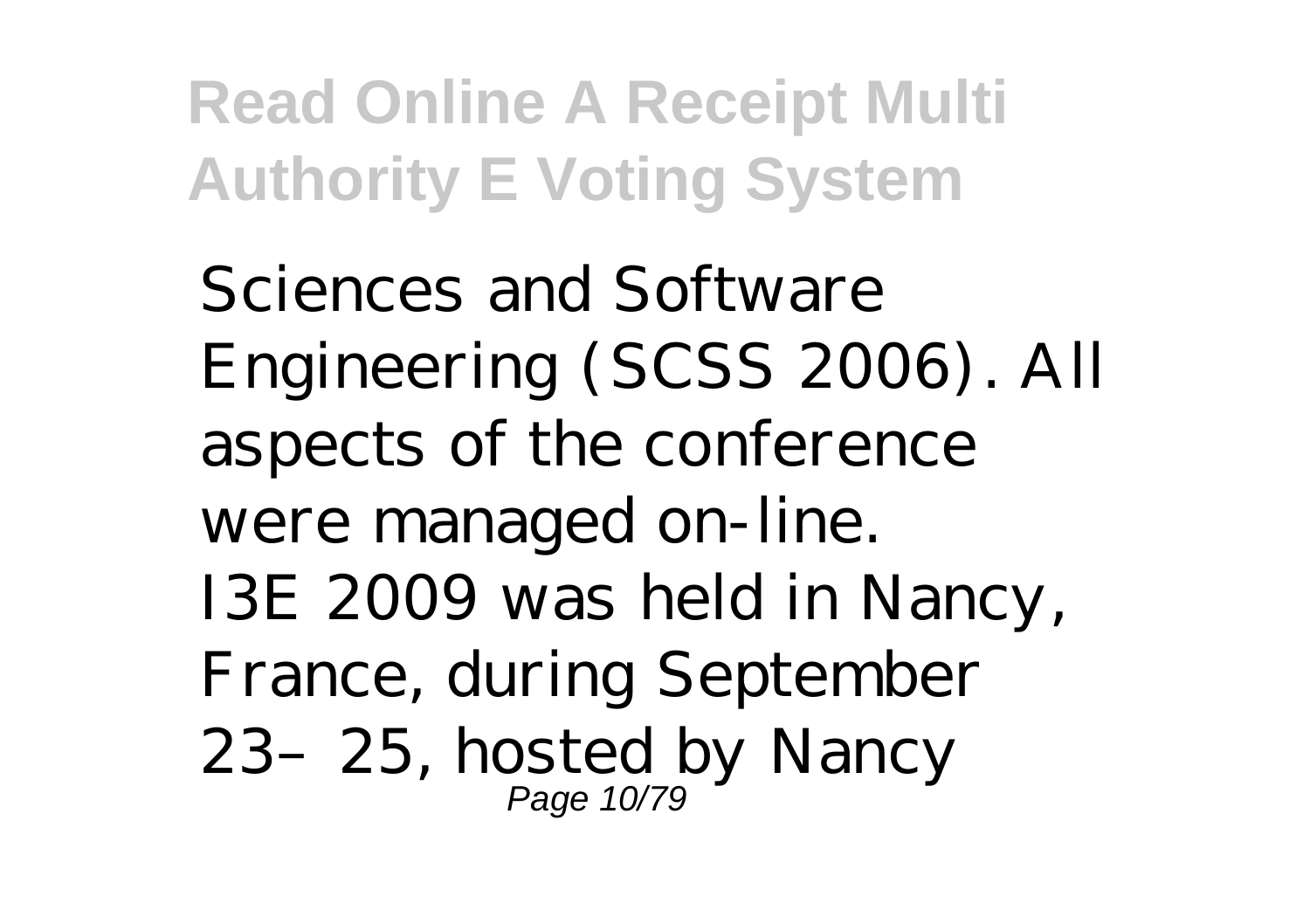Sciences and Software Engineering (SCSS 2006). All aspects of the conference were managed on-line.

I3E 2009 was held in Nancy, France, during September 23–25, hosted by Nancy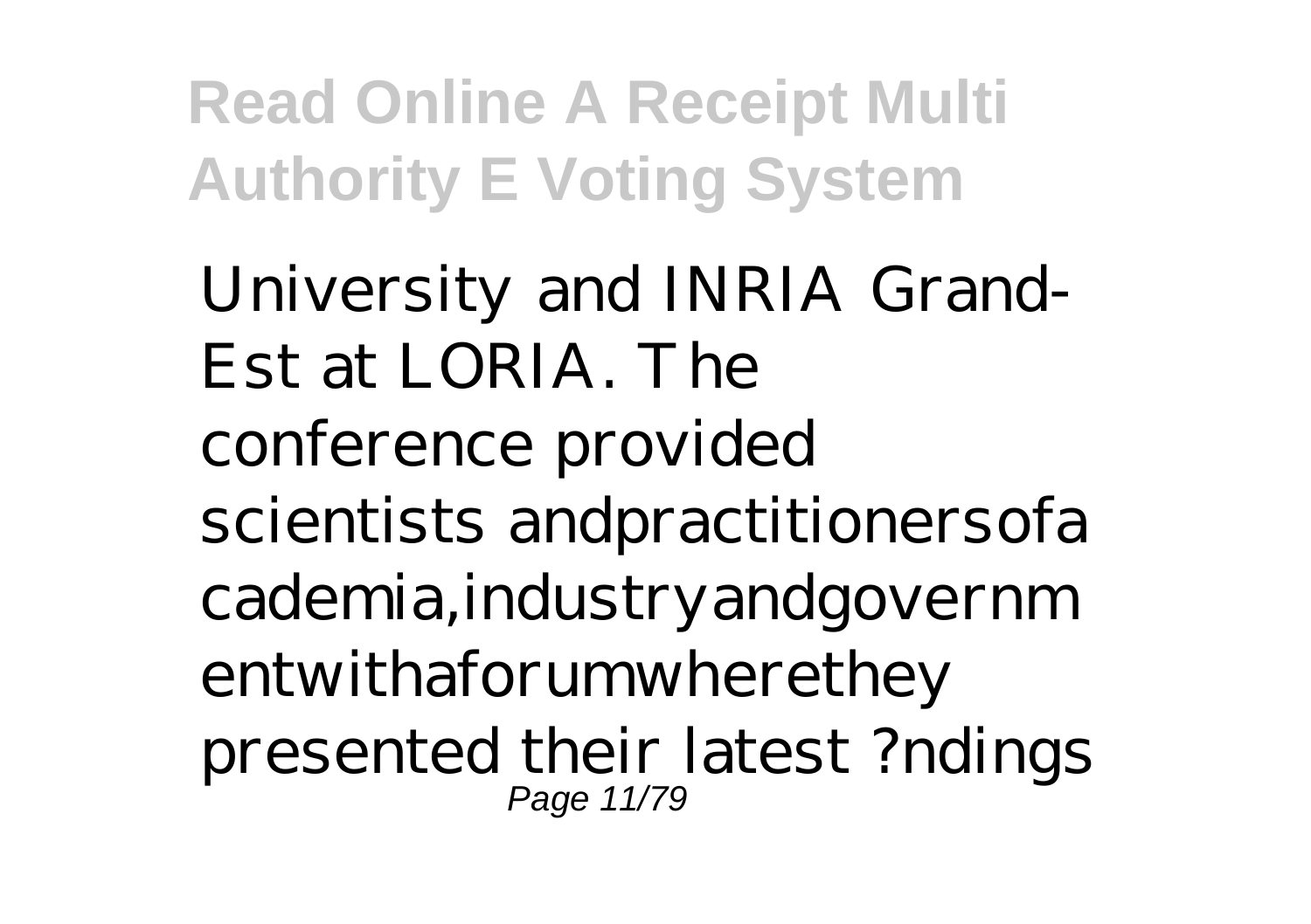University and INRIA Grand-Est at LORIA. The conference provided scientists andpractitionersofa cademia,industryandgovernm entwithaforumwherethey presented their latest ?ndings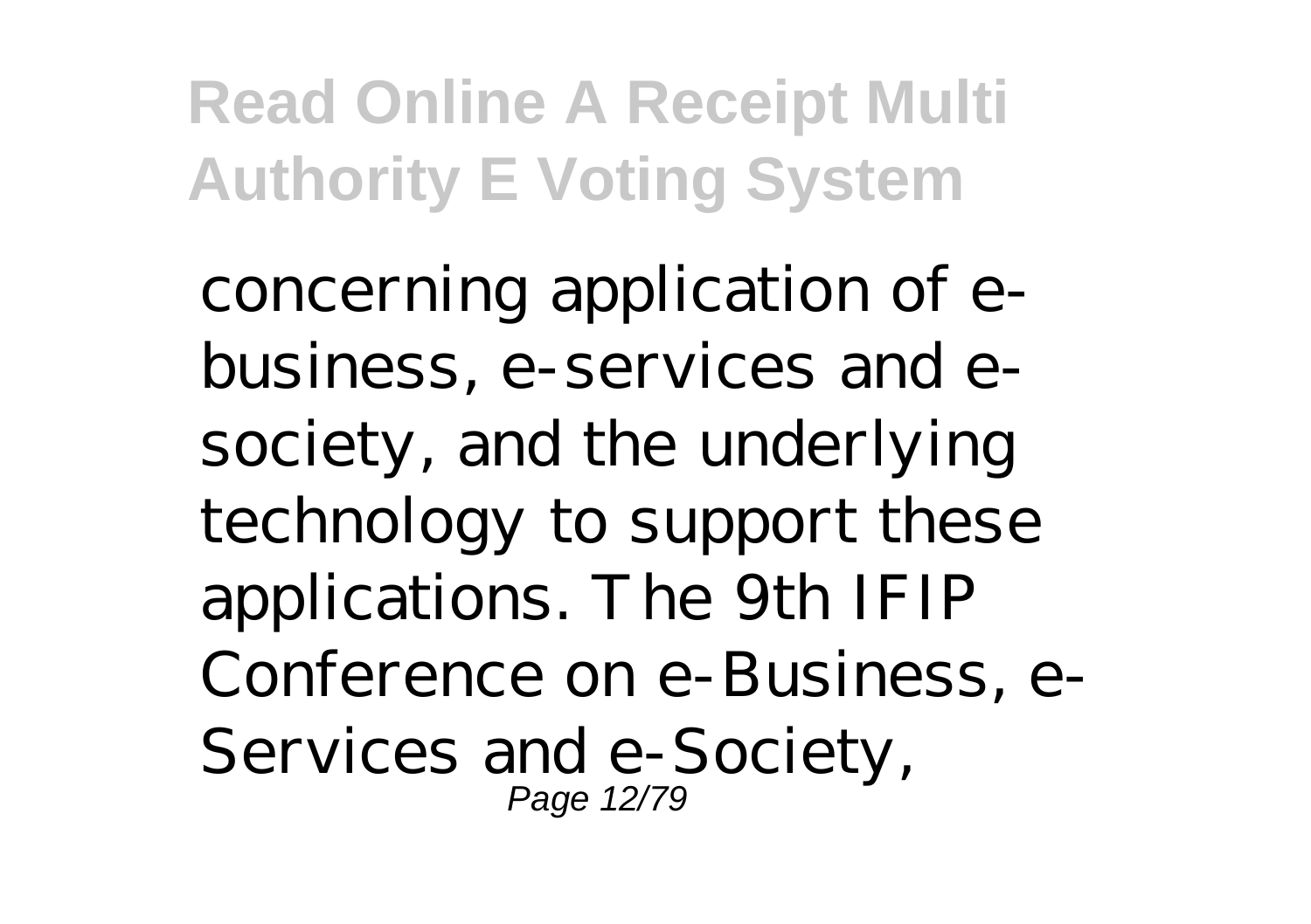concerning application of e-business, e-services and e-society, and the underlying technology to support these applications. The 9th IFIP Conference on e-Business, e-Services and e-Society,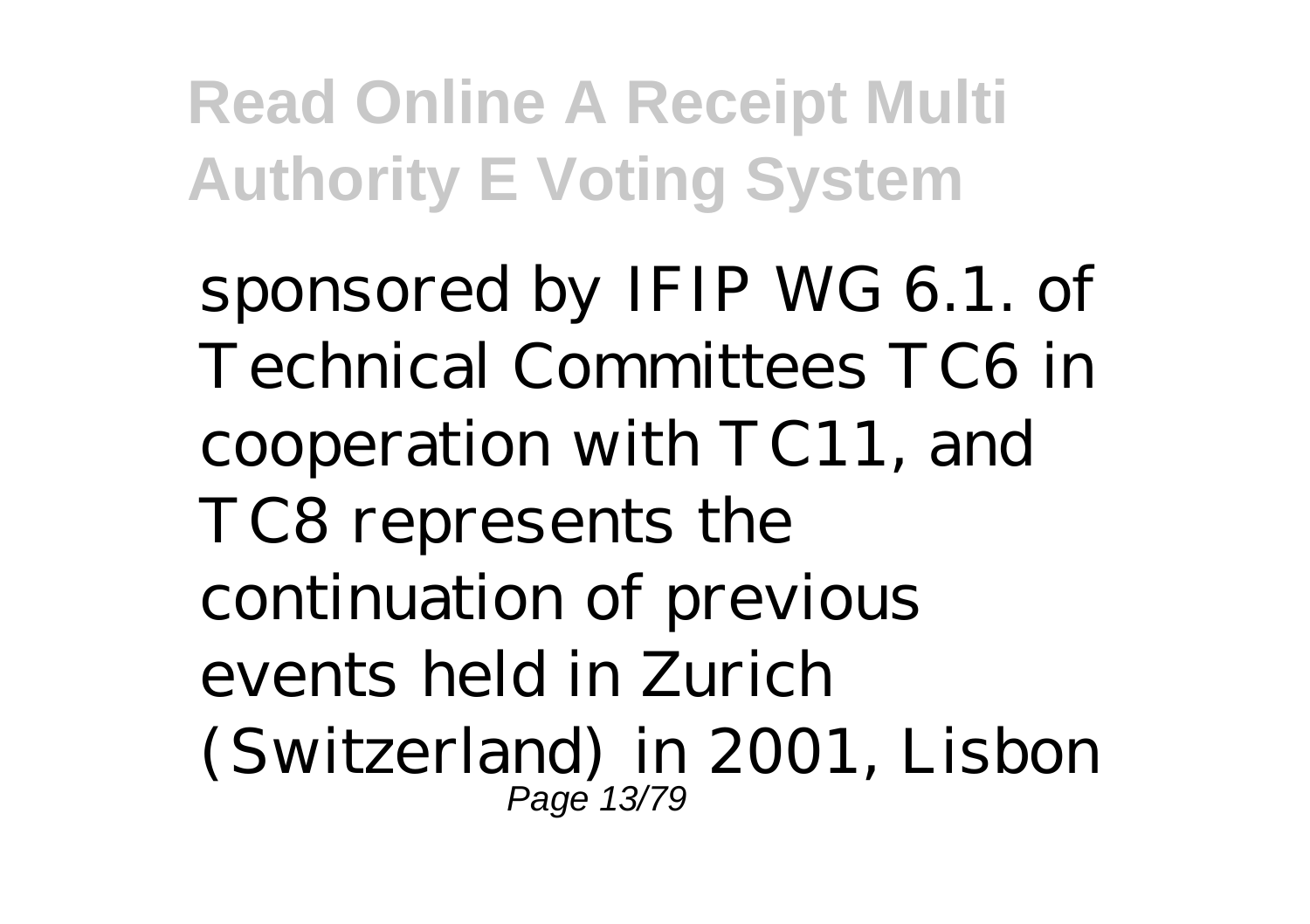sponsored by IFIP WG 6.1. of Technical Committees TC6 in cooperation with TC11, and TC8 represents the continuation of previous events held in Zurich (Switzerland) in 2001, Lisbon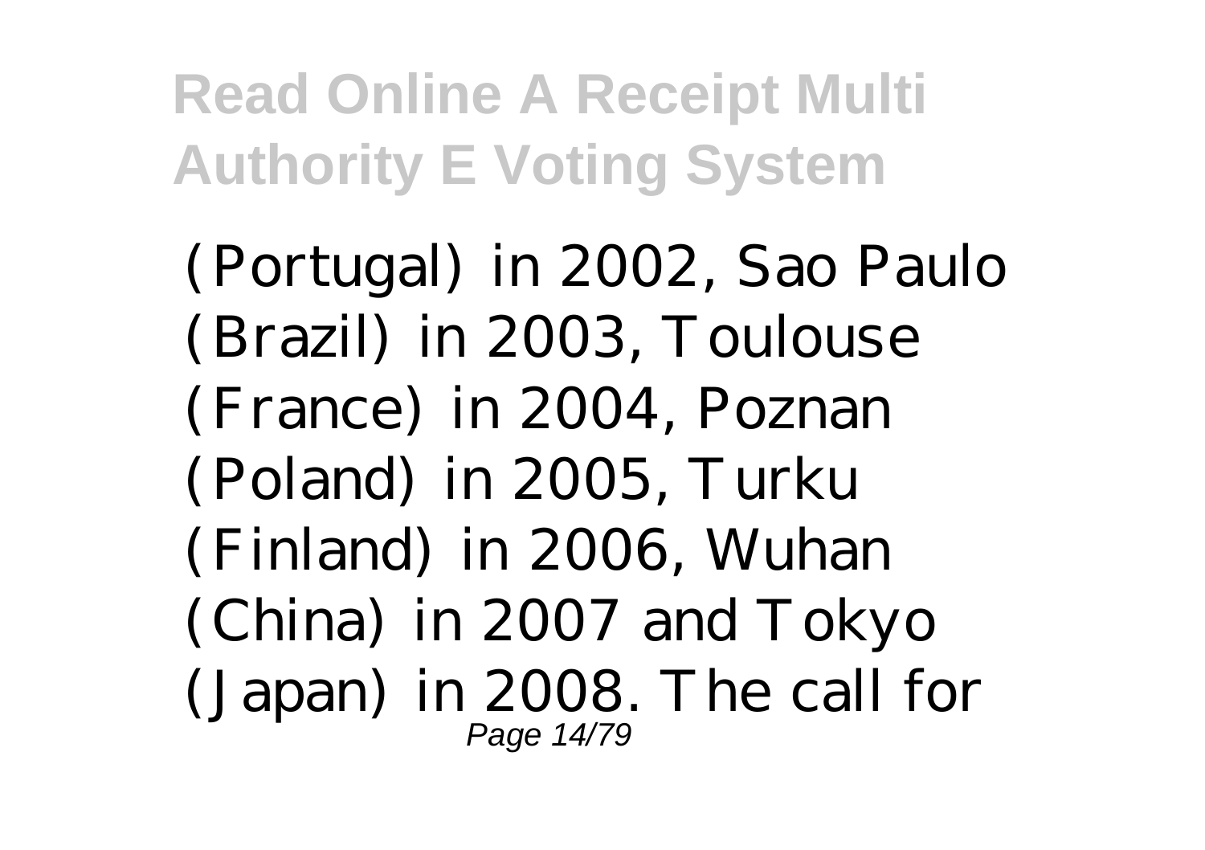(Portugal) in 2002, Sao Paulo (Brazil) in 2003, Toulouse (France) in 2004, Poznan (Poland) in 2005, Turku (Finland) in 2006, Wuhan (China) in 2007 and Tokyo (Japan) in 2008. The call for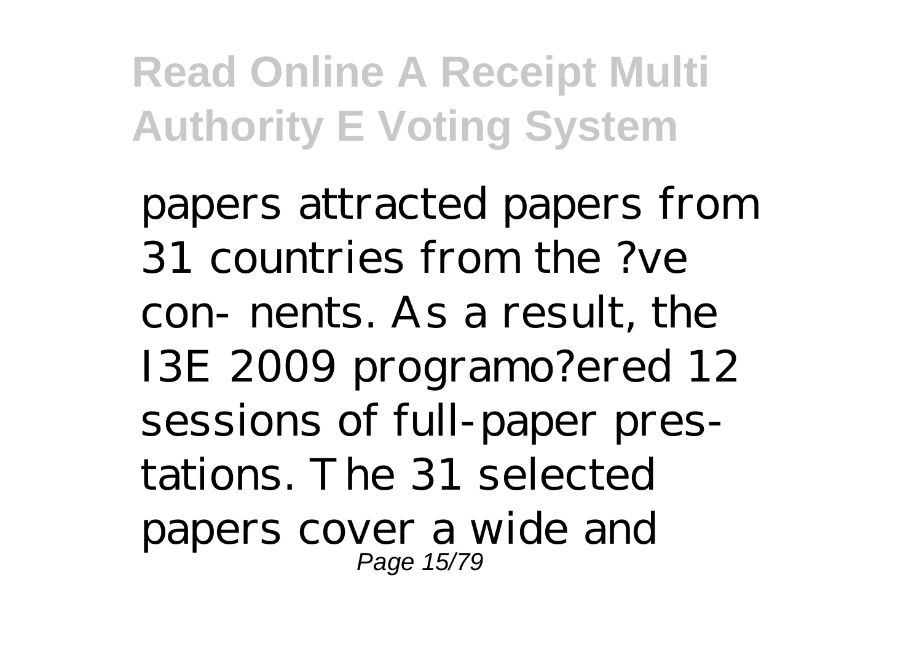papers attracted papers from 31 countries from the ?ve con- nents. As a result, the I3E 2009 programo?ered 12 sessions of full-paper pres- tations. The 31 selected papers cover a wide and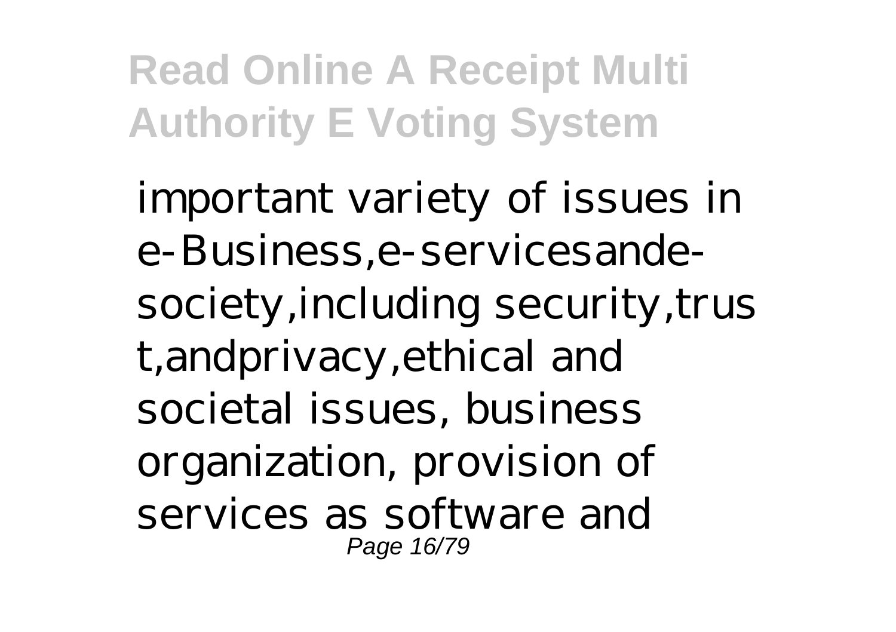important variety of issues in e-Business,e-servicesande-society,including security,trust,andprivacy,ethical and societal issues, business organization, provision of services as software and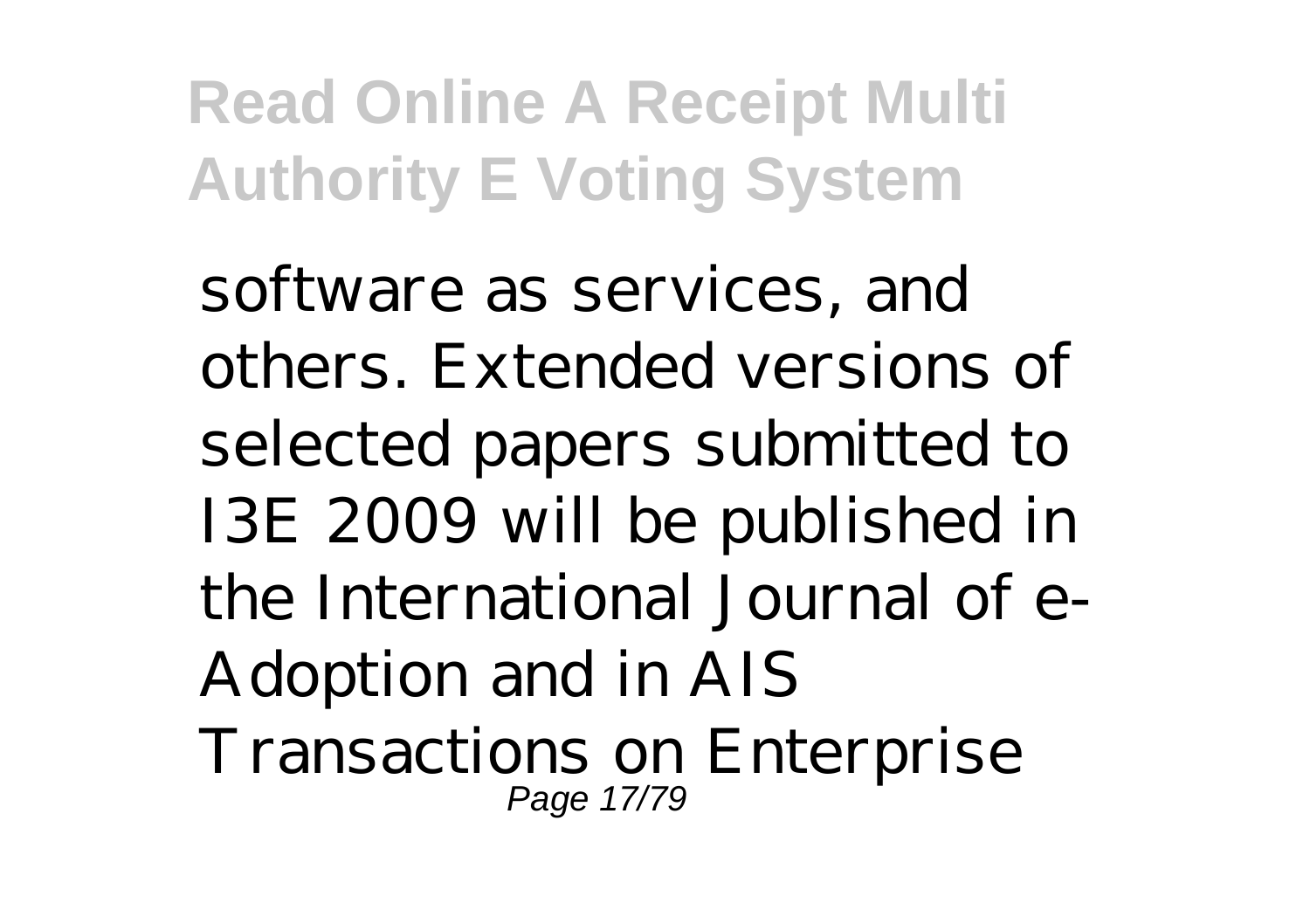software as services, and others. Extended versions of selected papers submitted to I3E 2009 will be published in the International Journal of e-Adoption and in AIS Transactions on Enterprise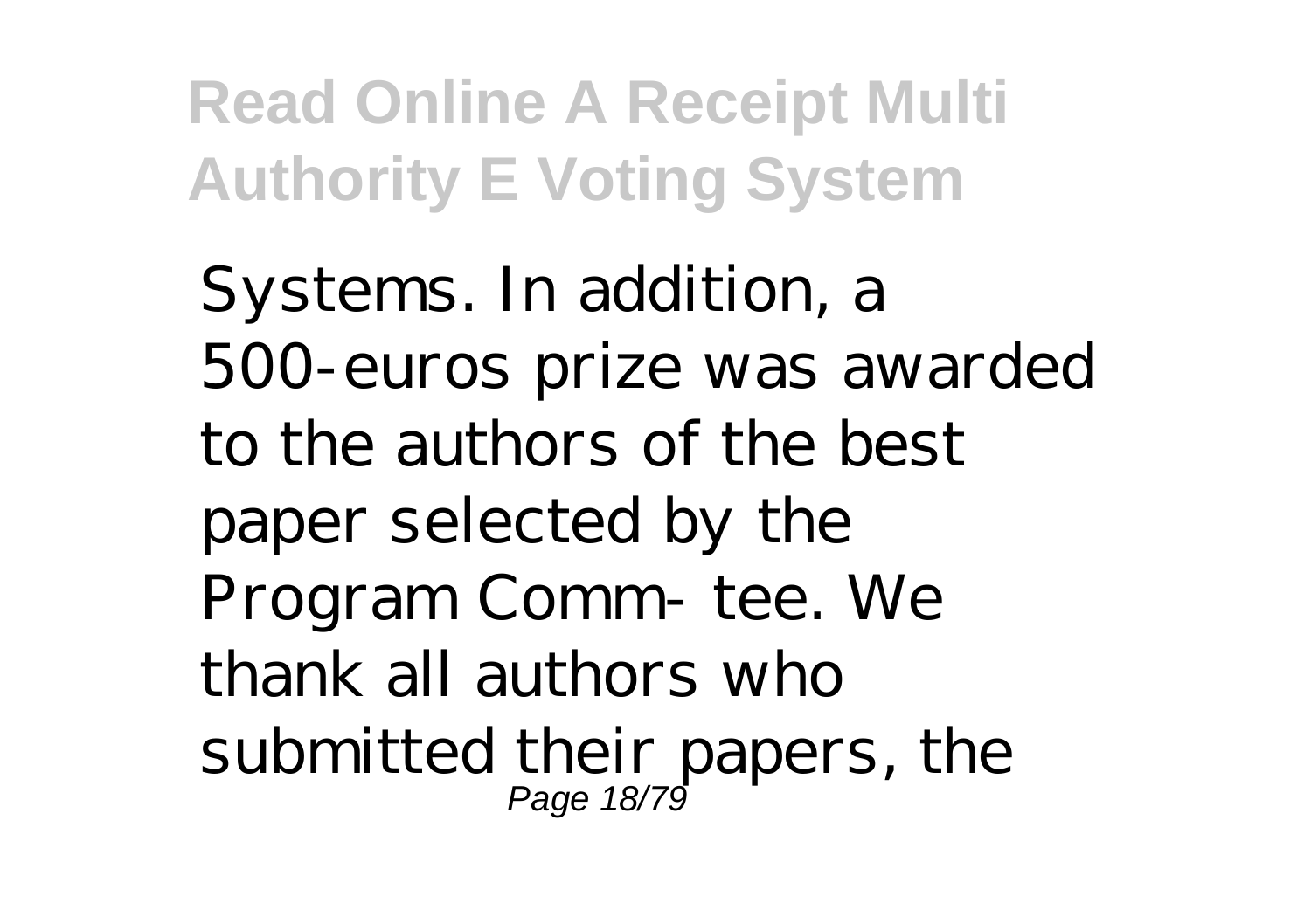Systems. In addition, a 500-euros prize was awarded to the authors of the best paper selected by the Program Comm- tee. We thank all authors who submitted their papers, the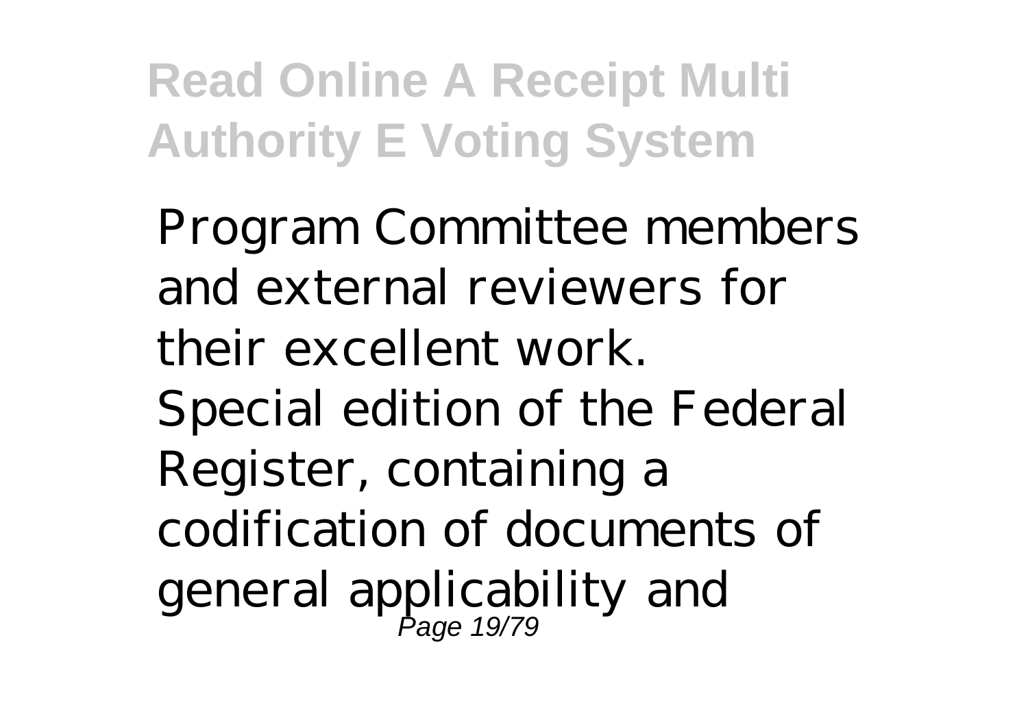Program Committee members and external reviewers for their excellent work.

Special edition of the Federal Register, containing a codification of documents of general applicability and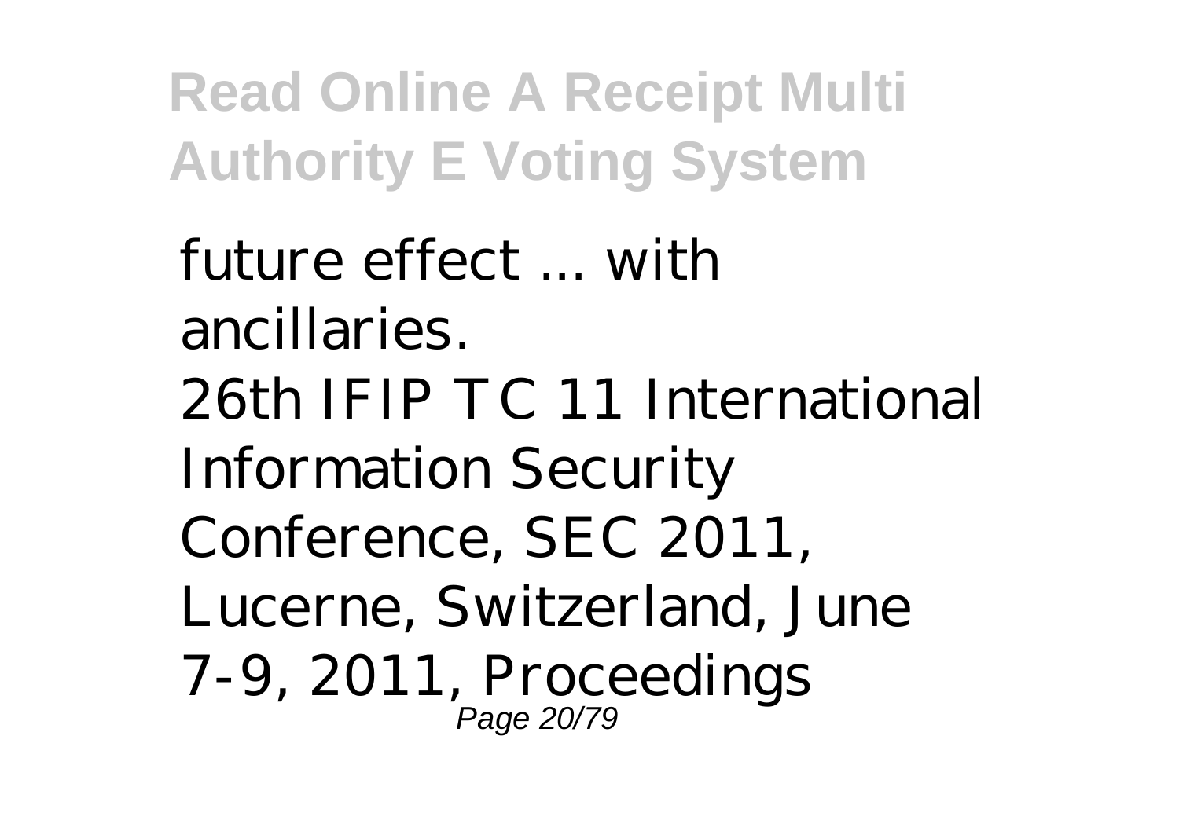future effect ... with ancillaries.

26th IFIP TC 11 International Information Security Conference, SEC 2011, Lucerne, Switzerland, June 7-9, 2011, Proceedings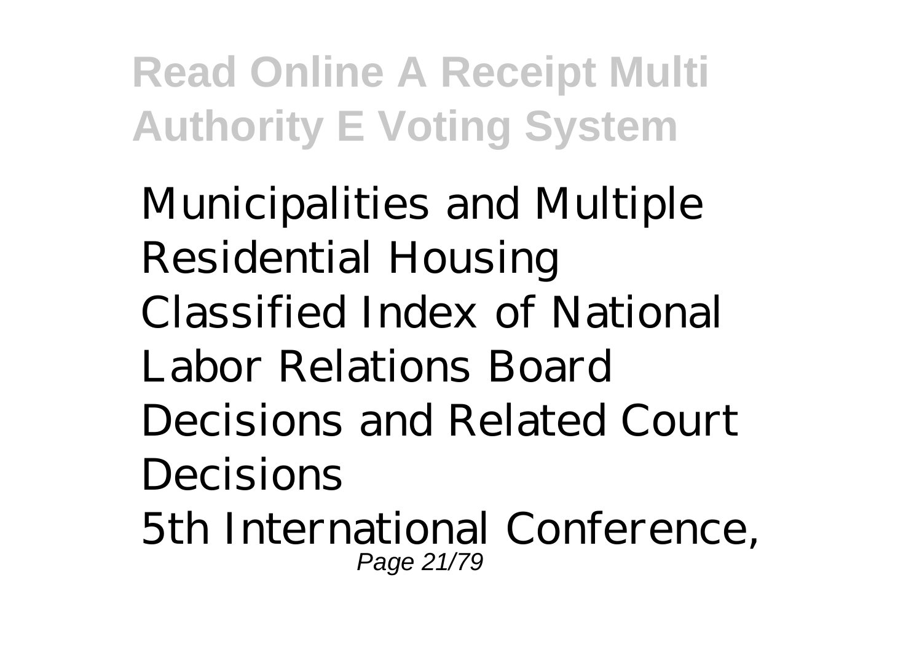Municipalities and Multiple Residential Housing
Classified Index of National Labor Relations Board Decisions and Related Court Decisions
5th International Conference,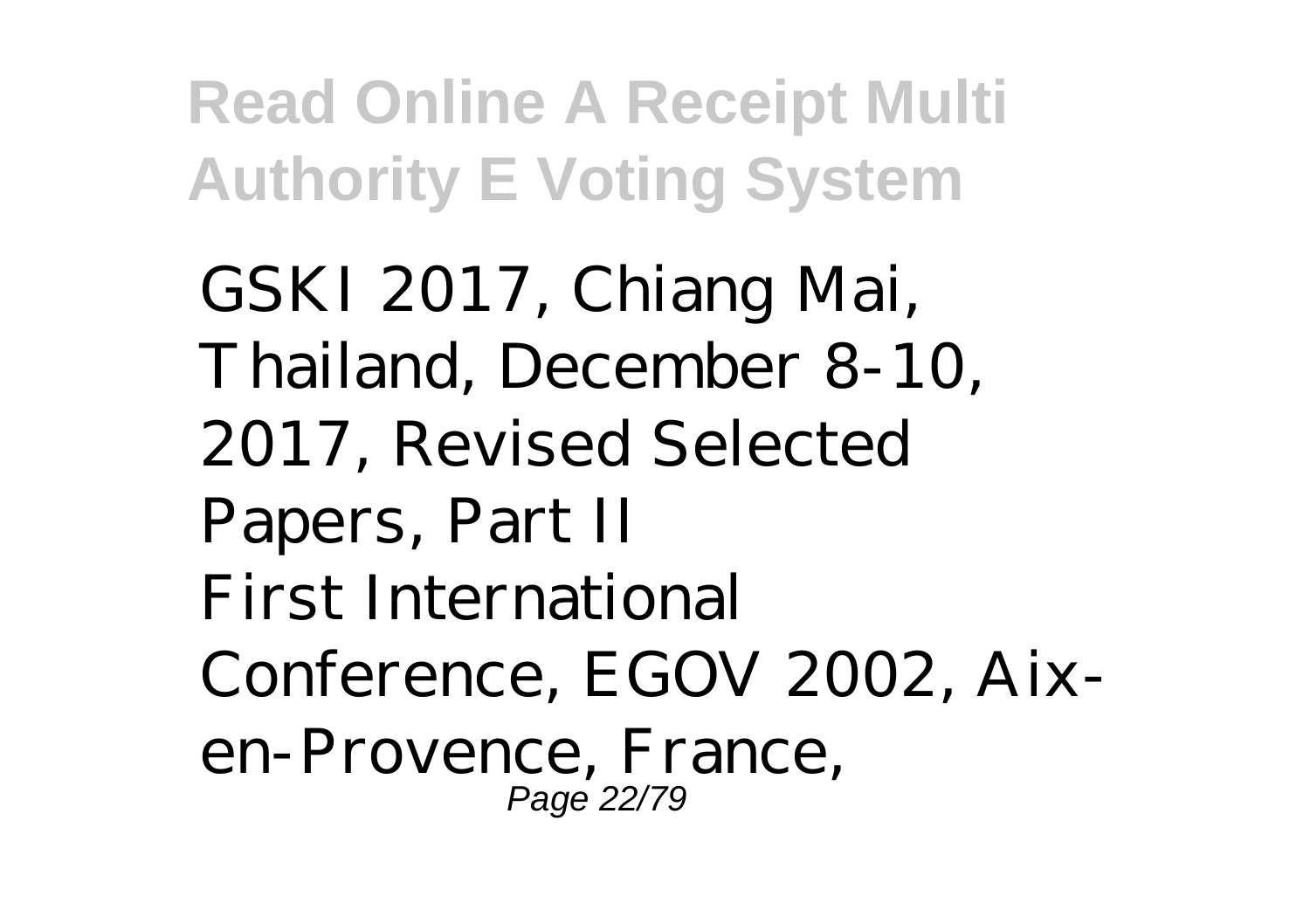GSKI 2017, Chiang Mai, Thailand, December 8-10, 2017, Revised Selected Papers, Part II

First International Conference, EGOV 2002, Aix-en-Provence, France,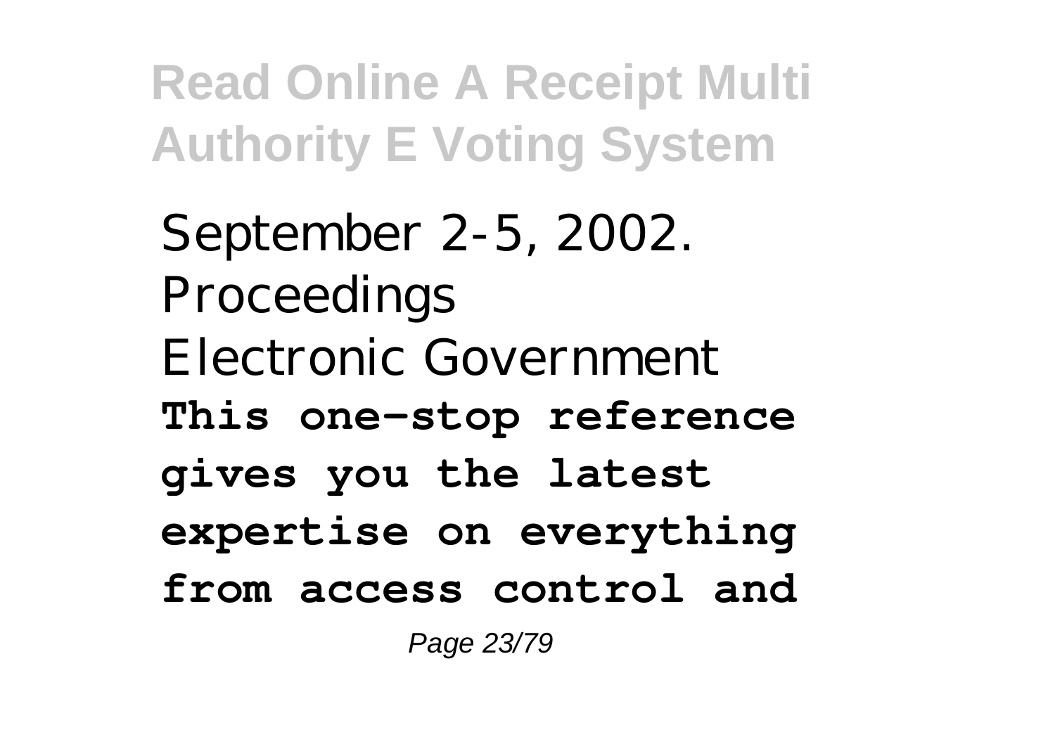September 2-5, 2002. Proceedings

Electronic Government

**This one-stop reference gives you the latest expertise on everything from access control and**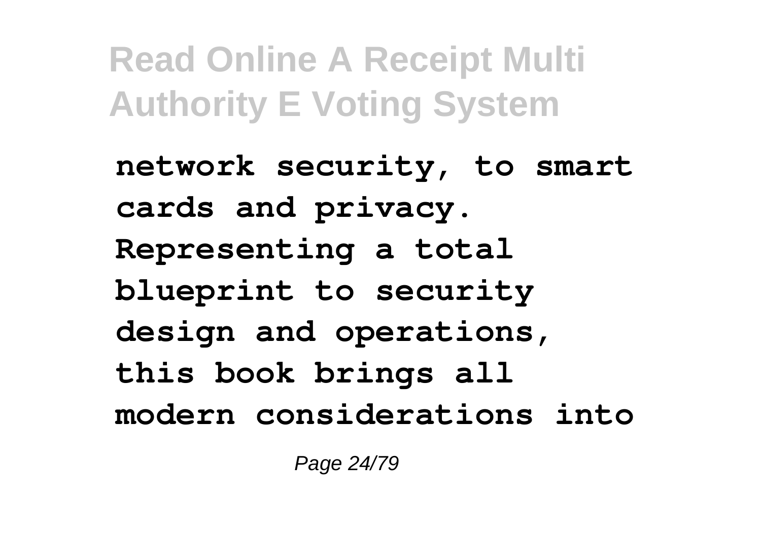**network security, to smart cards and privacy. Representing a total blueprint to security design and operations, this book brings all modern considerations into**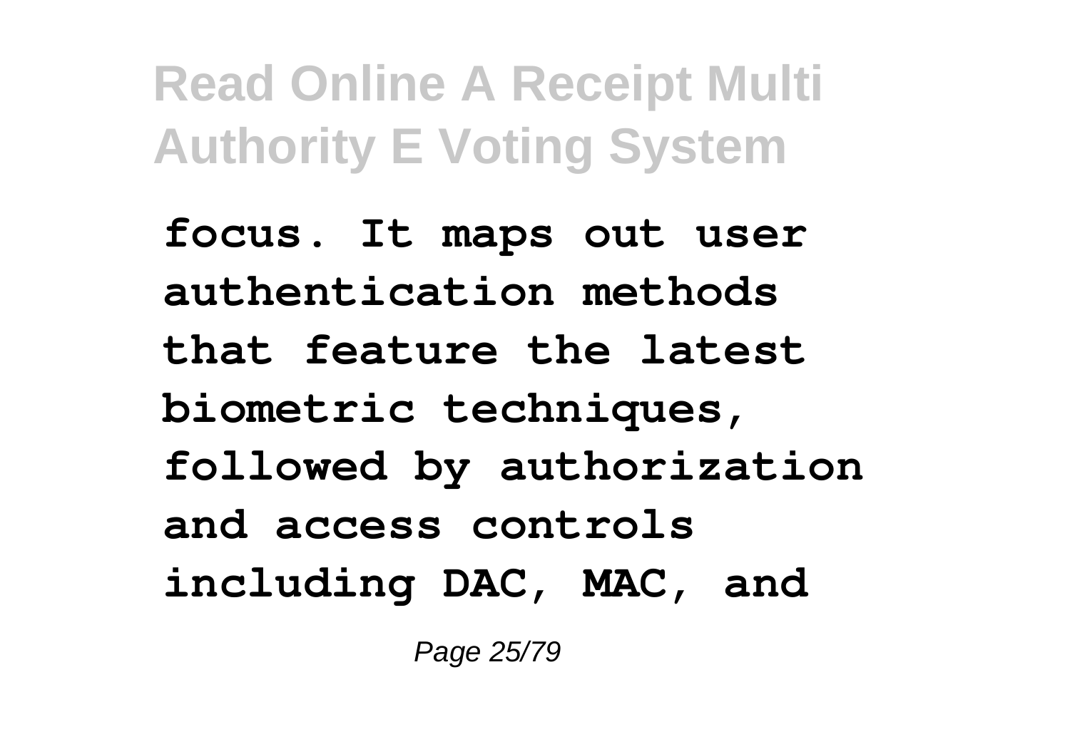**focus. It maps out user authentication methods that feature the latest biometric techniques, followed by authorization and access controls including DAC, MAC, and**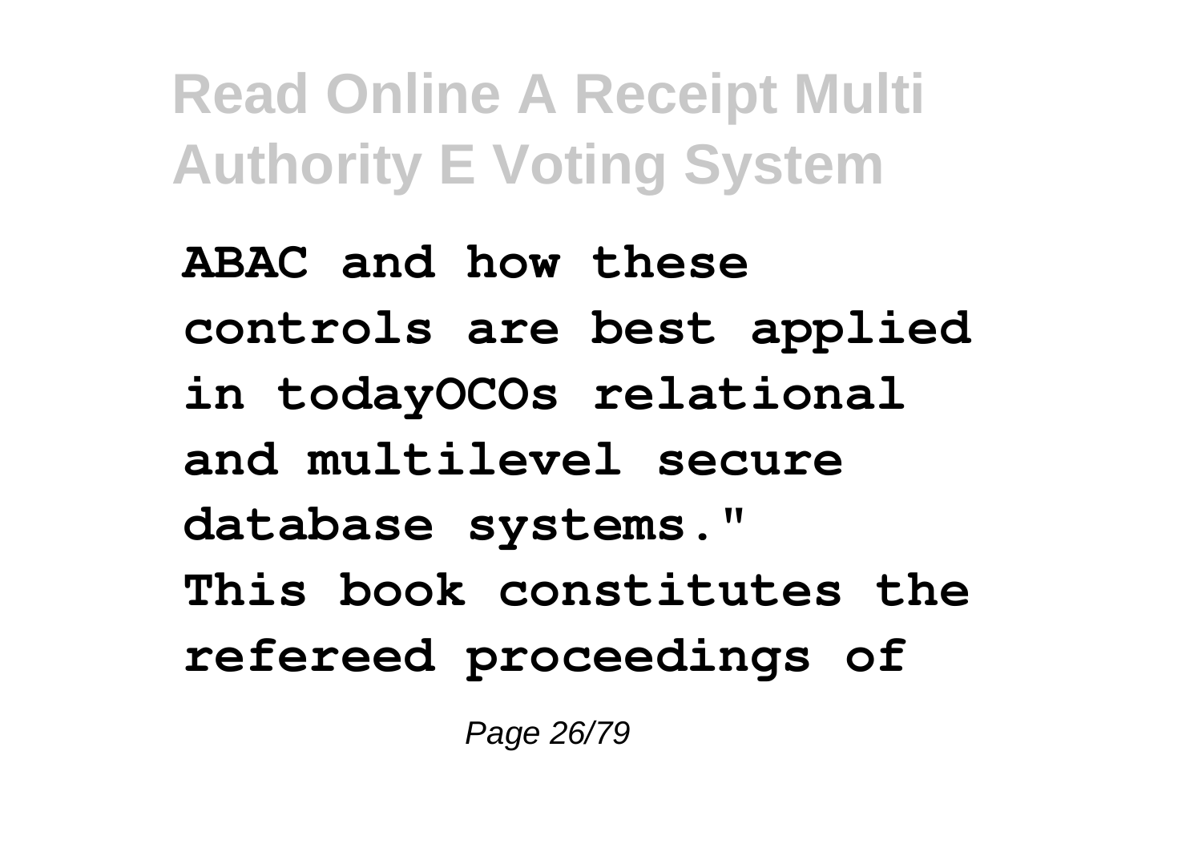**ABAC and how these controls are best applied in todayOCOs relational and multilevel secure database systems."**

**This book constitutes the refereed proceedings of**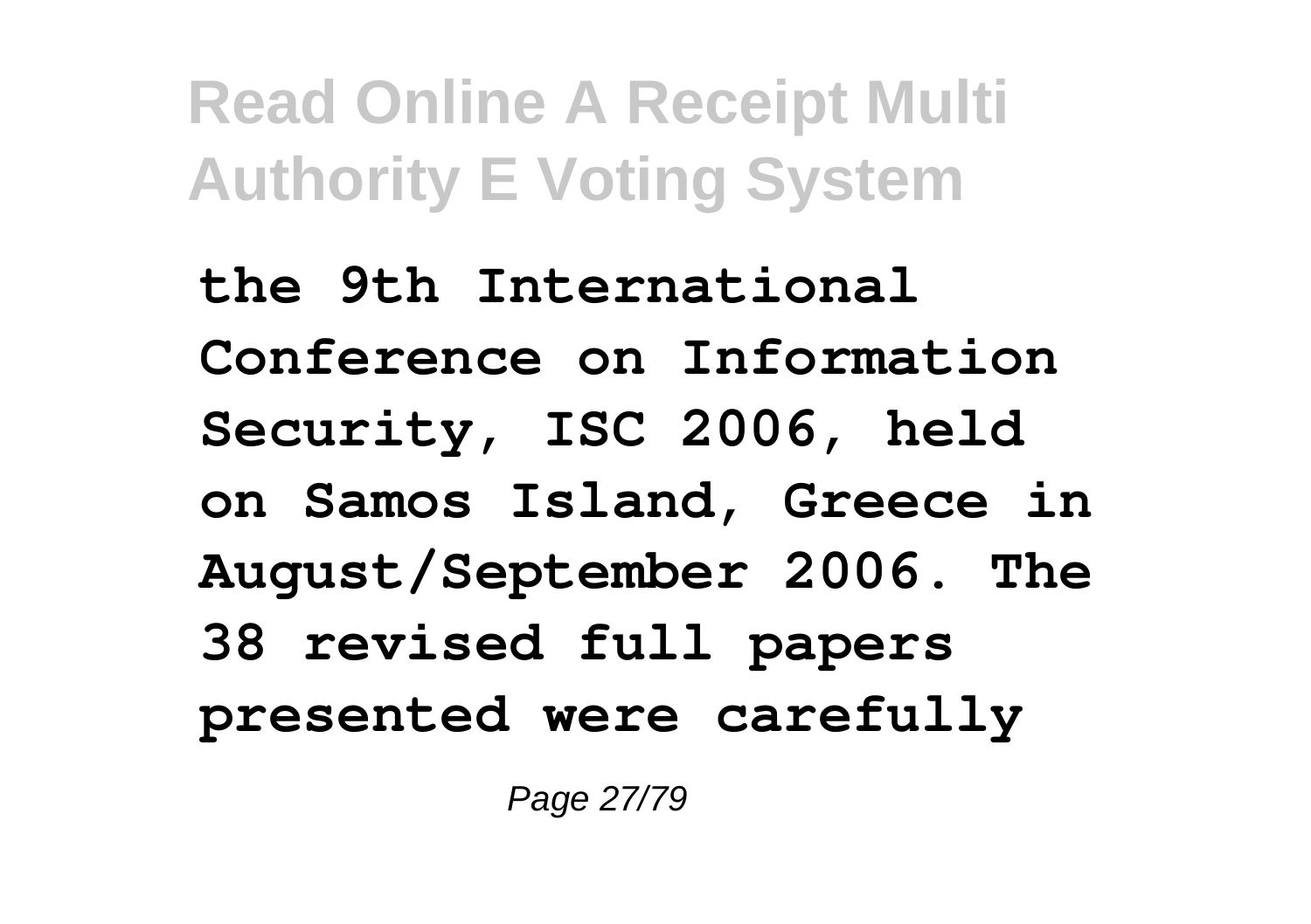**the 9th International Conference on Information Security, ISC 2006, held on Samos Island, Greece in August/September 2006. The 38 revised full papers presented were carefully**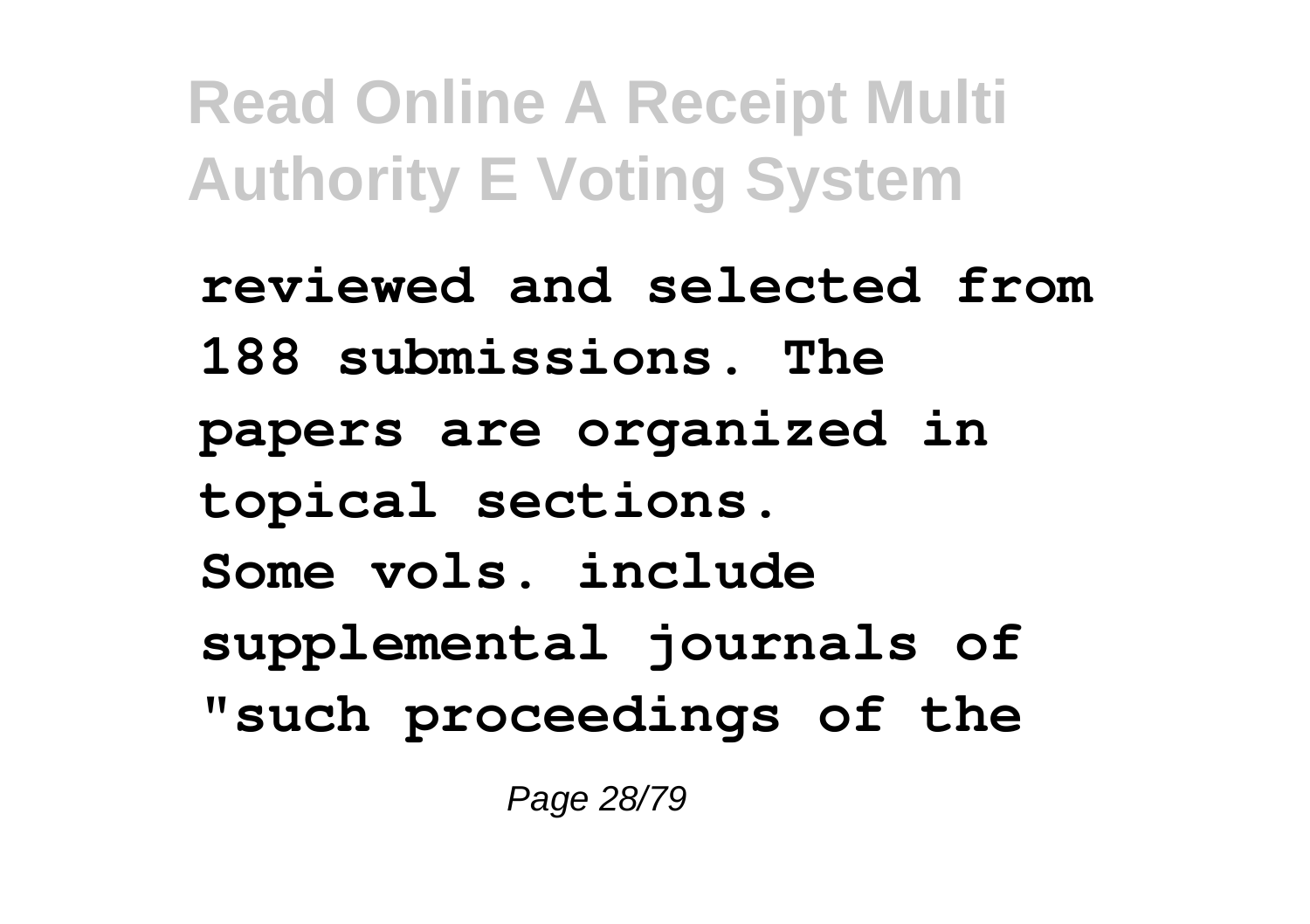**reviewed and selected from 188 submissions. The papers are organized in topical sections.**
**Some vols. include supplemental journals of "such proceedings of the**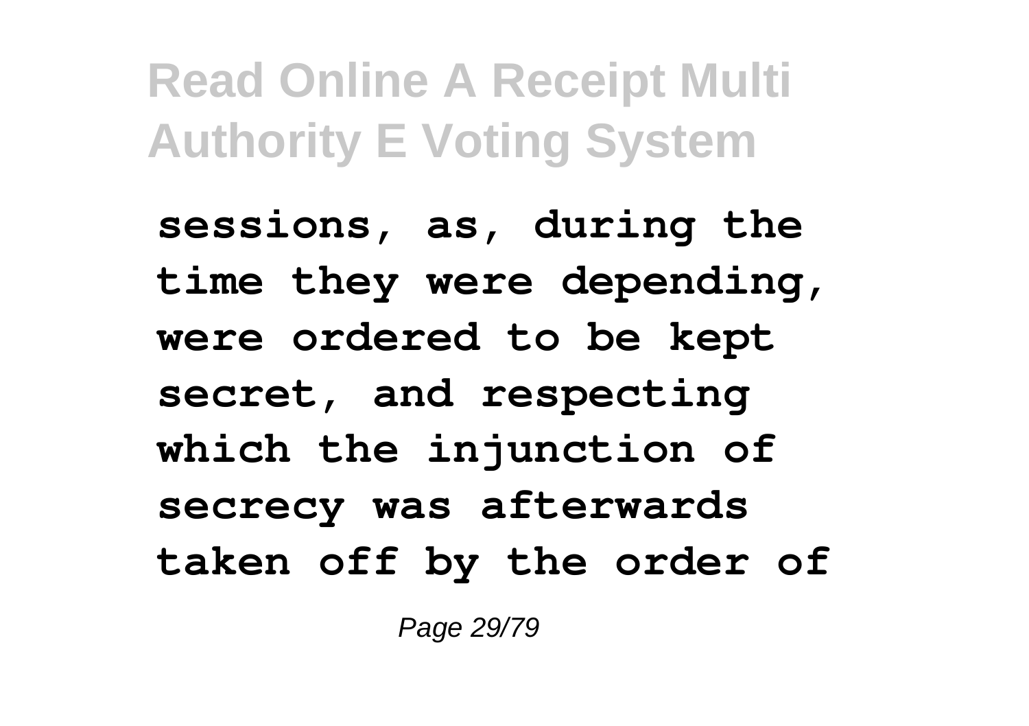**sessions, as, during the time they were depending, were ordered to be kept secret, and respecting which the injunction of secrecy was afterwards taken off by the order of**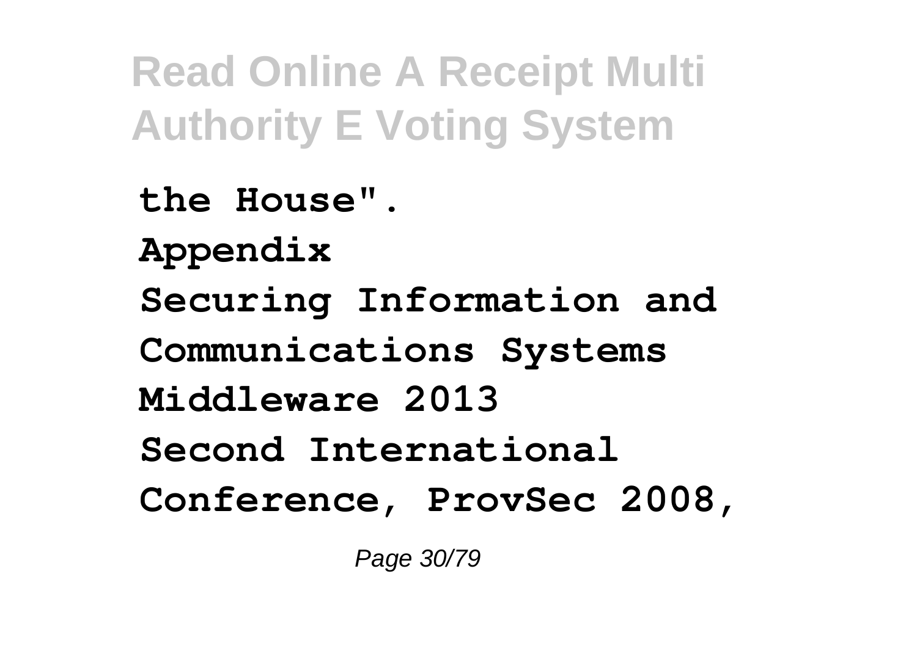**the House".**

**Appendix**

**Securing Information and Communications Systems**

**Middleware 2013**

**Second International Conference, ProvSec 2008,**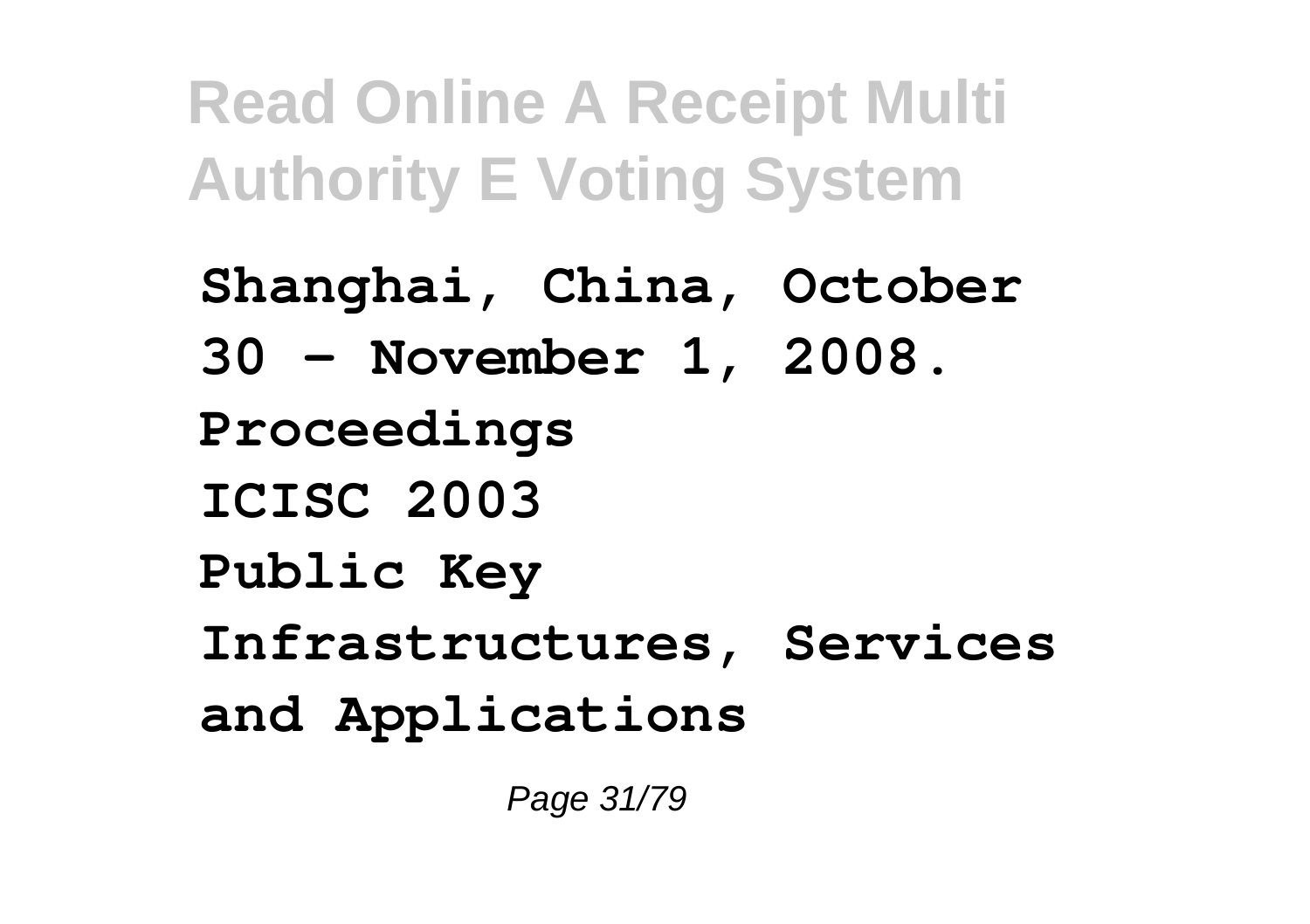**Shanghai, China, October 30 - November 1, 2008. Proceedings**

**ICISC 2003**

**Public Key Infrastructures, Services and Applications**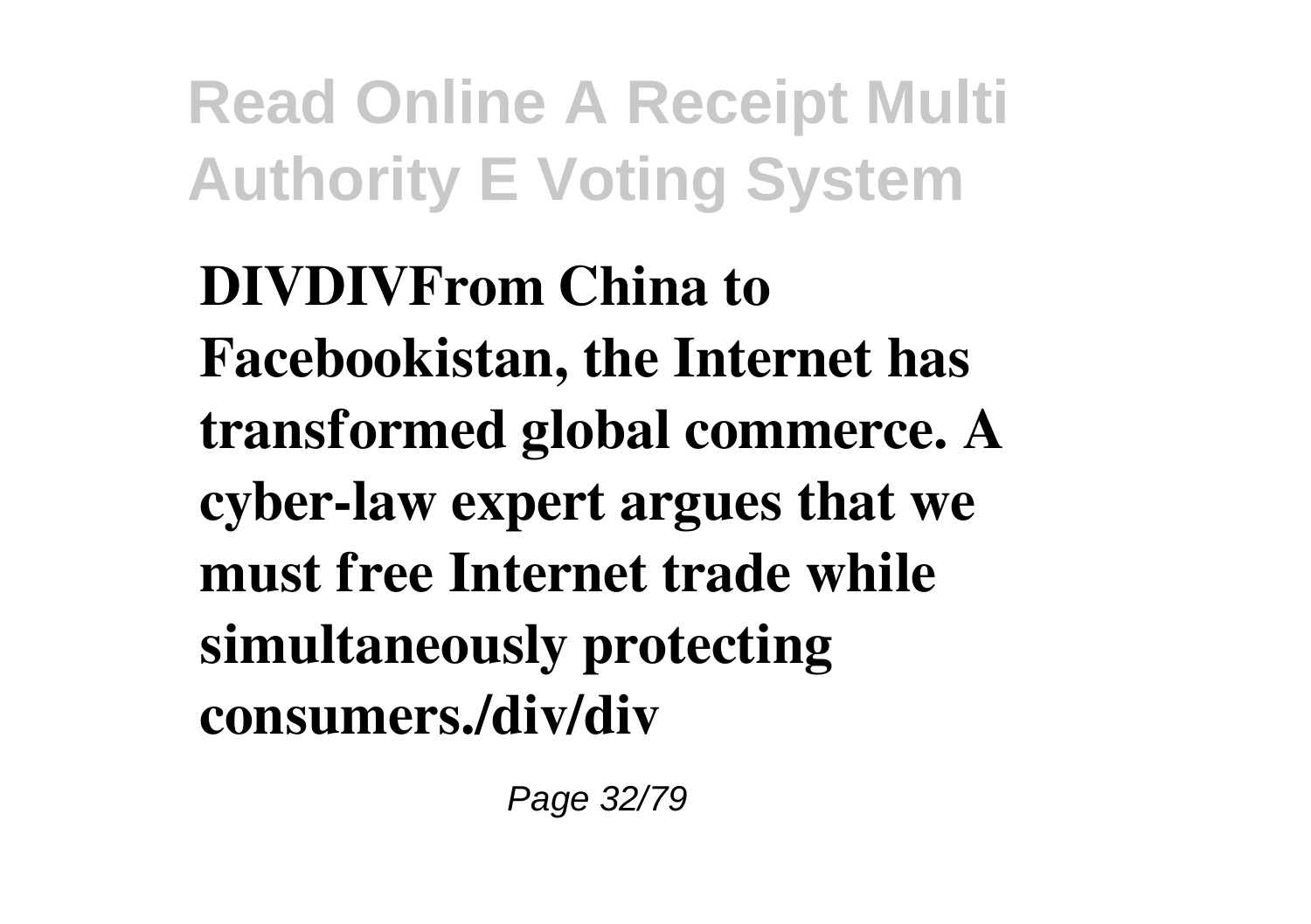**DIVDIVFrom China to Facebookistan, the Internet has transformed global commerce. A cyber-law expert argues that we must free Internet trade while simultaneously protecting consumers./div/div**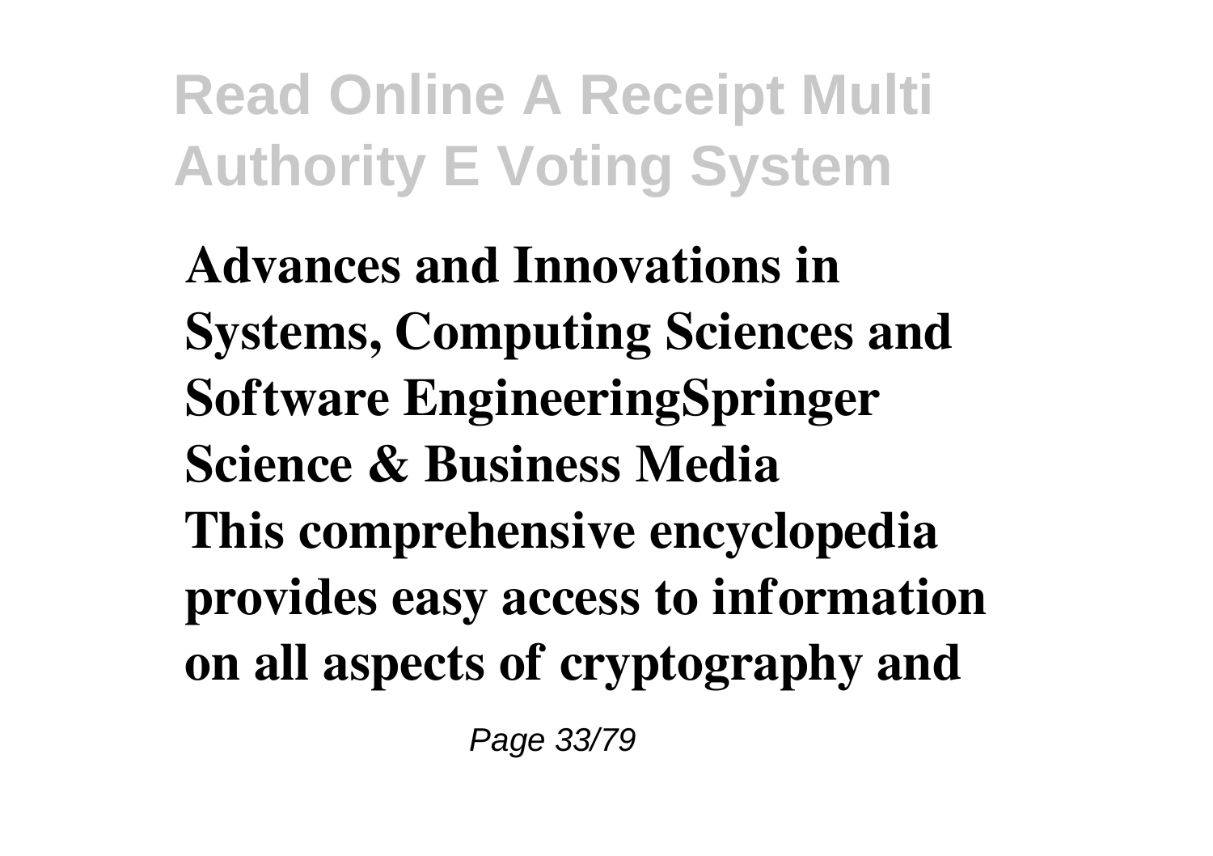**Advances and Innovations in Systems, Computing Sciences and Software EngineeringSpringer Science & Business Media**

**This comprehensive encyclopedia provides easy access to information on all aspects of cryptography and**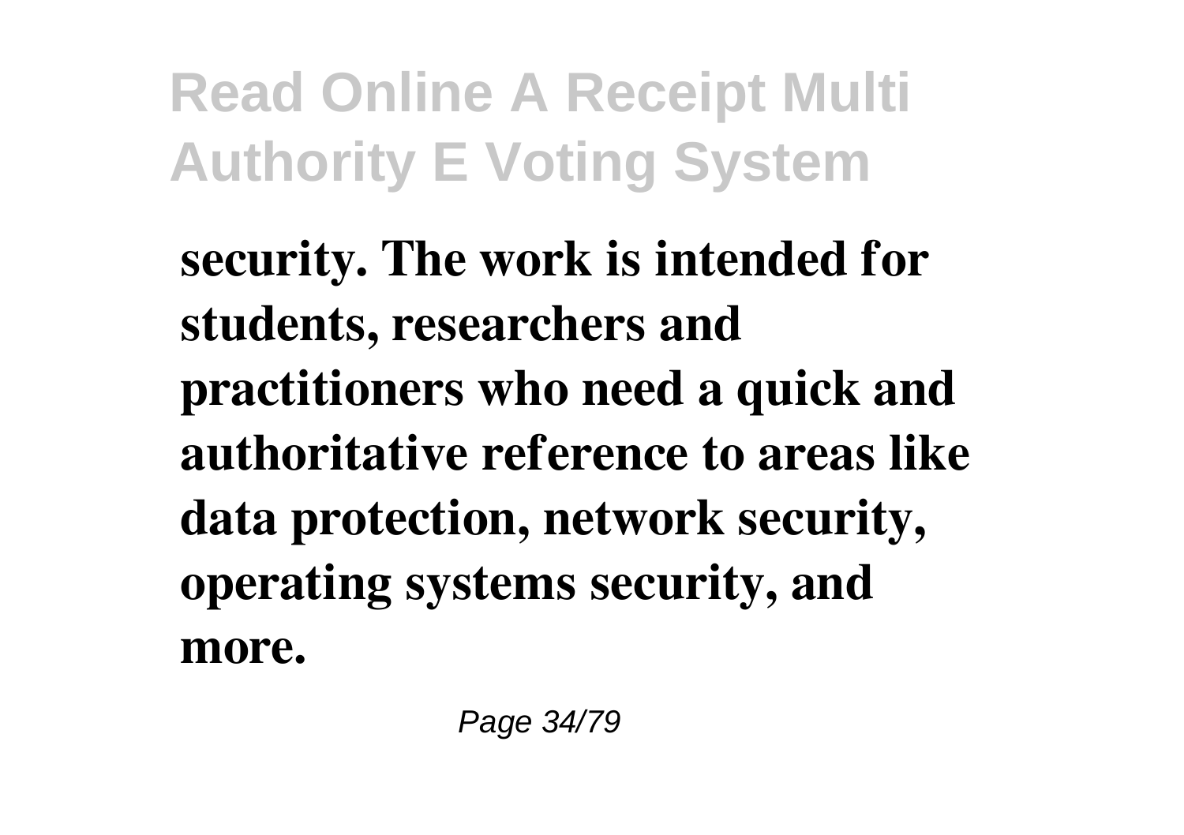**security. The work is intended for students, researchers and practitioners who need a quick and authoritative reference to areas like data protection, network security, operating systems security, and more.**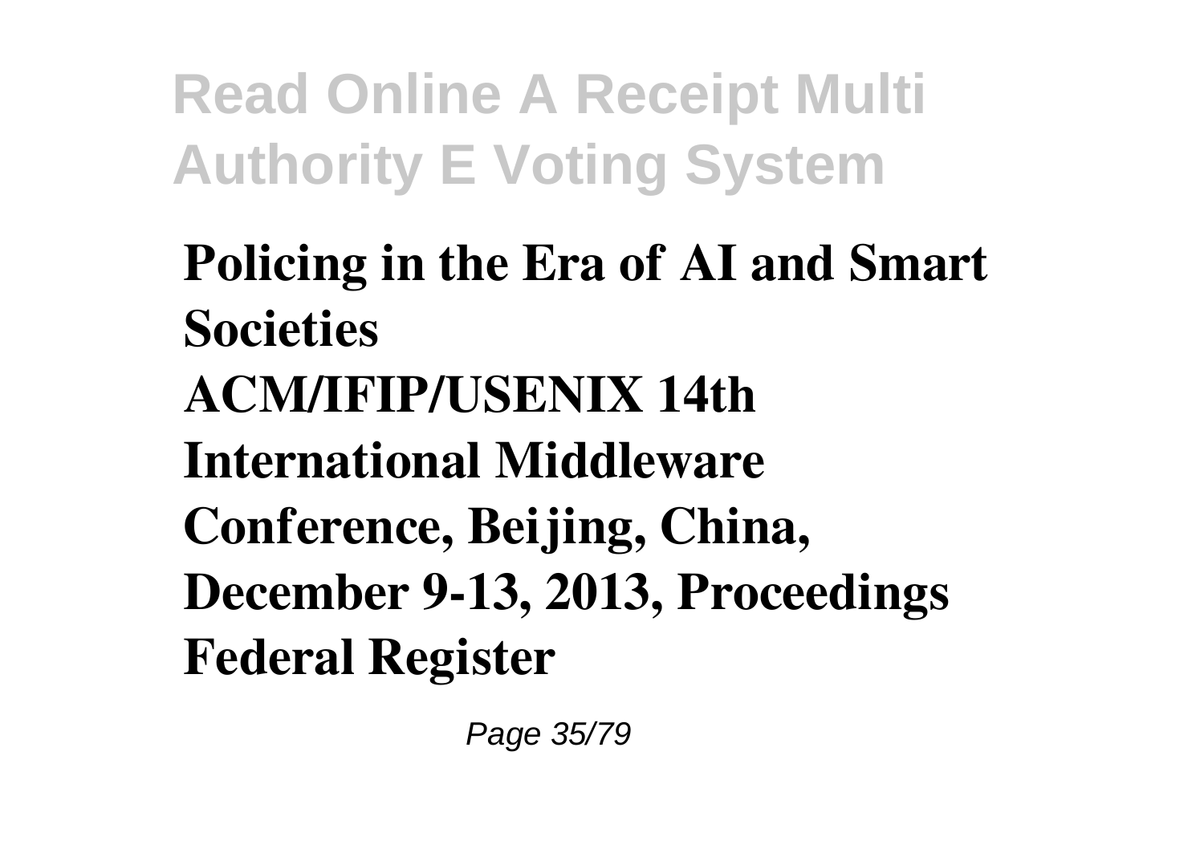**Policing in the Era of AI and Smart Societies**

**ACM/IFIP/USENIX 14th International Middleware Conference, Beijing, China, December 9-13, 2013, Proceedings**

**Federal Register**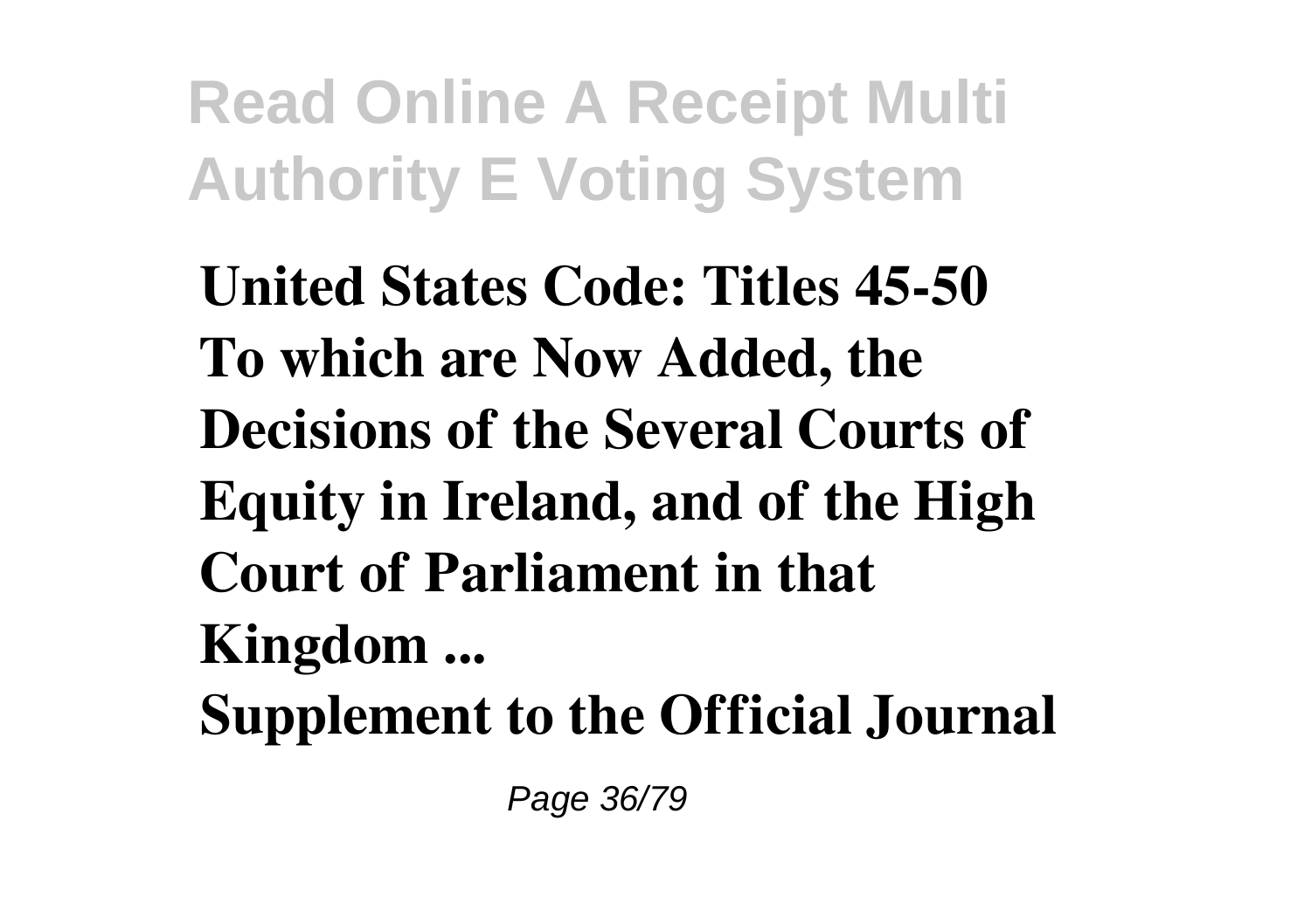**United States Code: Titles 45-50**
**To which are Now Added, the Decisions of the Several Courts of Equity in Ireland, and of the High Court of Parliament in that Kingdom ...**
**Supplement to the Official Journal**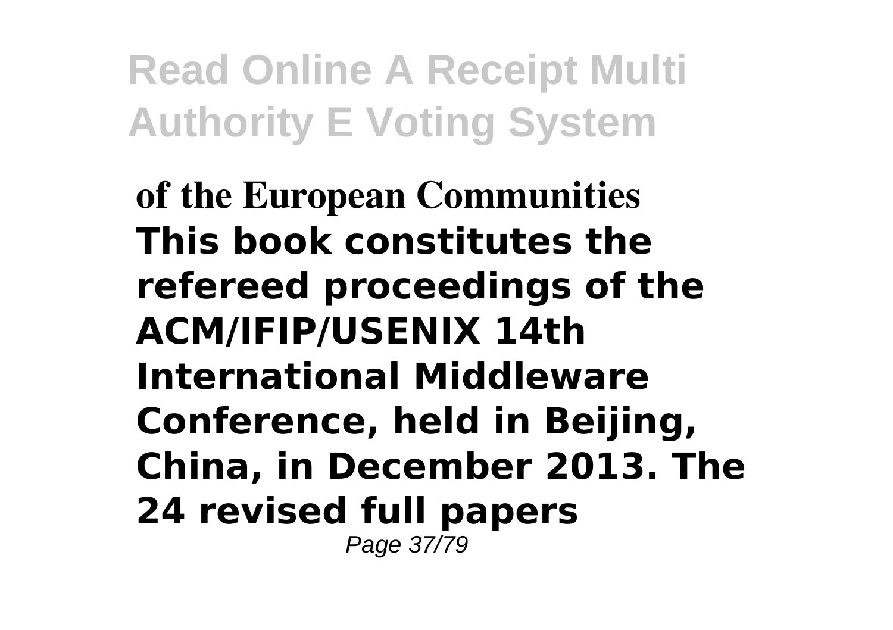**of the European Communities**
**This book constitutes the refereed proceedings of the ACM/IFIP/USENIX 14th International Middleware Conference, held in Beijing, China, in December 2013. The 24 revised full papers**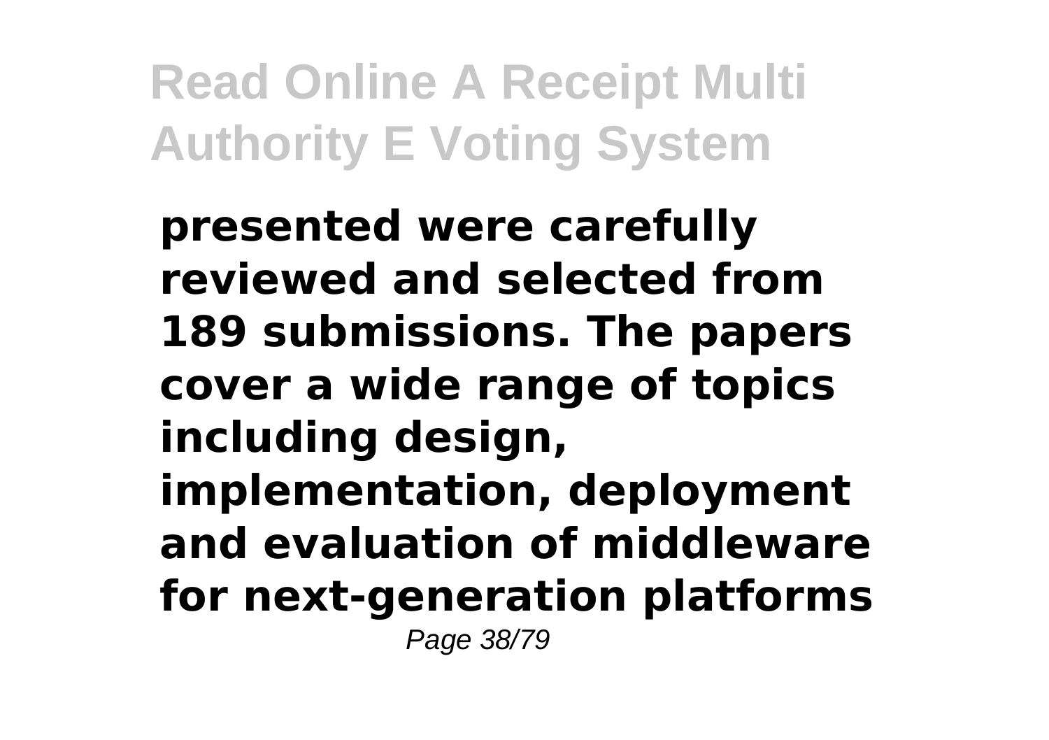**presented were carefully reviewed and selected from 189 submissions. The papers cover a wide range of topics including design, implementation, deployment and evaluation of middleware for next-generation platforms**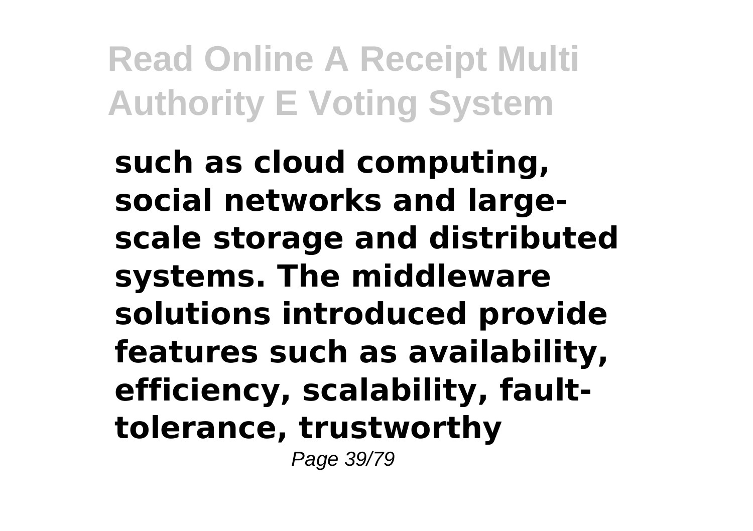**such as cloud computing, social networks and large-scale storage and distributed systems. The middleware solutions introduced provide features such as availability, efficiency, scalability, fault-tolerance, trustworthy**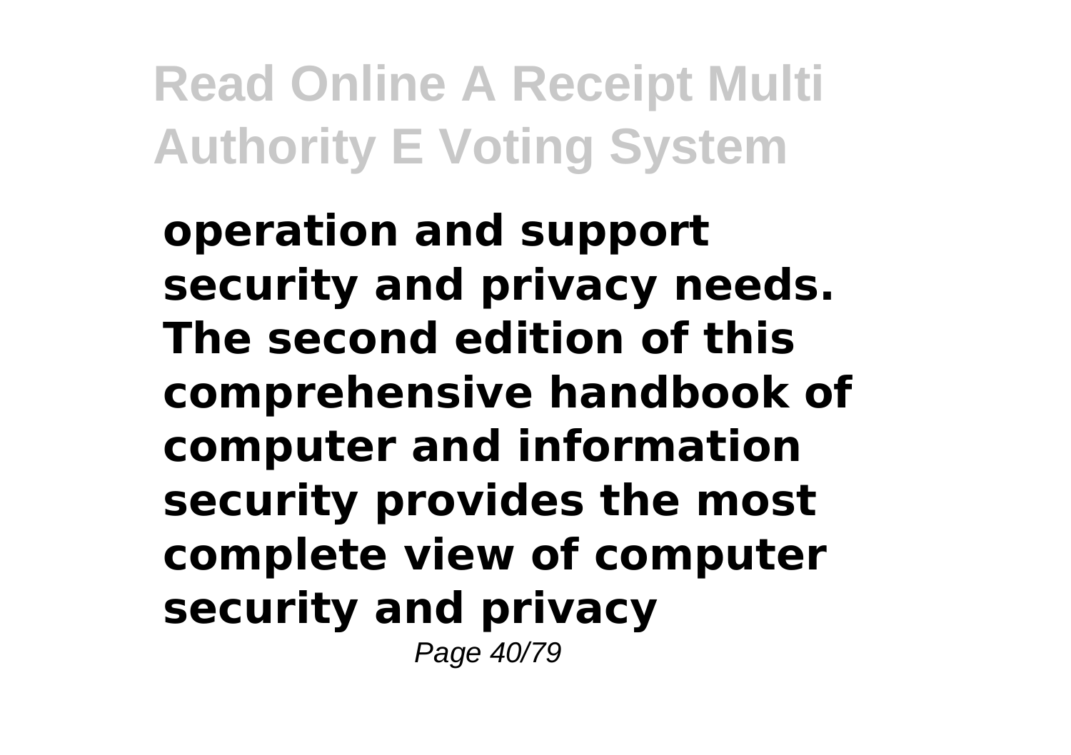**operation and support security and privacy needs. The second edition of this comprehensive handbook of computer and information security provides the most complete view of computer security and privacy**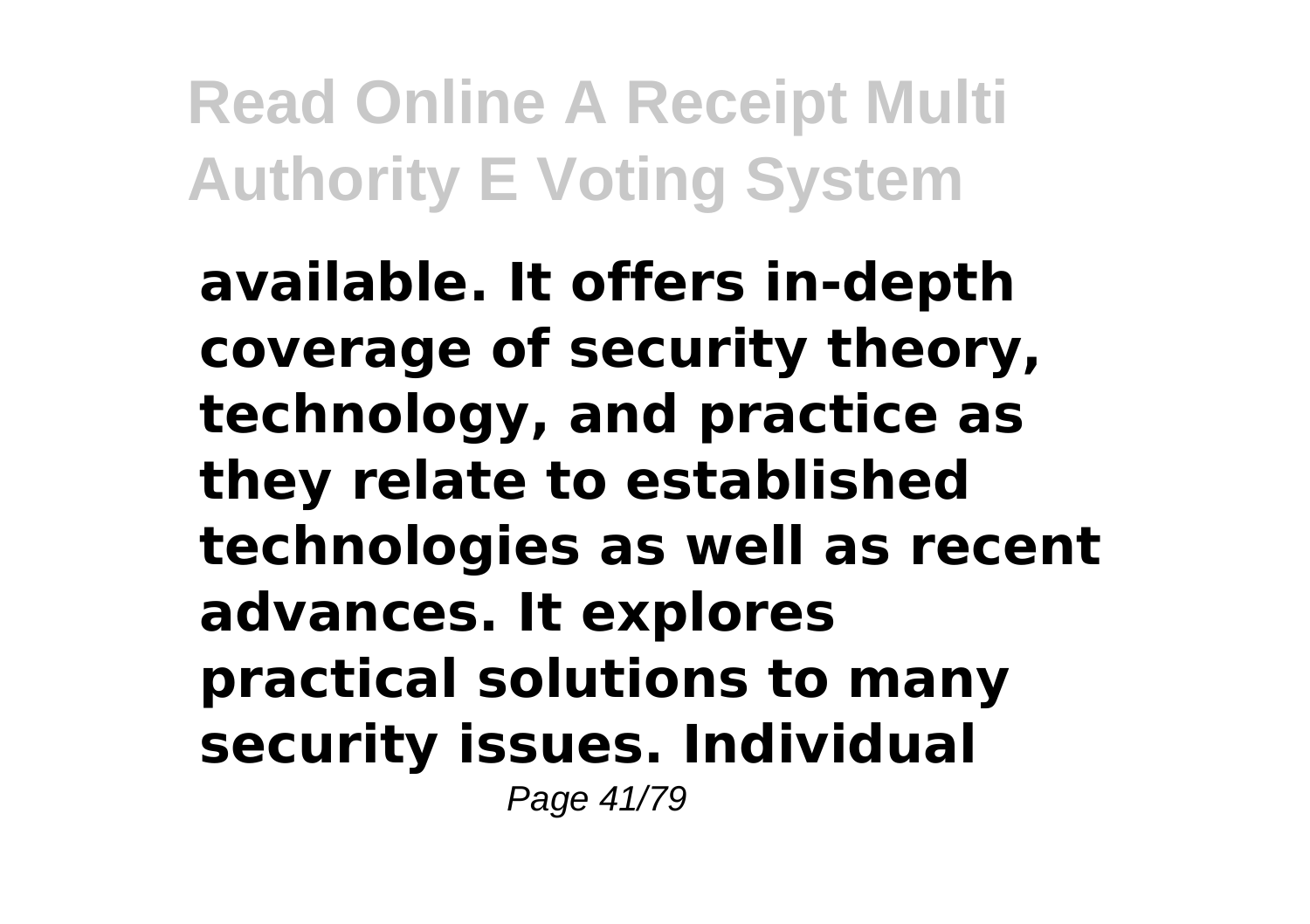**available. It offers in-depth coverage of security theory, technology, and practice as they relate to established technologies as well as recent advances. It explores practical solutions to many security issues. Individual**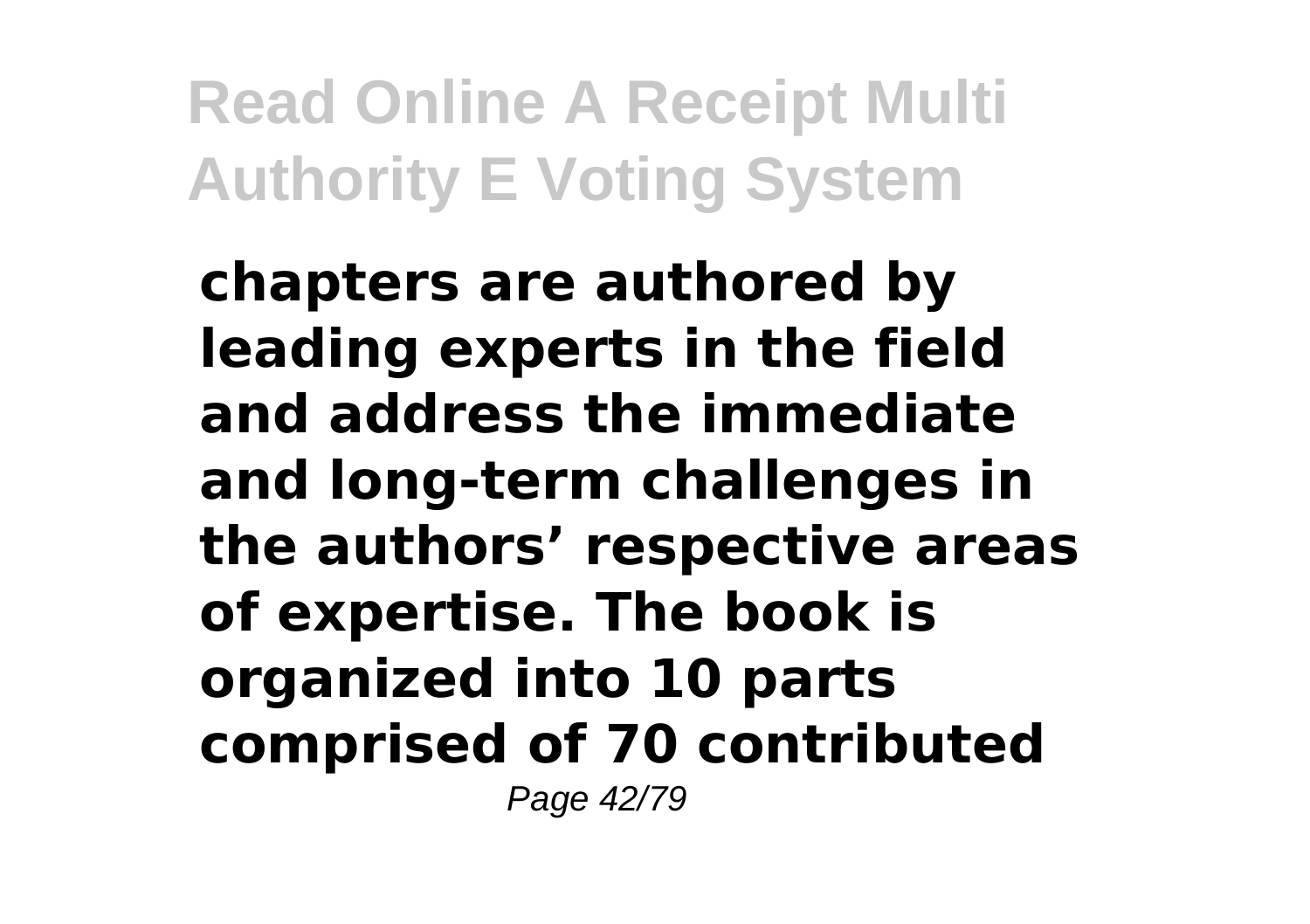**chapters are authored by leading experts in the field and address the immediate and long-term challenges in the authors' respective areas of expertise. The book is organized into 10 parts comprised of 70 contributed**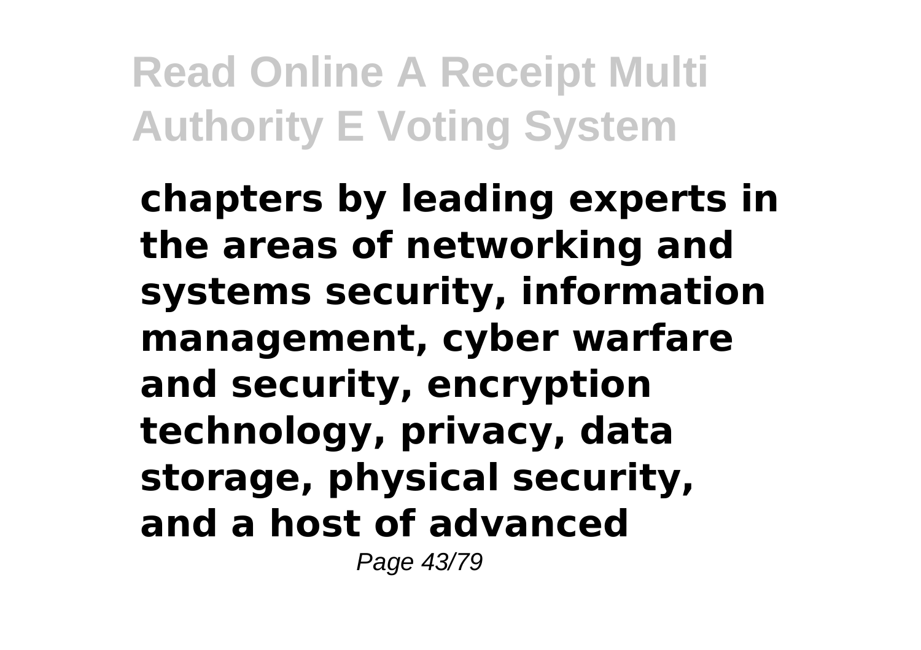**chapters by leading experts in the areas of networking and systems security, information management, cyber warfare and security, encryption technology, privacy, data storage, physical security, and a host of advanced**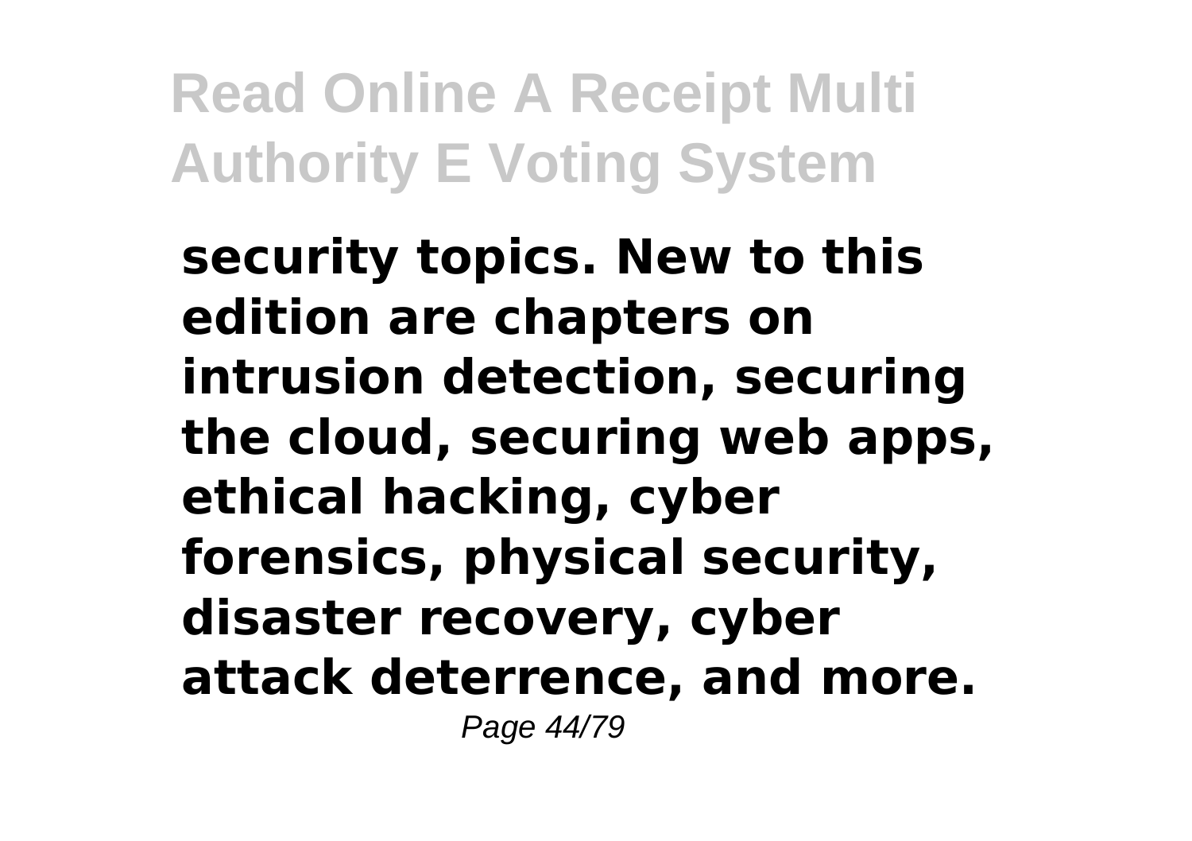**security topics. New to this edition are chapters on intrusion detection, securing the cloud, securing web apps, ethical hacking, cyber forensics, physical security, disaster recovery, cyber attack deterrence, and more.**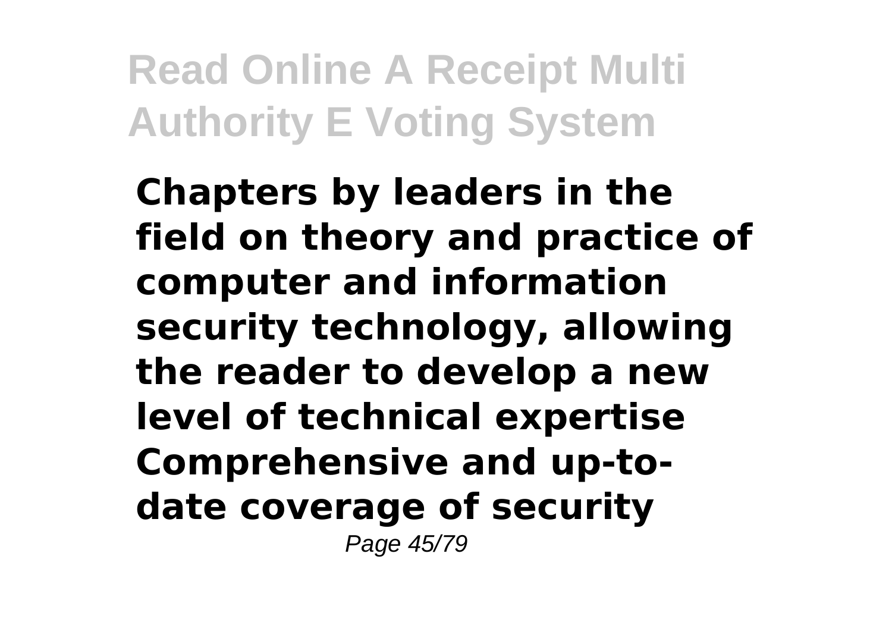**Chapters by leaders in the field on theory and practice of computer and information security technology, allowing the reader to develop a new level of technical expertise Comprehensive and up-to-date coverage of security**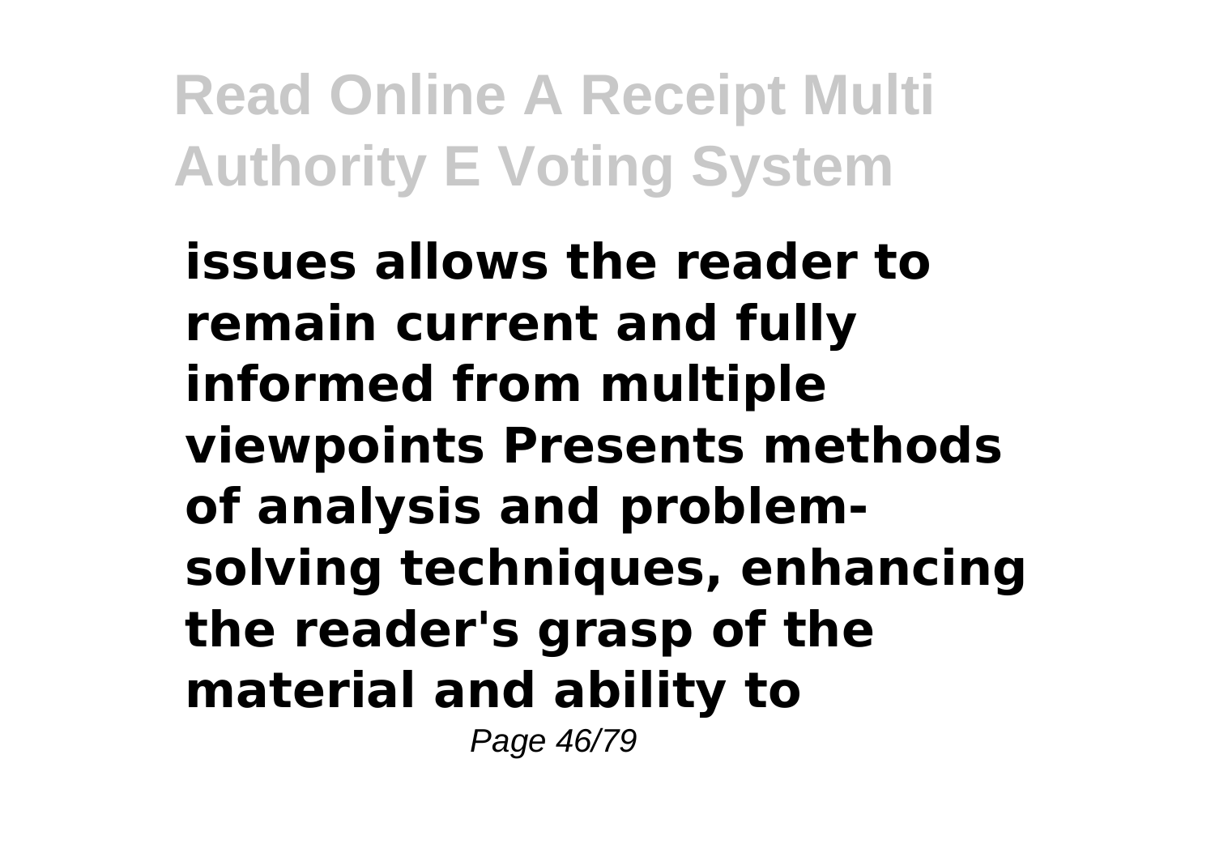**issues allows the reader to remain current and fully informed from multiple viewpoints Presents methods of analysis and problem-solving techniques, enhancing the reader's grasp of the material and ability to**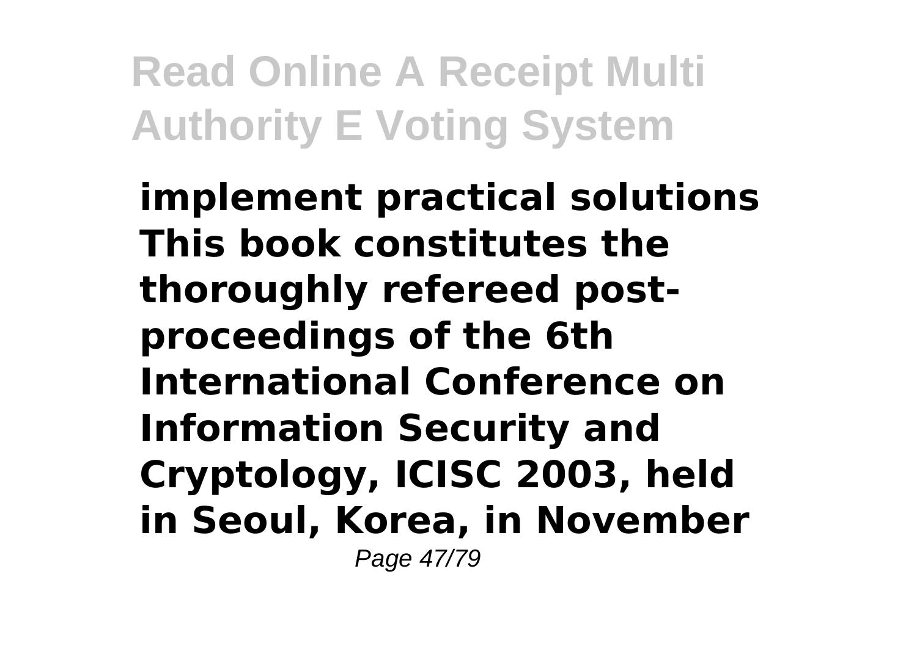**implement practical solutions This book constitutes the thoroughly refereed post-proceedings of the 6th International Conference on Information Security and Cryptology, ICISC 2003, held in Seoul, Korea, in November**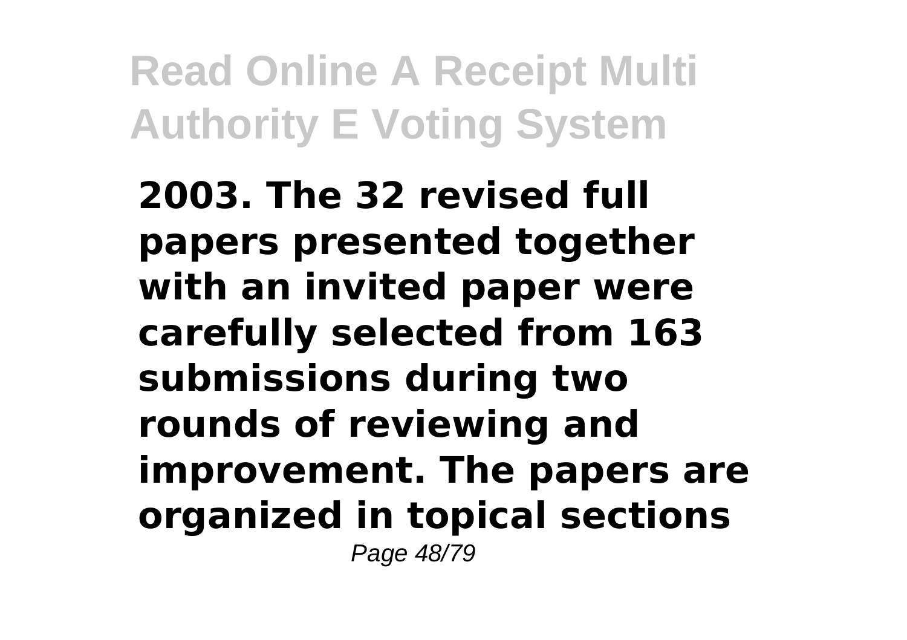**2003. The 32 revised full papers presented together with an invited paper were carefully selected from 163 submissions during two rounds of reviewing and improvement. The papers are organized in topical sections**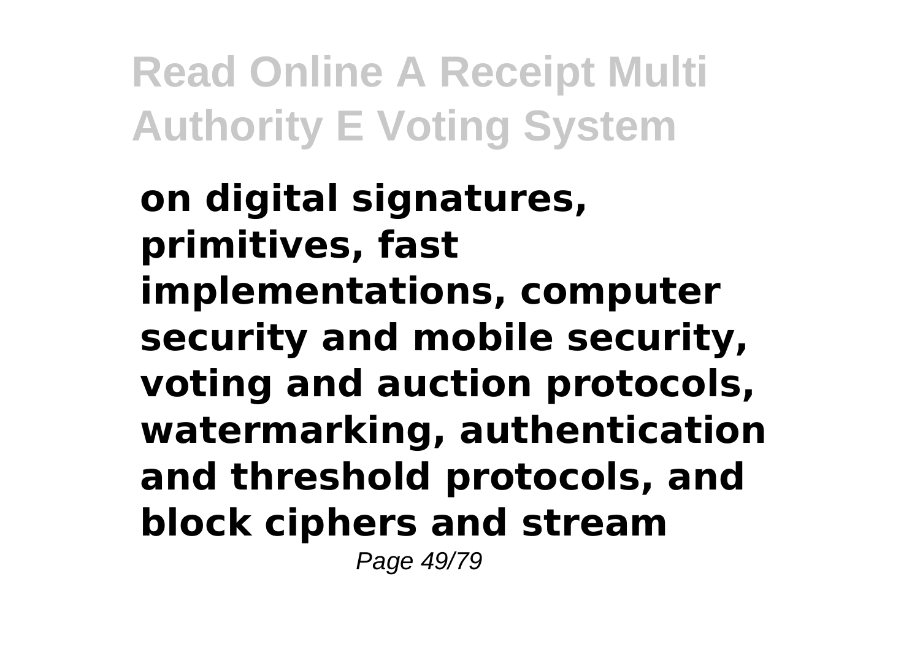**on digital signatures, primitives, fast implementations, computer security and mobile security, voting and auction protocols, watermarking, authentication and threshold protocols, and block ciphers and stream**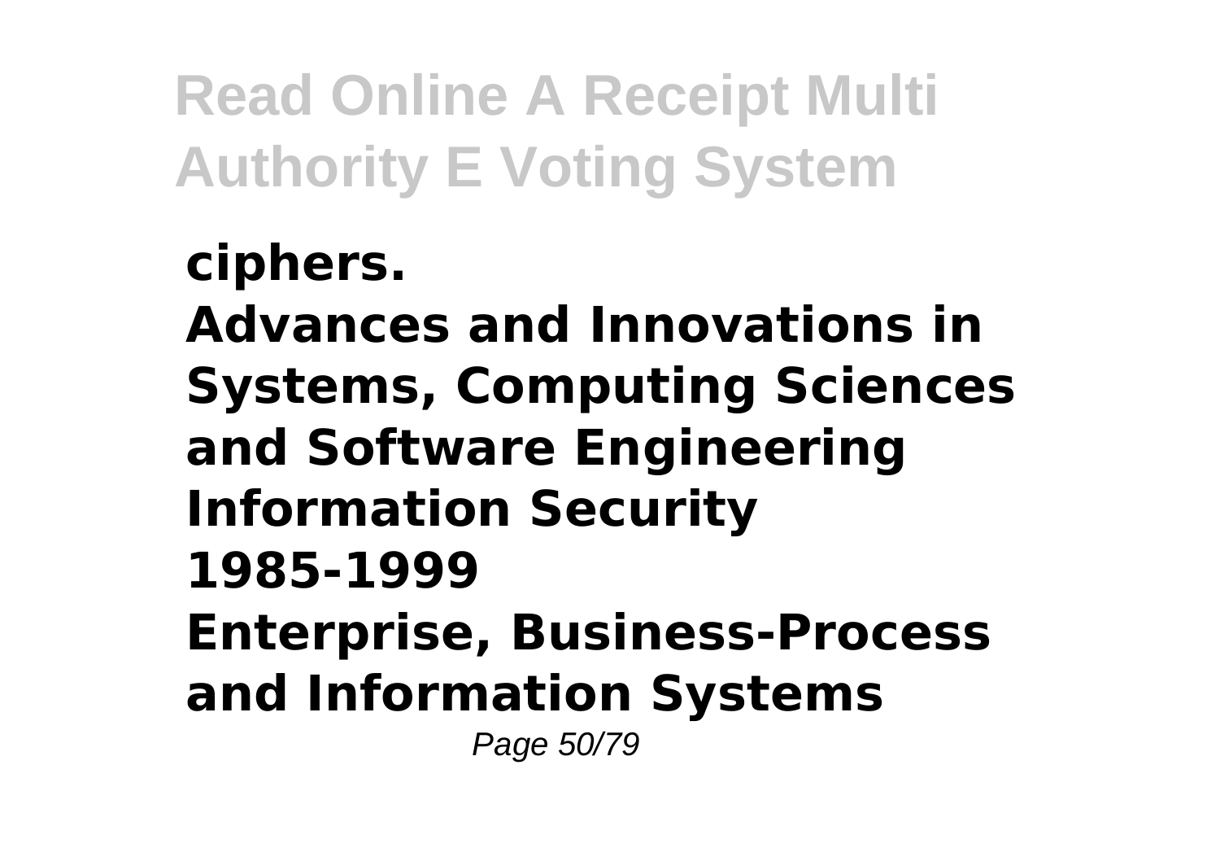**ciphers.**
**Advances and Innovations in Systems, Computing Sciences and Software Engineering**
**Information Security**
**1985-1999**
**Enterprise, Business-Process and Information Systems**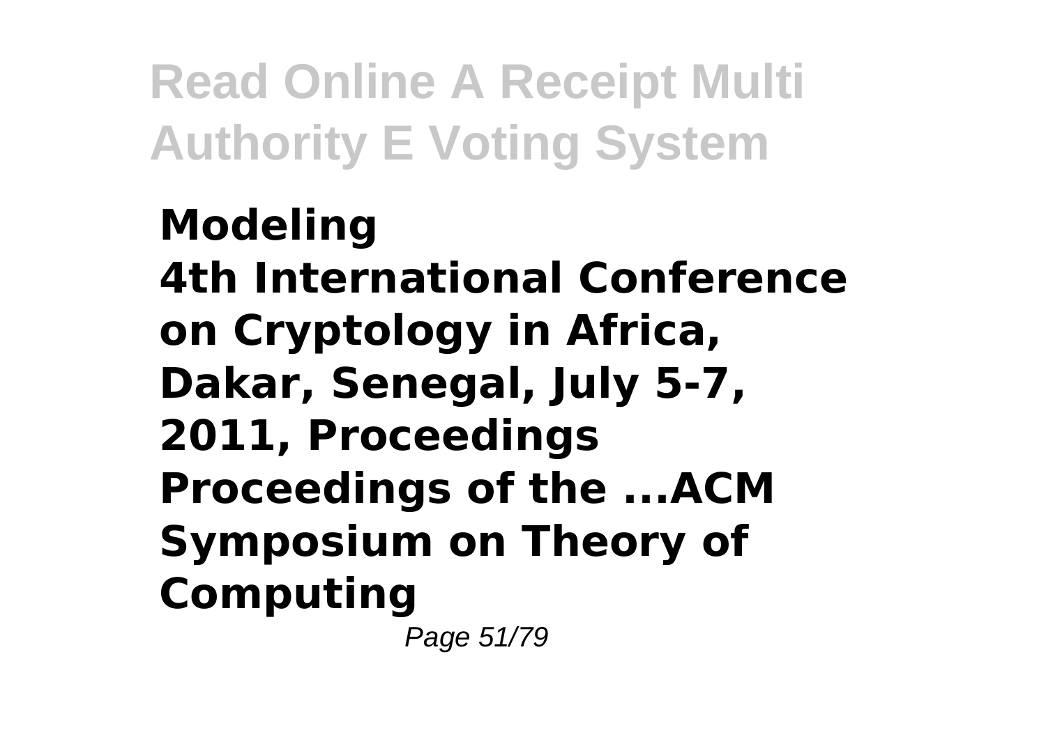**Modeling**
**4th International Conference on Cryptology in Africa, Dakar, Senegal, July 5-7, 2011, Proceedings**
**Proceedings of the ...ACM Symposium on Theory of Computing**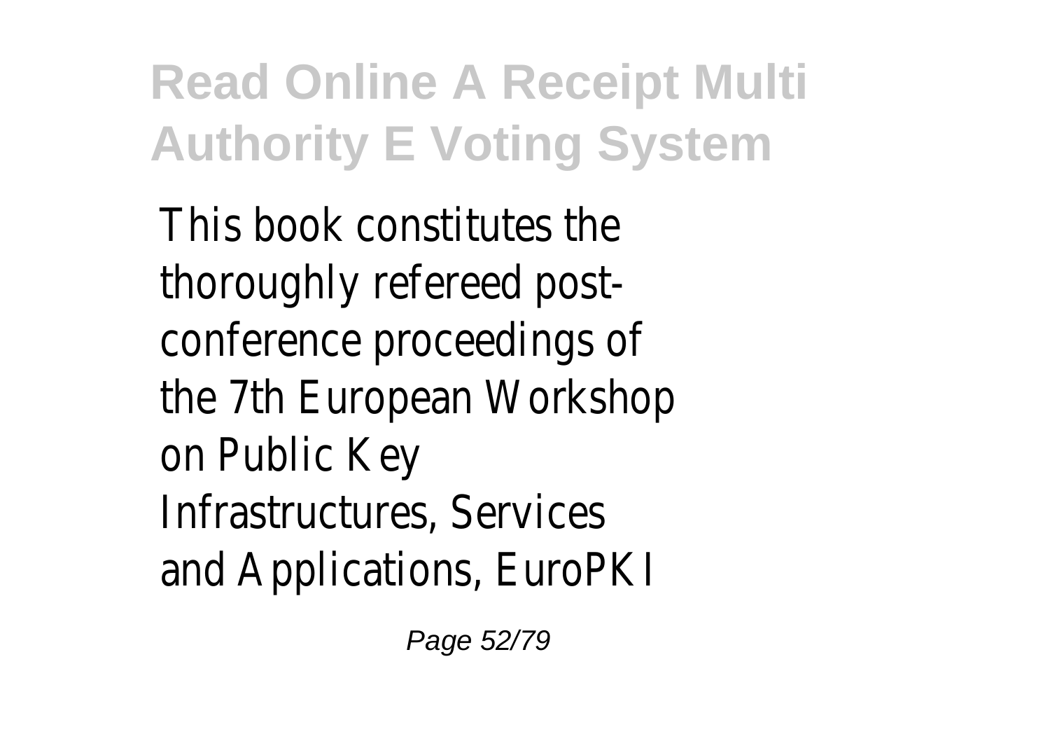This book constitutes the thoroughly refereed post-conference proceedings of the 7th European Workshop on Public Key Infrastructures, Services and Applications, EuroPKI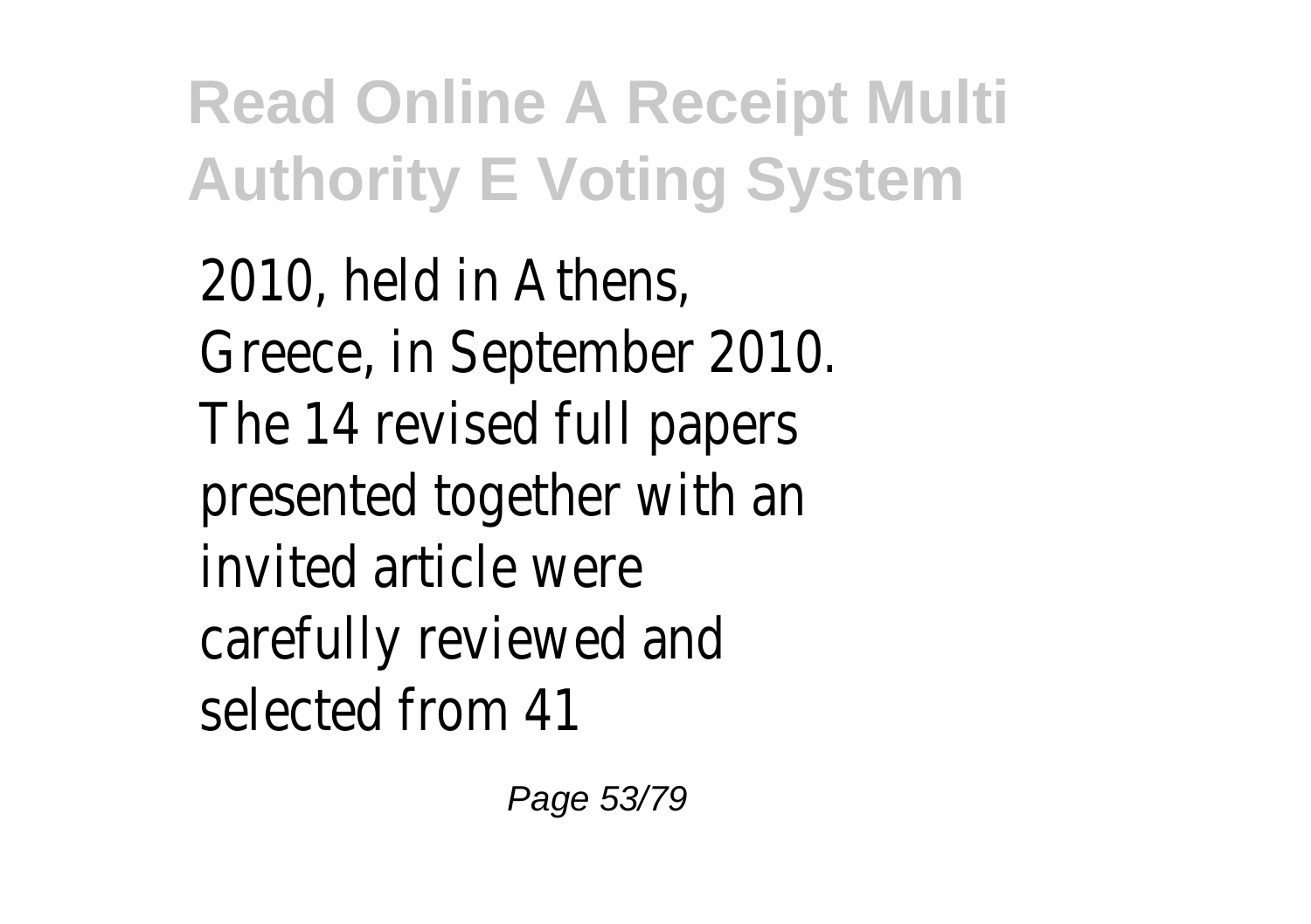2010, held in Athens, Greece, in September 2010. The 14 revised full papers presented together with an invited article were carefully reviewed and selected from 41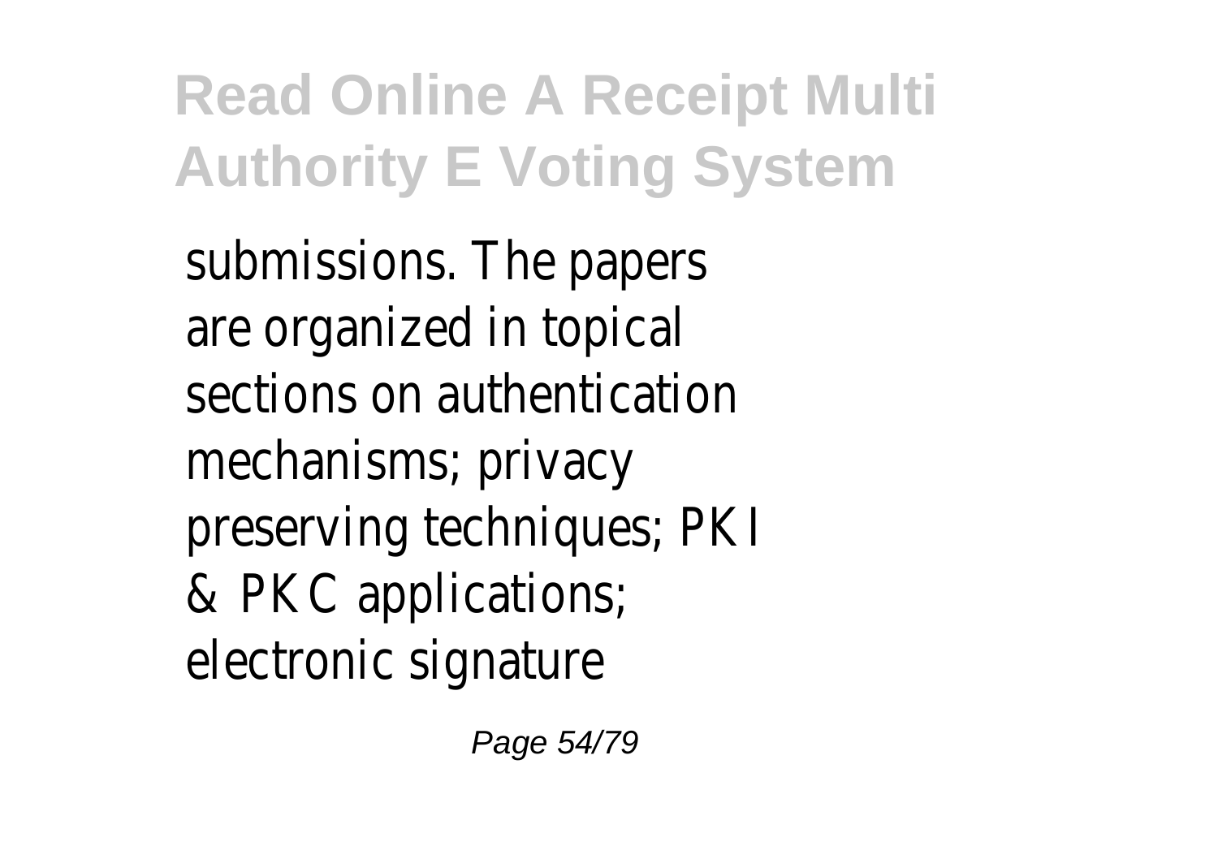submissions. The papers are organized in topical sections on authentication mechanisms; privacy preserving techniques; PKI & PKC applications; electronic signature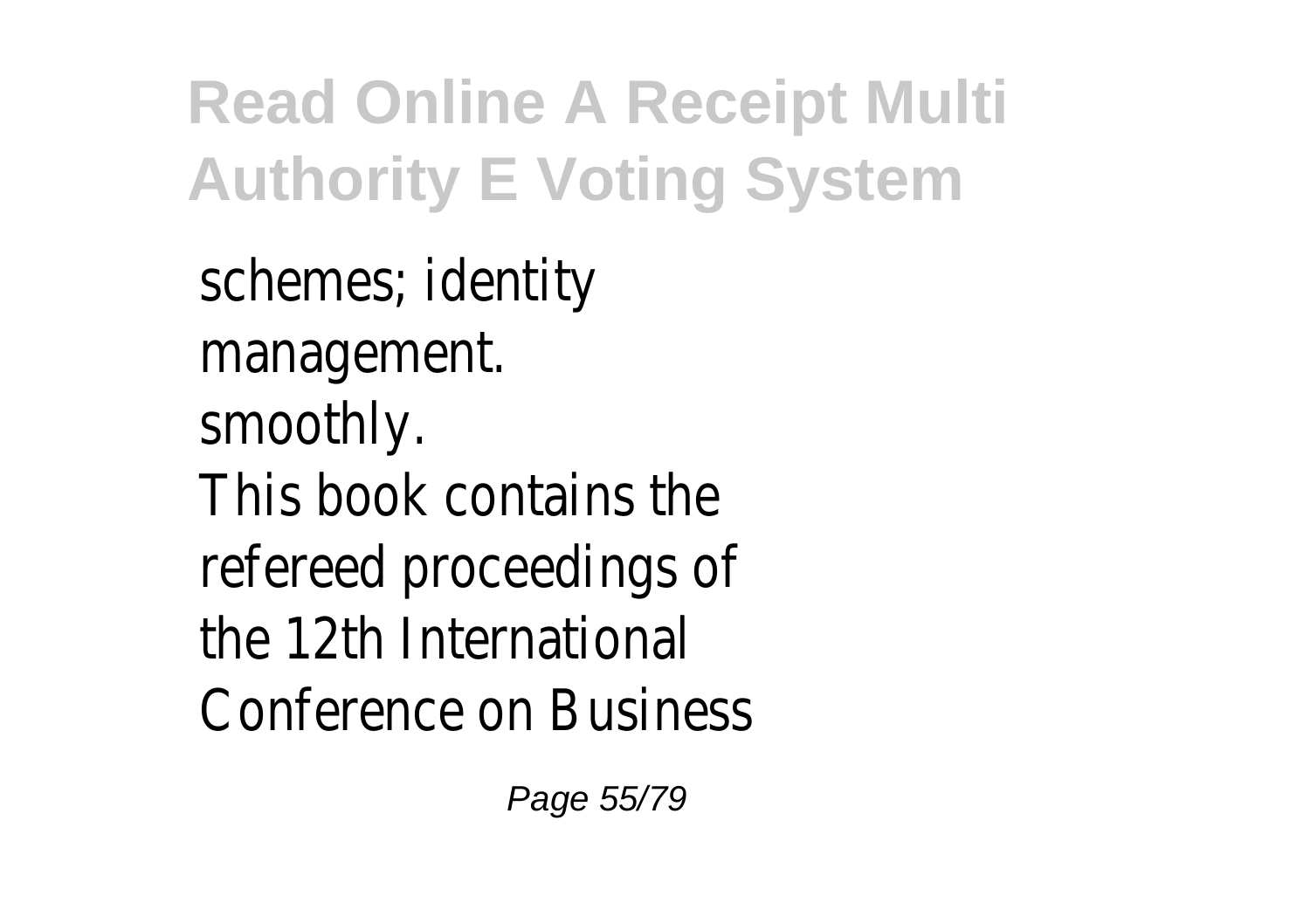schemes; identity management.
smoothly.
This book contains the refereed proceedings of the 12th International Conference on Business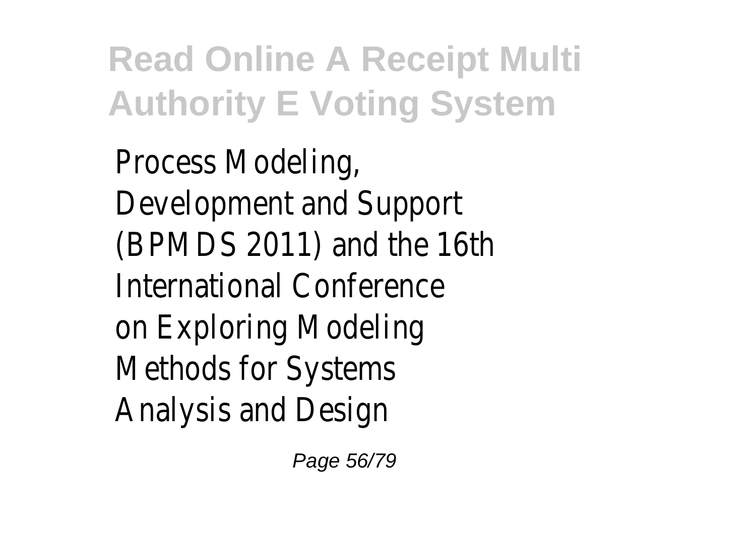Process Modeling, Development and Support (BPMDS 2011) and the 16th International Conference on Exploring Modeling Methods for Systems Analysis and Design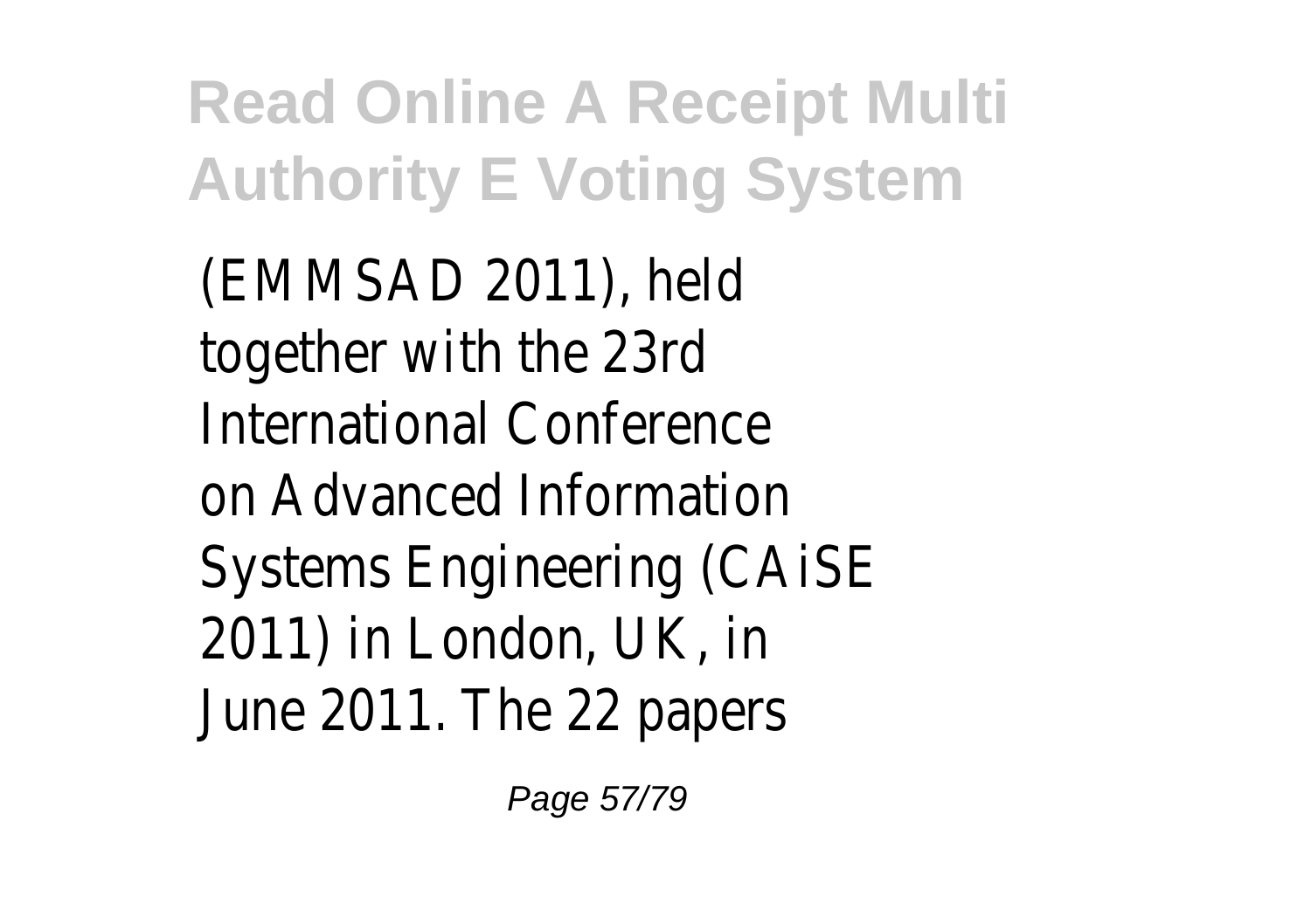(EMMSAD 2011), held together with the 23rd International Conference on Advanced Information Systems Engineering (CAiSE 2011) in London, UK, in June 2011. The 22 papers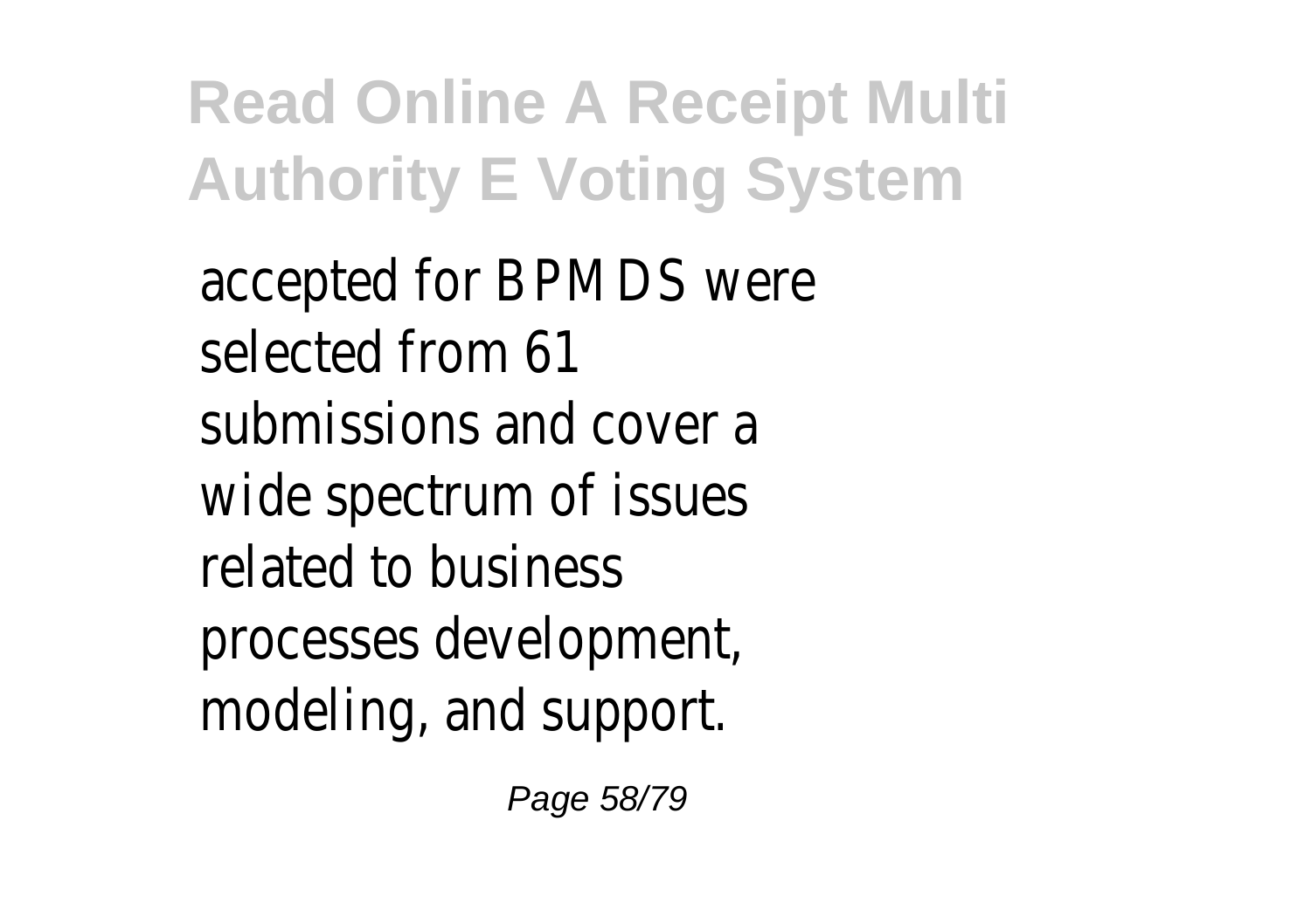accepted for BPMDS were selected from 61 submissions and cover a wide spectrum of issues related to business processes development, modeling, and support.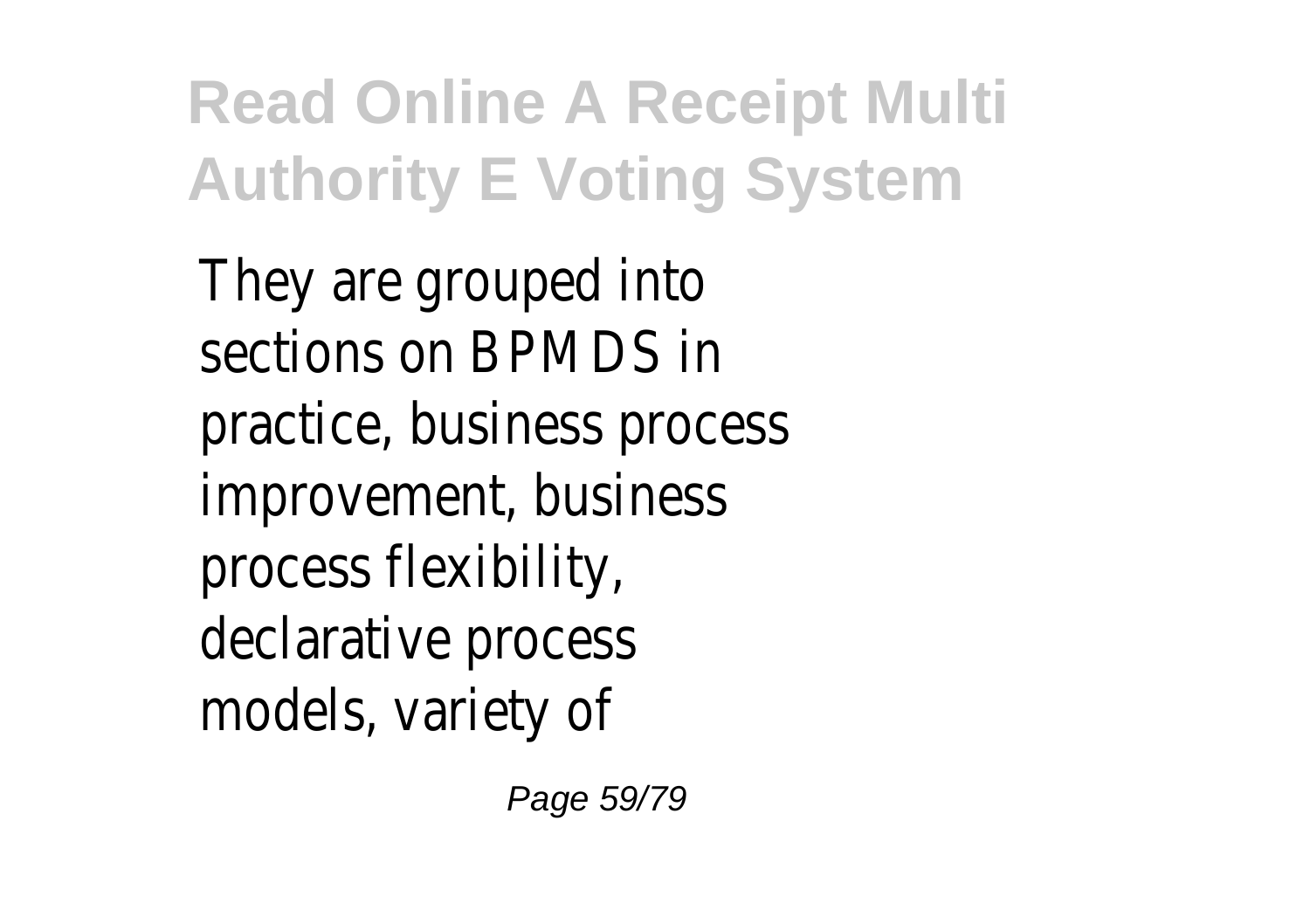They are grouped into sections on BPMDS in practice, business process improvement, business process flexibility, declarative process models, variety of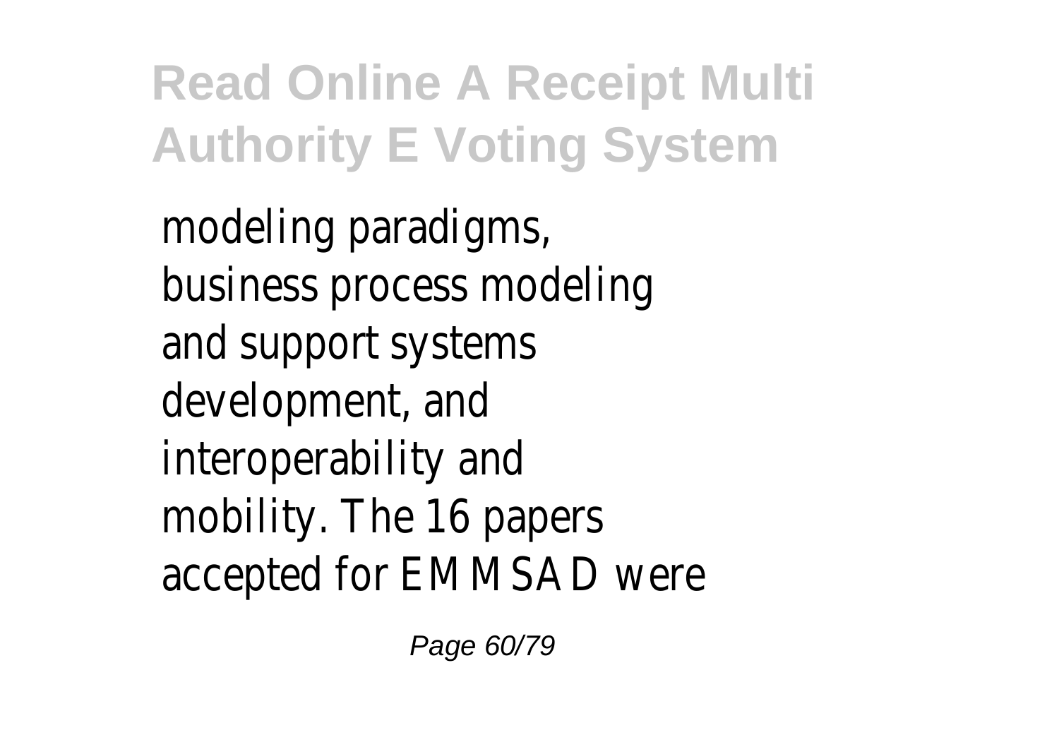modeling paradigms, business process modeling and support systems development, and interoperability and mobility. The 16 papers accepted for EMMSAD were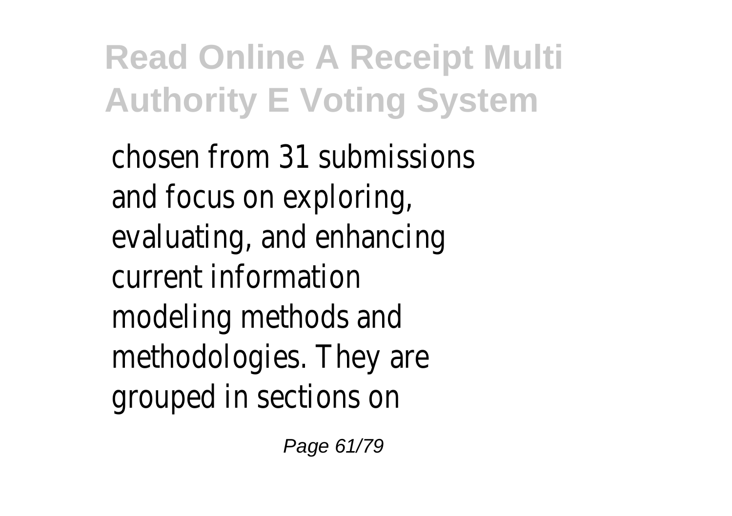chosen from 31 submissions and focus on exploring, evaluating, and enhancing current information modeling methods and methodologies. They are grouped in sections on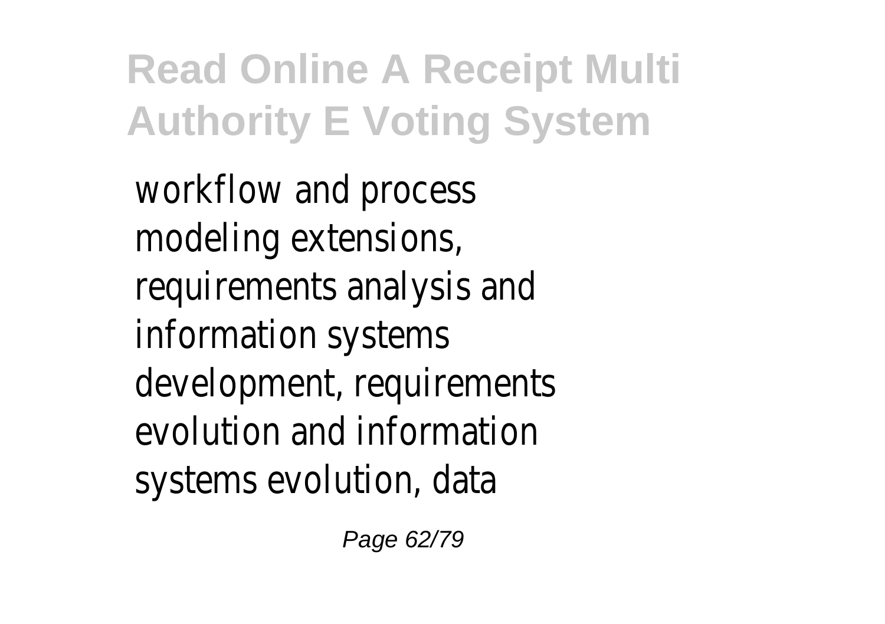workflow and process modeling extensions, requirements analysis and information systems development, requirements evolution and information systems evolution, data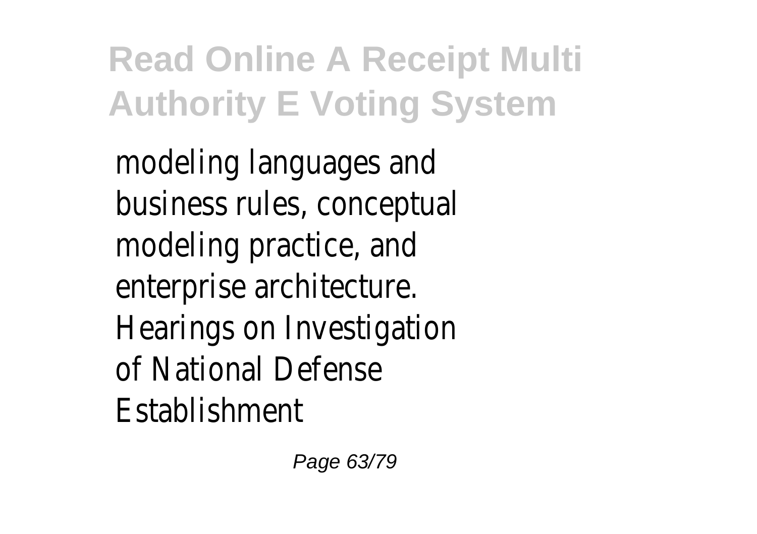modeling languages and business rules, conceptual modeling practice, and enterprise architecture.

Hearings on Investigation of National Defense Establishment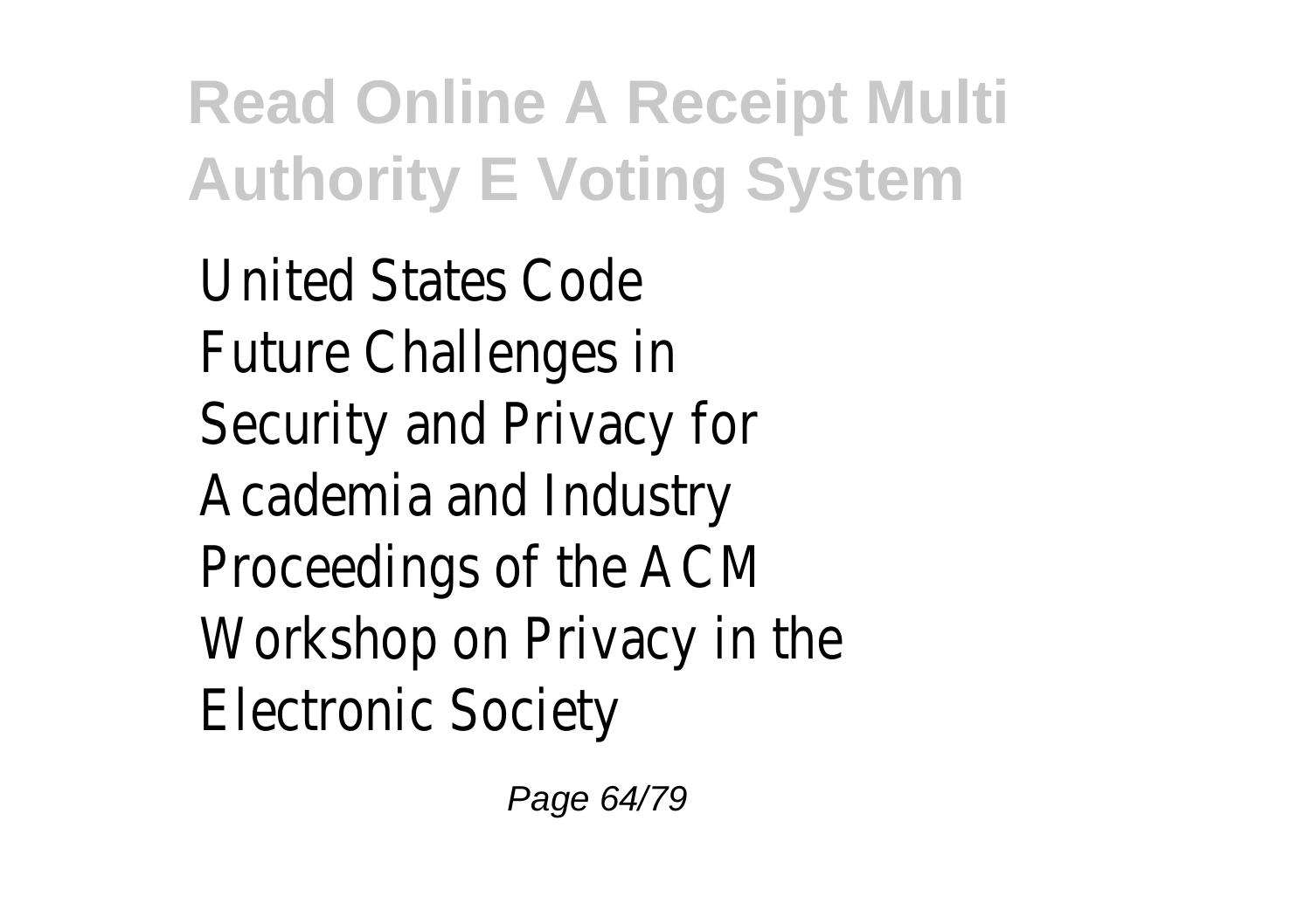United States Code
Future Challenges in
Security and Privacy for
Academia and Industry
Proceedings of the ACM
Workshop on Privacy in the
Electronic Society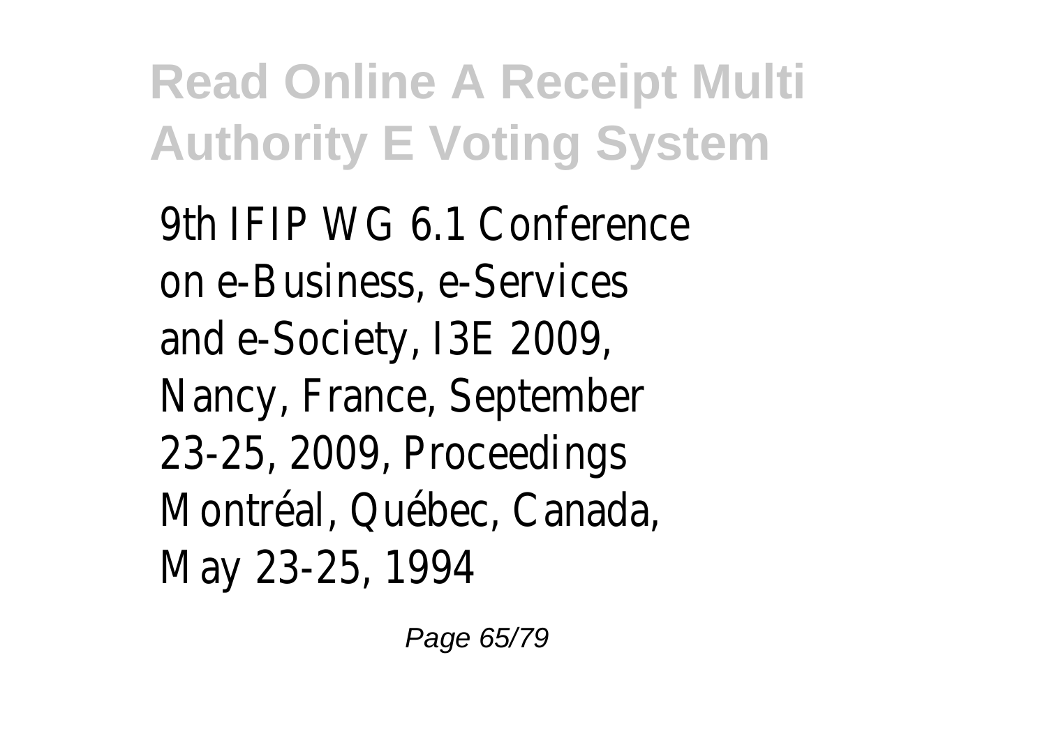9th IFIP WG 6.1 Conference on e-Business, e-Services and e-Society, I3E 2009, Nancy, France, September 23-25, 2009, Proceedings Montréal, Québec, Canada, May 23-25, 1994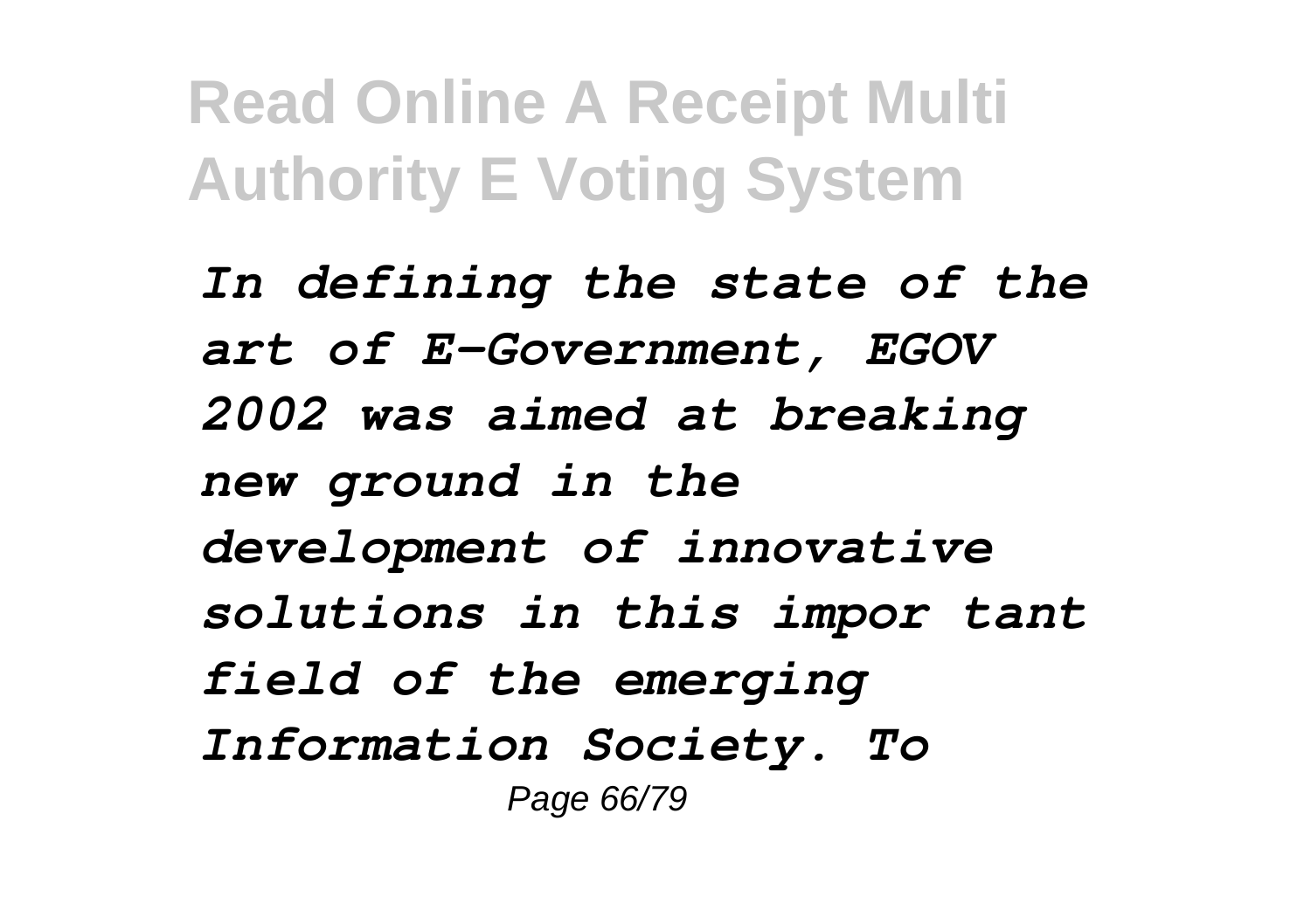*In defining the state of the art of E-Government, EGOV 2002 was aimed at breaking new ground in the development of innovative solutions in this impor tant field of the emerging Information Society. To*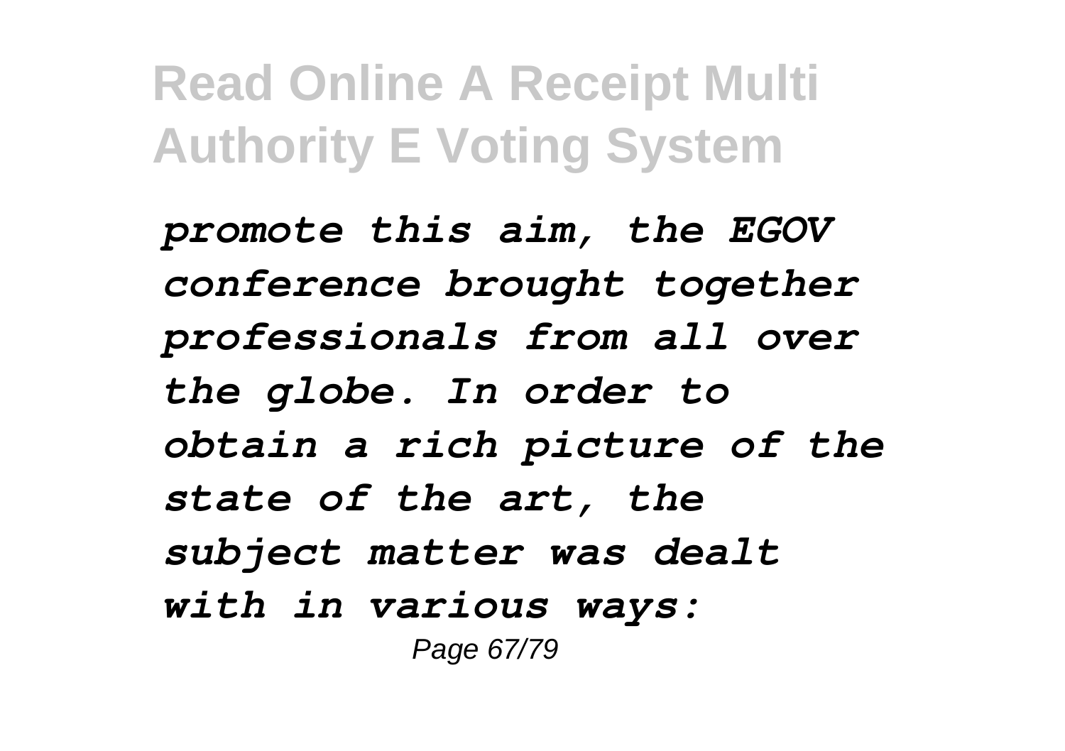*promote this aim, the EGOV conference brought together professionals from all over the globe. In order to obtain a rich picture of the state of the art, the subject matter was dealt with in various ways:*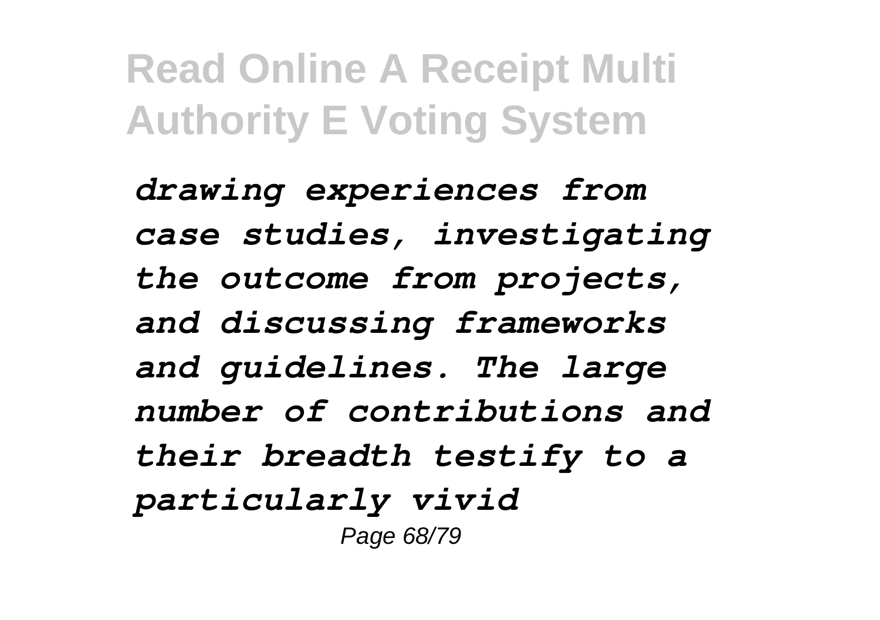*drawing experiences from case studies, investigating the outcome from projects, and discussing frameworks and guidelines. The large number of contributions and their breadth testify to a particularly vivid*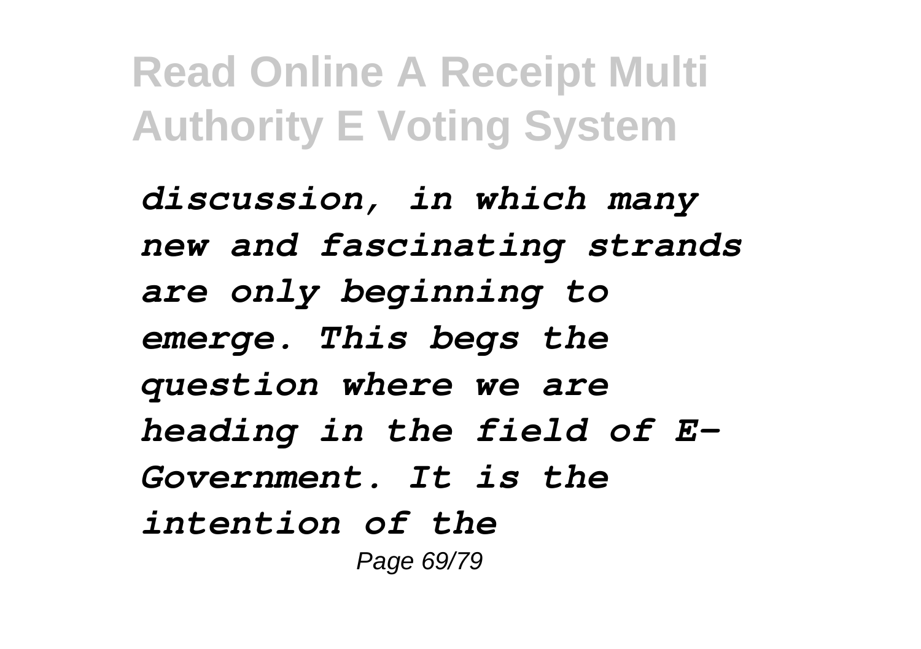*discussion, in which many new and fascinating strands are only beginning to emerge. This begs the question where we are heading in the field of E-Government. It is the intention of the*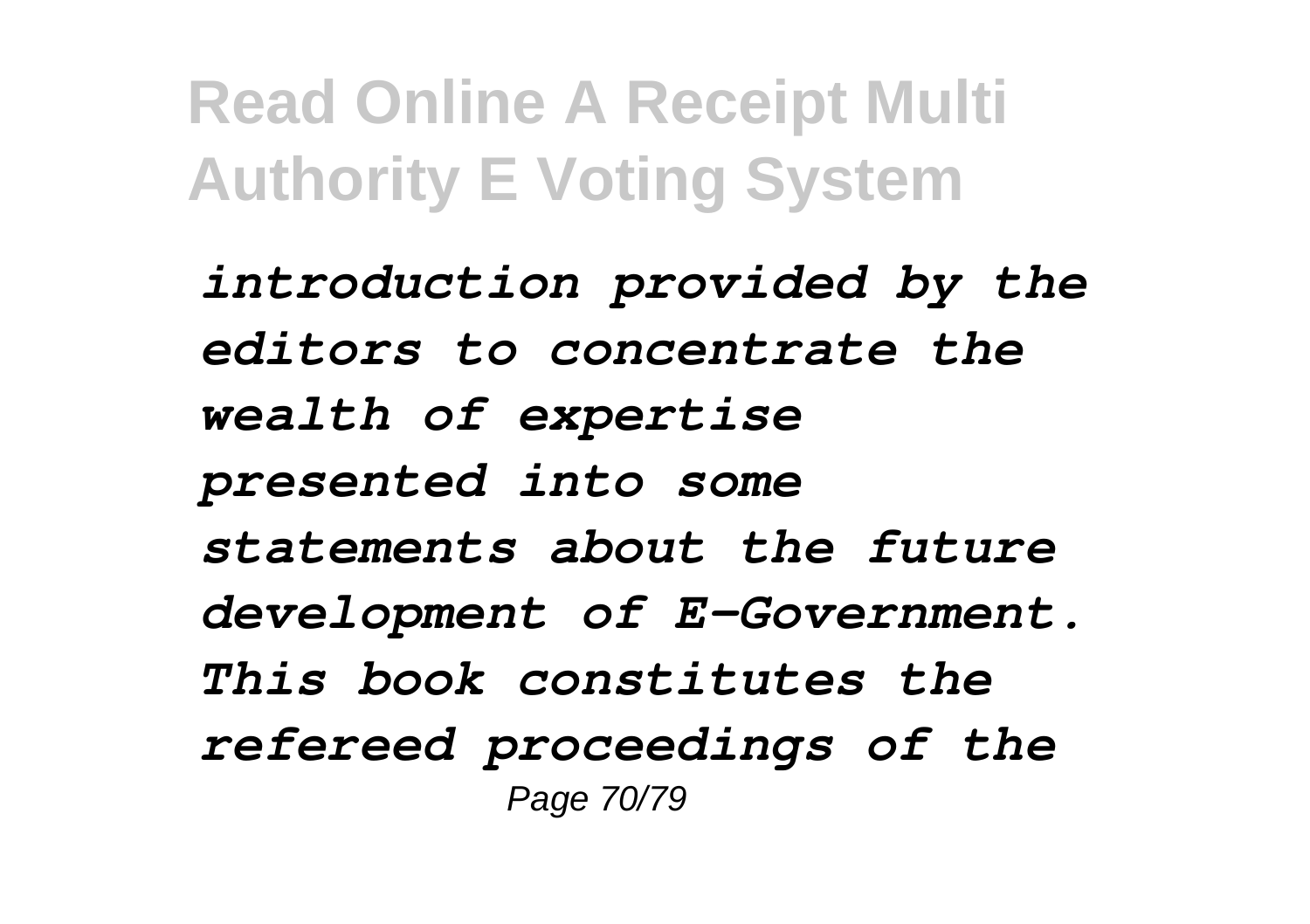*introduction provided by the editors to concentrate the wealth of expertise presented into some statements about the future development of E-Government. This book constitutes the refereed proceedings of the*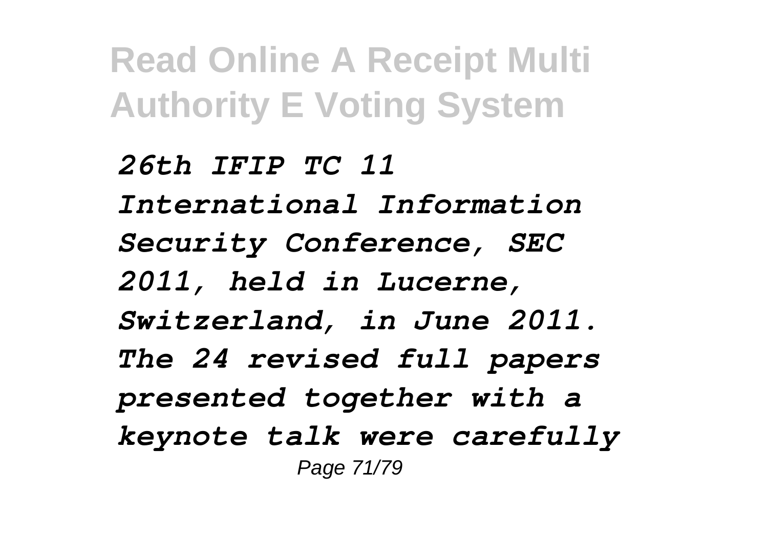*26th IFIP TC 11 International Information Security Conference, SEC 2011, held in Lucerne, Switzerland, in June 2011. The 24 revised full papers presented together with a keynote talk were carefully*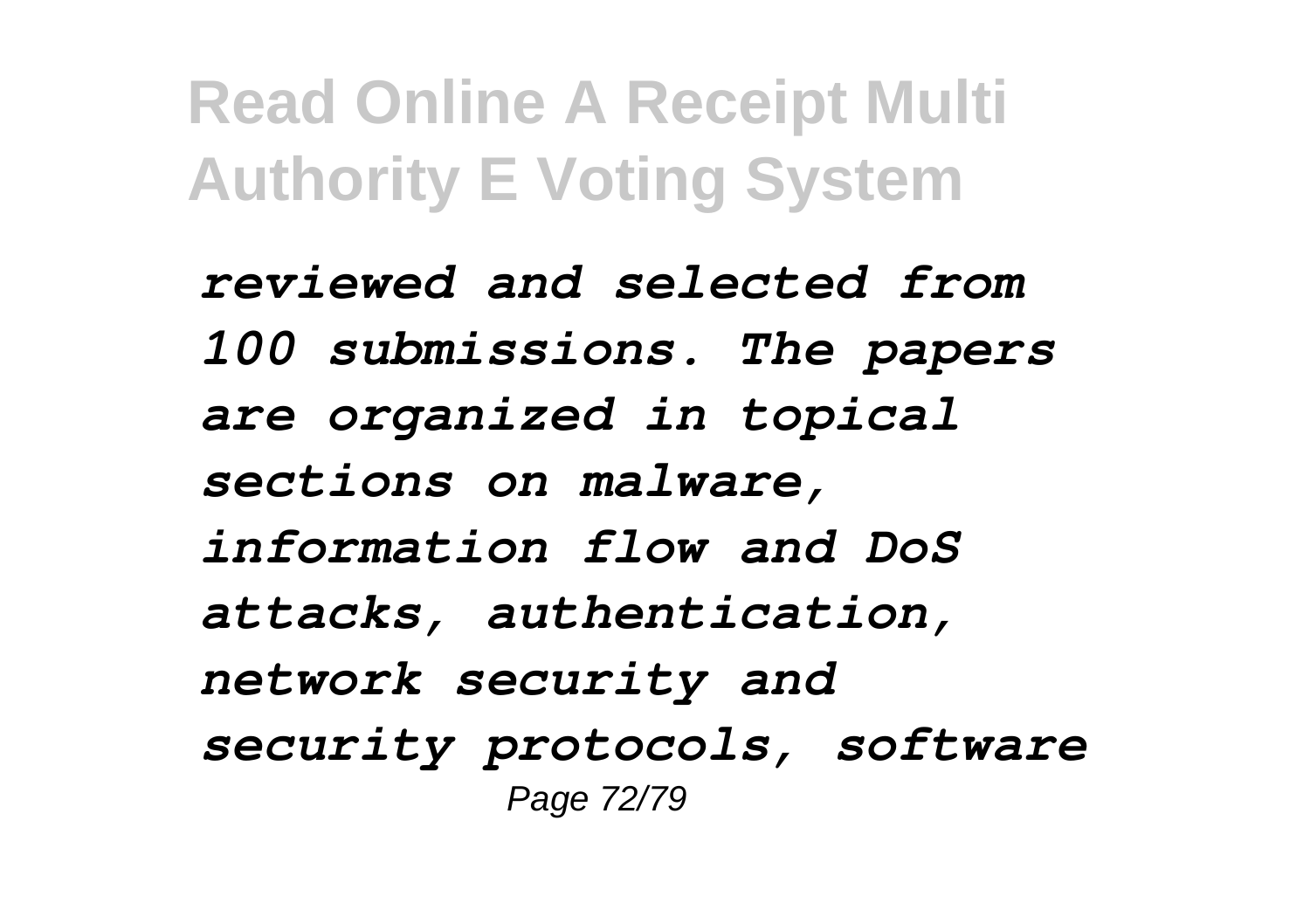*reviewed and selected from 100 submissions. The papers are organized in topical sections on malware, information flow and DoS attacks, authentication, network security and security protocols, software*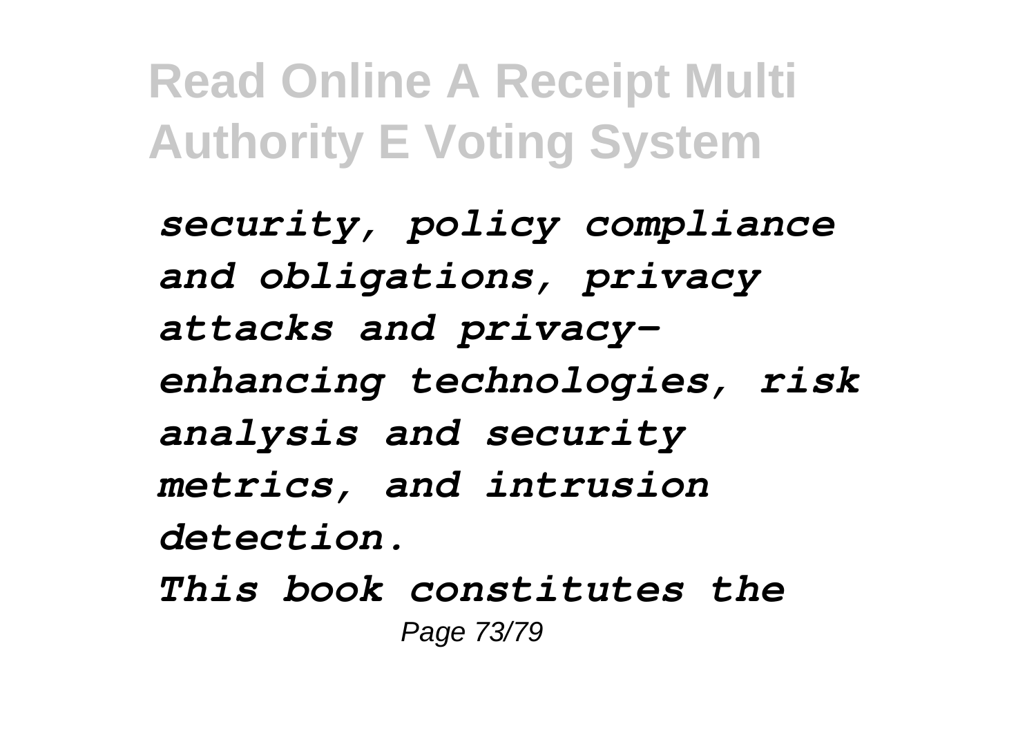*security, policy compliance and obligations, privacy attacks and privacy-enhancing technologies, risk analysis and security metrics, and intrusion detection.*

*This book constitutes the*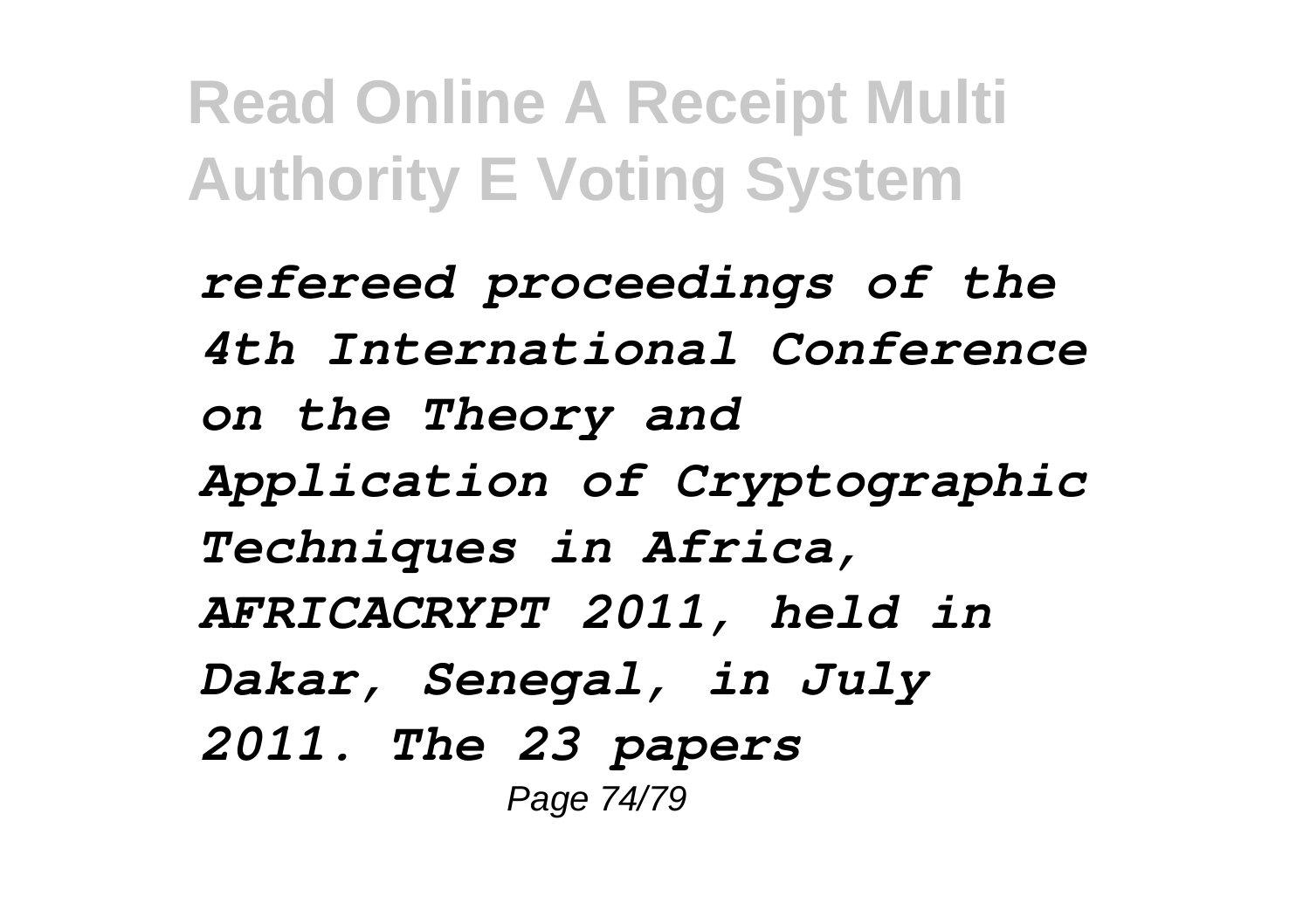*refereed proceedings of the 4th International Conference on the Theory and Application of Cryptographic Techniques in Africa, AFRICACRYPT 2011, held in Dakar, Senegal, in July 2011. The 23 papers*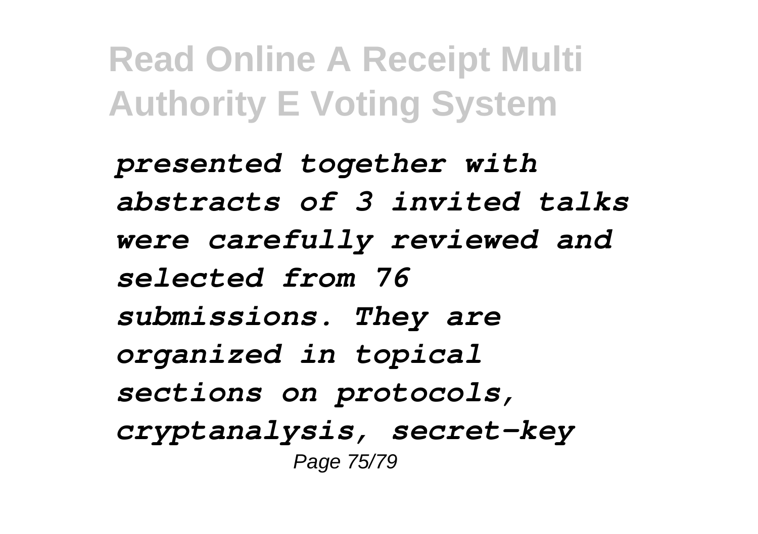*presented together with abstracts of 3 invited talks were carefully reviewed and selected from 76 submissions. They are organized in topical sections on protocols, cryptanalysis, secret-key*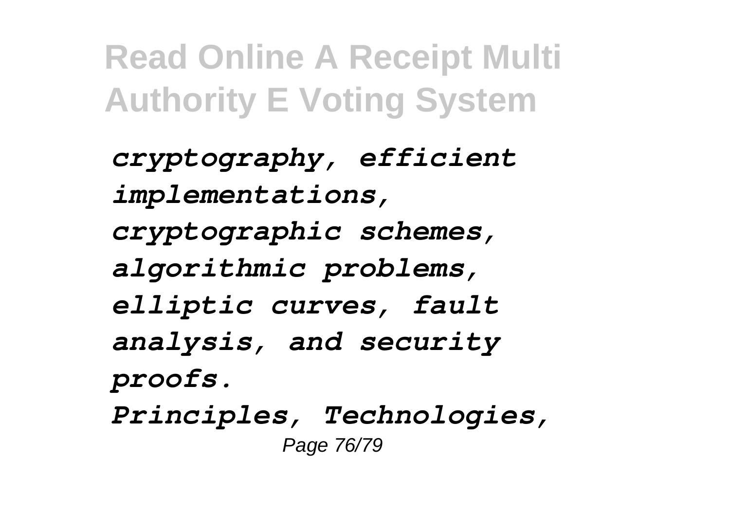*cryptography, efficient implementations, cryptographic schemes, algorithmic problems, elliptic curves, fault analysis, and security proofs.*

*Principles, Technologies,*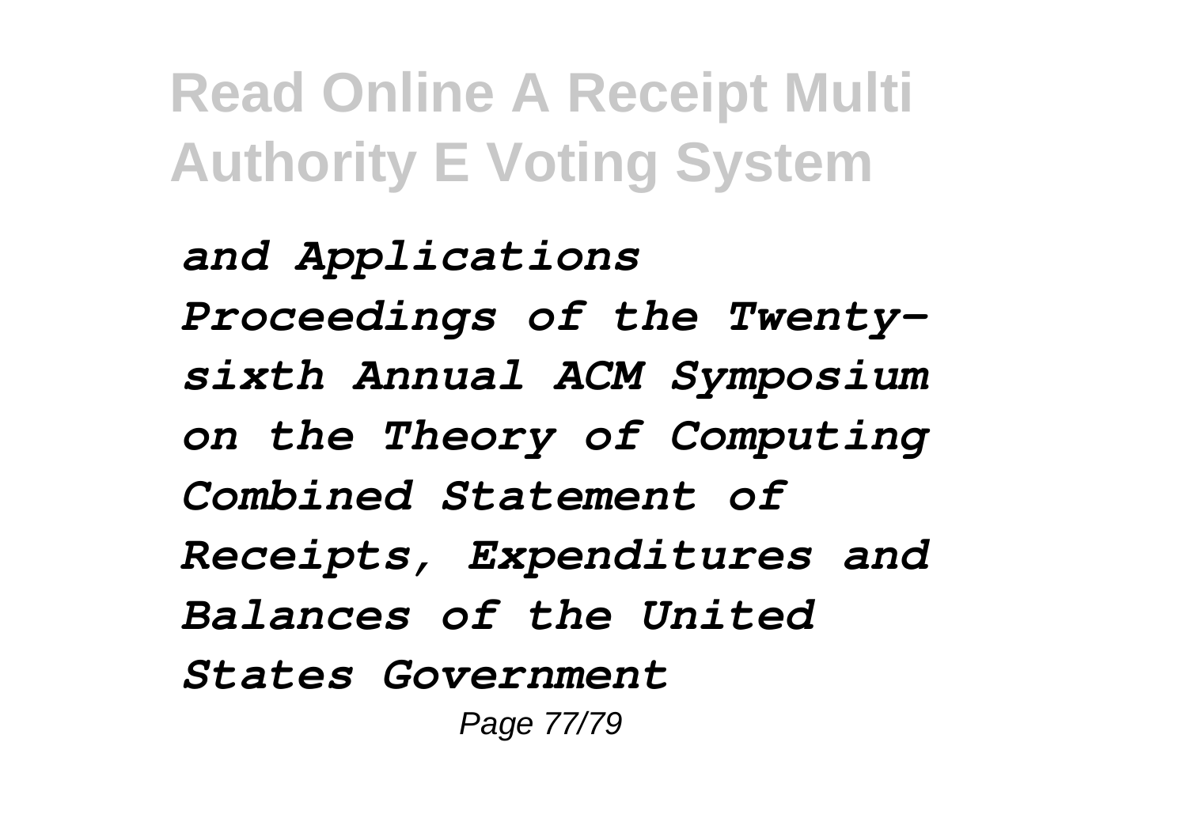*and Applications*
*Proceedings of the Twenty-sixth Annual ACM Symposium on the Theory of Computing*
*Combined Statement of Receipts, Expenditures and Balances of the United States Government*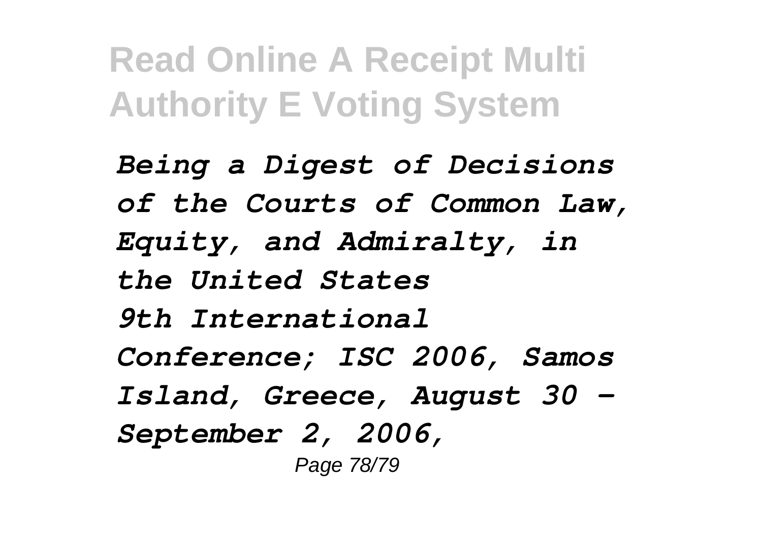*Being a Digest of Decisions of the Courts of Common Law, Equity, and Admiralty, in the United States*

*9th International Conference; ISC 2006, Samos Island, Greece, August 30 - September 2, 2006,*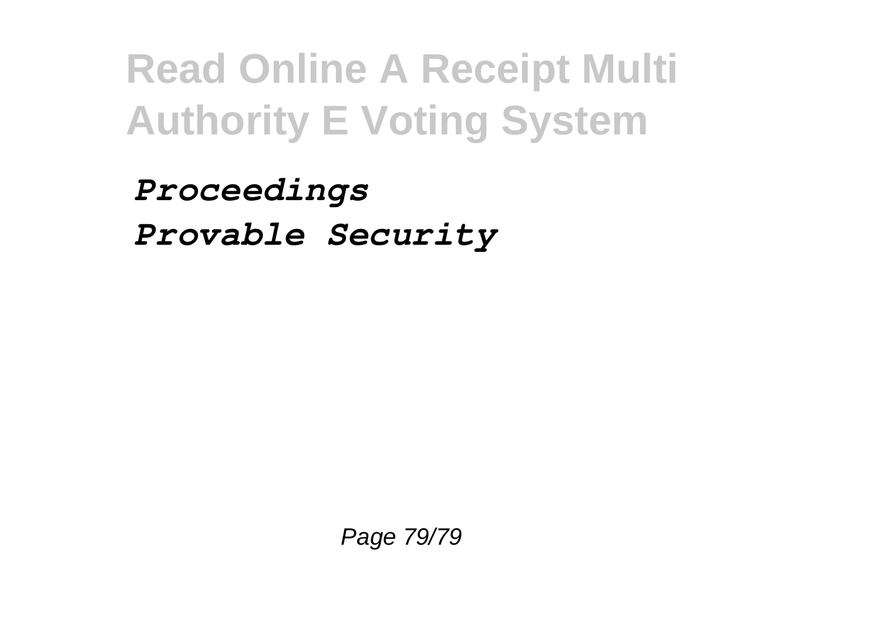***Proceedings***
***Provable Security***